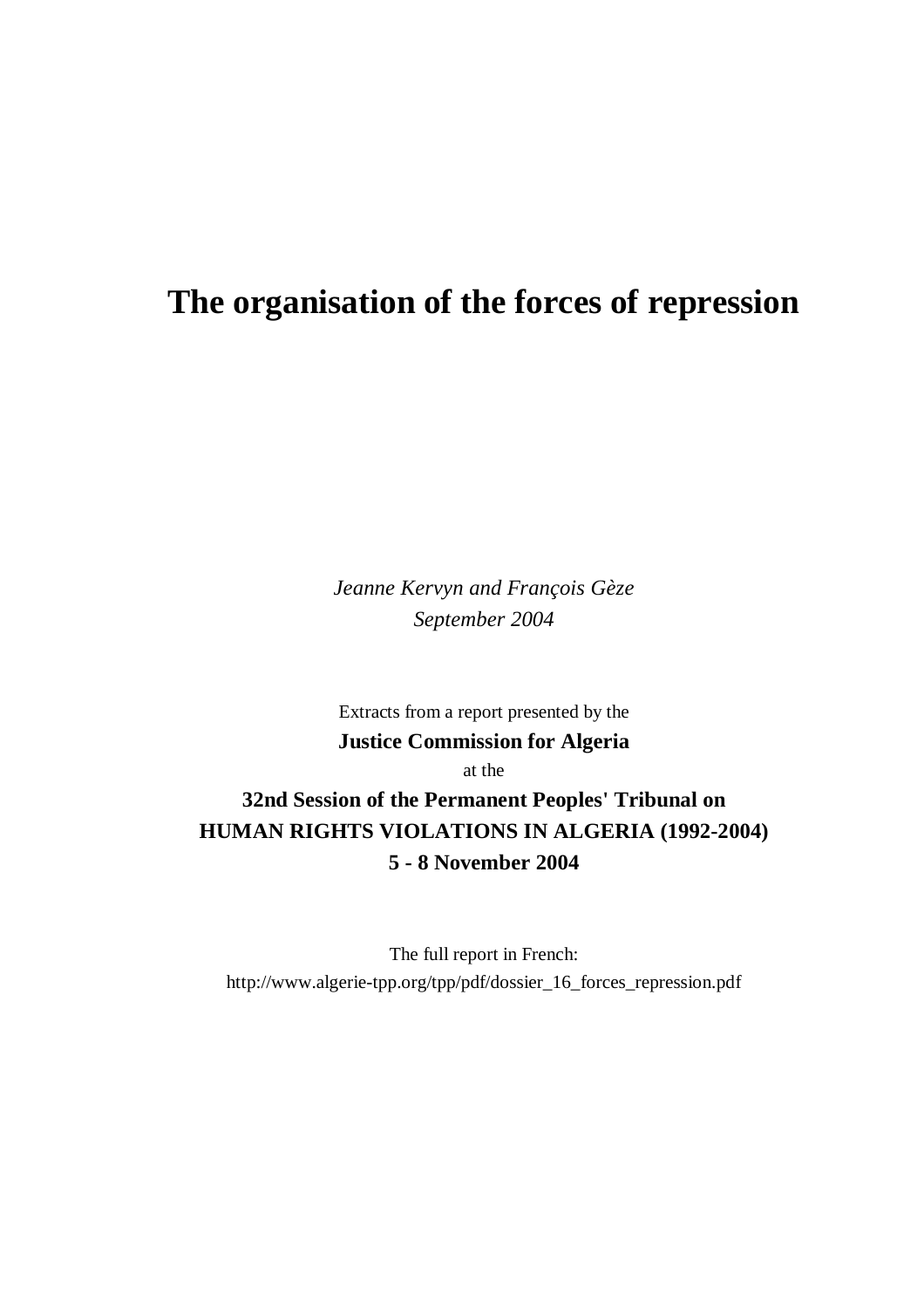# The organisation of the forces of repression

*Jeanne Kervyn and François Gèze*

*September 2004*

Extracts from a report presented by the

**Justice Commission for Algeria**

at the

**32nd Session of the Permanent Peoples' Tribunal on HUMAN RIGHTS VIOLATIONS IN ALGERIA (1992-2004)**

**5 - 8 November 2004**

The full report in French:

http://www.algerie-tpp.org/tpp/pdf/dossier_16_forces_repression.pdf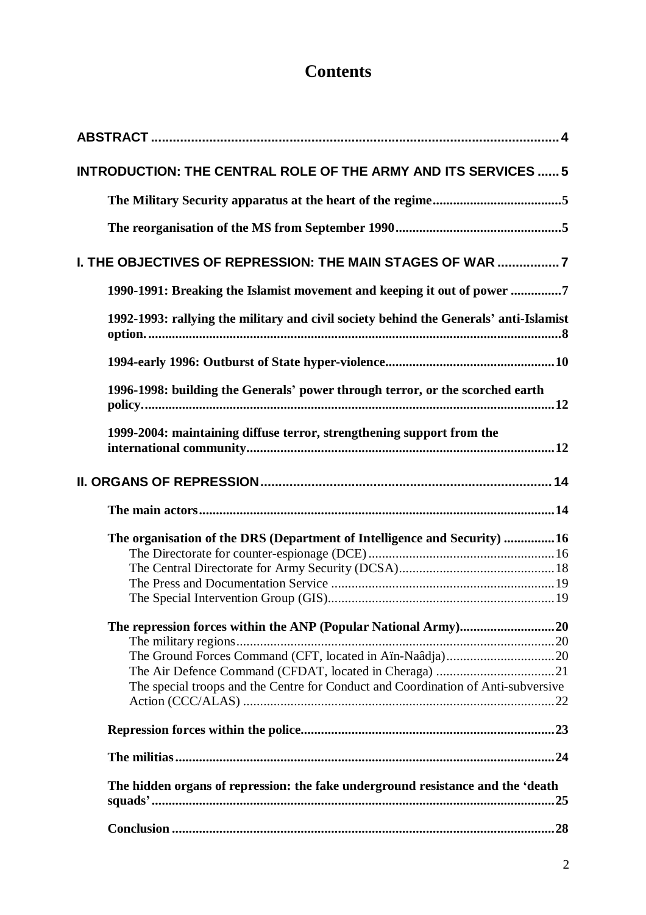# Contents

ABSTRACT .......... 4

INTRODUCTION: THE CENTRAL ROLE OF THE ARMY AND ITS SERVICES .......... 5

- The Military Security apparatus at the heart of the regime .......... 5
- The reorganisation of the MS from September 1990 .......... 5

I. THE OBJECTIVES OF REPRESSION: THE MAIN STAGES OF WAR .......... 7

- 1990-1991: Breaking the Islamist movement and keeping it out of power .......... 7
- 1992-1993: rallying the military and civil society behind the Generals' anti-Islamist option. .......... 8
- 1994-early 1996: Outburst of State hyper-violence .......... 10
- 1996-1998: building the Generals' power through terror, or the scorched earth policy. .......... 12
- 1999-2004: maintaining diffuse terror, strengthening support from the international community .......... 12

II. ORGANS OF REPRESSION .......... 14

- The main actors .......... 14
- The organisation of the DRS (Department of Intelligence and Security) .......... 16
  - The Directorate for counter-espionage (DCE) .......... 16
  - The Central Directorate for Army Security (DCSA) .......... 18
  - The Press and Documentation Service .......... 19
  - The Special Intervention Group (GIS) .......... 19
- The repression forces within the ANP (Popular National Army) .......... 20
  - The military regions .......... 20
  - The Ground Forces Command (CFT, located in Aïn-Naâdja) .......... 20
  - The Air Defence Command (CFDAT, located in Cheraga) .......... 21
  - The special troops and the Centre for Conduct and Coordination of Anti-subversive Action (CCC/ALAS) .......... 22
- Repression forces within the police .......... 23
- The militias .......... 24
- The hidden organs of repression: the fake underground resistance and the 'death squads' .......... 25
- Conclusion .......... 28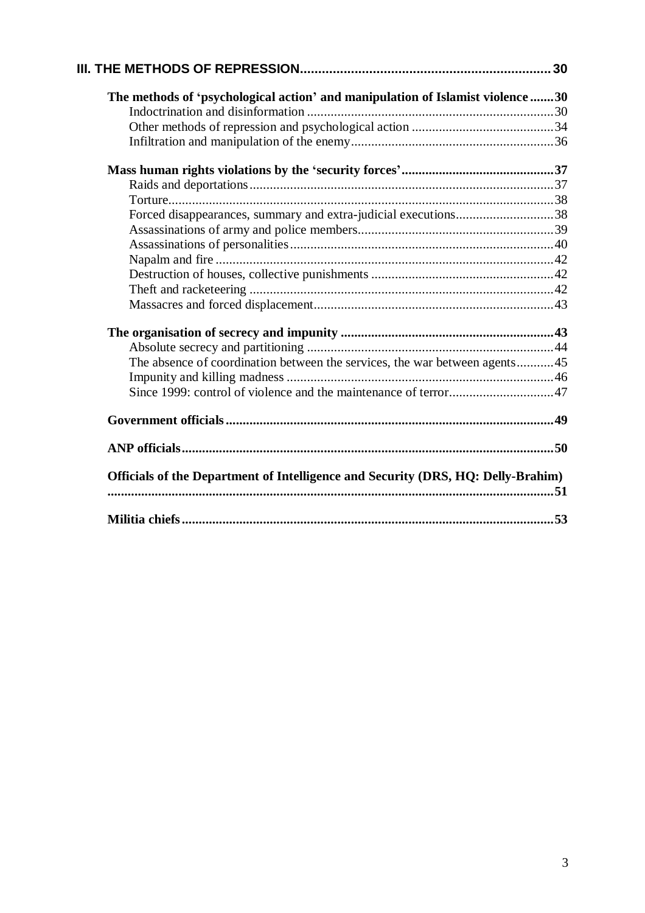**III. THE METHODS OF REPRESSION......................................................................30**

- **The methods of 'psychological action' and manipulation of Islamist violence.......30**
  - Indoctrination and disinformation........................................................................30
  - Other methods of repression and psychological action..........................................34
  - Infiltration and manipulation of the enemy............................................................36
- **Mass human rights violations by the 'security forces'............................................37**
  - Raids and deportations..........................................................................................37
  - Torture...................................................................................................................38
  - Forced disappearances, summary and extra-judicial executions............................38
  - Assassinations of army and police members..........................................................39
  - Assassinations of personalities..............................................................................40
  - Napalm and fire.....................................................................................................42
  - Destruction of houses, collective punishments......................................................42
  - Theft and racketeering..........................................................................................42
  - Massacres and forced displacement.......................................................................43
- **The organisation of secrecy and impunity..............................................................43**
  - Absolute secrecy and partitioning.........................................................................44
  - The absence of coordination between the services, the war between agents...........45
  - Impunity and killing madness...............................................................................46
  - Since 1999: control of violence and the maintenance of terror...............................47
- **Government officials................................................................................................49**
- **ANP officials.............................................................................................................50**
- **Officials of the Department of Intelligence and Security (DRS, HQ: Delly-Brahim) ..................................................................................................................................51**
- **Militia chiefs............................................................................................................53**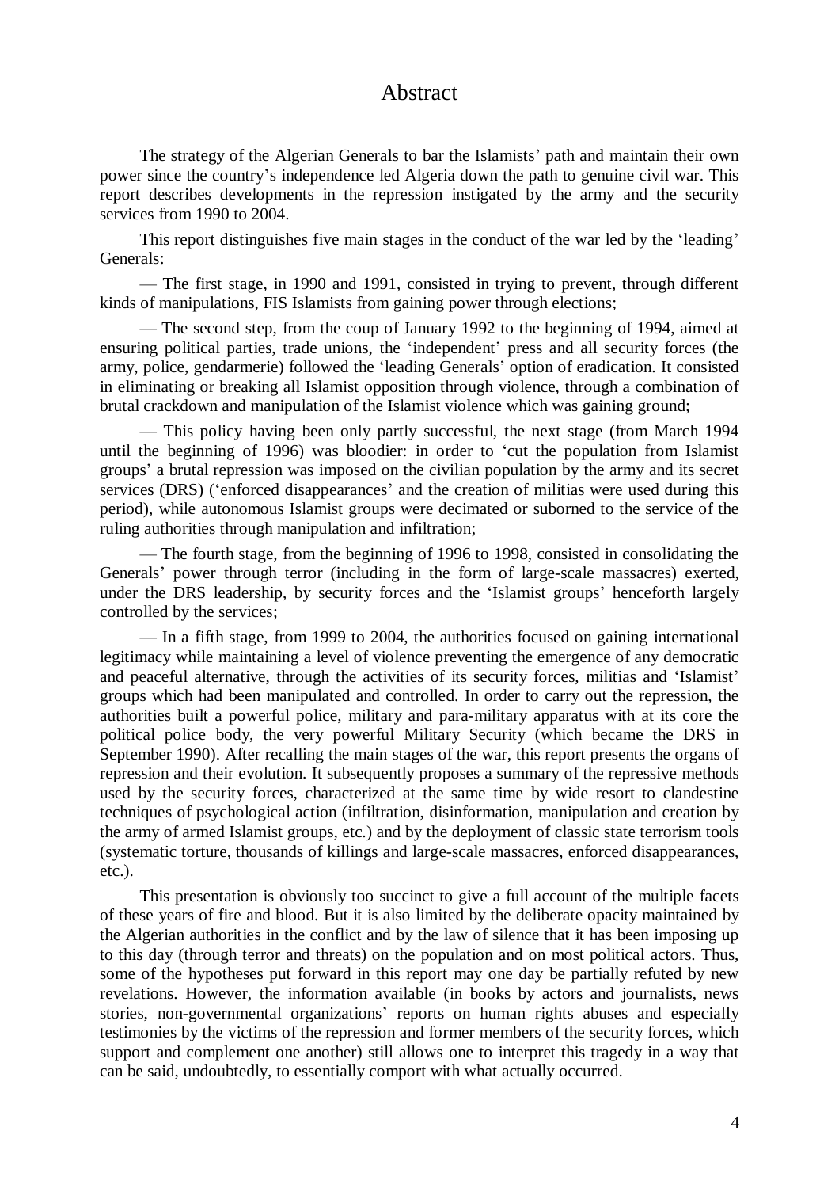# Abstract

The strategy of the Algerian Generals to bar the Islamists' path and maintain their own power since the country's independence led Algeria down the path to genuine civil war. This report describes developments in the repression instigated by the army and the security services from 1990 to 2004.

This report distinguishes five main stages in the conduct of the war led by the 'leading' Generals:

— The first stage, in 1990 and 1991, consisted in trying to prevent, through different kinds of manipulations, FIS Islamists from gaining power through elections;

— The second step, from the coup of January 1992 to the beginning of 1994, aimed at ensuring political parties, trade unions, the 'independent' press and all security forces (the army, police, gendarmerie) followed the 'leading Generals' option of eradication. It consisted in eliminating or breaking all Islamist opposition through violence, through a combination of brutal crackdown and manipulation of the Islamist violence which was gaining ground;

— This policy having been only partly successful, the next stage (from March 1994 until the beginning of 1996) was bloodier: in order to 'cut the population from Islamist groups' a brutal repression was imposed on the civilian population by the army and its secret services (DRS) ('enforced disappearances' and the creation of militias were used during this period), while autonomous Islamist groups were decimated or suborned to the service of the ruling authorities through manipulation and infiltration;

— The fourth stage, from the beginning of 1996 to 1998, consisted in consolidating the Generals' power through terror (including in the form of large-scale massacres) exerted, under the DRS leadership, by security forces and the 'Islamist groups' henceforth largely controlled by the services;

— In a fifth stage, from 1999 to 2004, the authorities focused on gaining international legitimacy while maintaining a level of violence preventing the emergence of any democratic and peaceful alternative, through the activities of its security forces, militias and 'Islamist' groups which had been manipulated and controlled. In order to carry out the repression, the authorities built a powerful police, military and para-military apparatus with at its core the political police body, the very powerful Military Security (which became the DRS in September 1990). After recalling the main stages of the war, this report presents the organs of repression and their evolution. It subsequently proposes a summary of the repressive methods used by the security forces, characterized at the same time by wide resort to clandestine techniques of psychological action (infiltration, disinformation, manipulation and creation by the army of armed Islamist groups, etc.) and by the deployment of classic state terrorism tools (systematic torture, thousands of killings and large-scale massacres, enforced disappearances, etc.).

This presentation is obviously too succinct to give a full account of the multiple facets of these years of fire and blood. But it is also limited by the deliberate opacity maintained by the Algerian authorities in the conflict and by the law of silence that it has been imposing up to this day (through terror and threats) on the population and on most political actors. Thus, some of the hypotheses put forward in this report may one day be partially refuted by new revelations. However, the information available (in books by actors and journalists, news stories, non-governmental organizations' reports on human rights abuses and especially testimonies by the victims of the repression and former members of the security forces, which support and complement one another) still allows one to interpret this tragedy in a way that can be said, undoubtedly, to essentially comport with what actually occurred.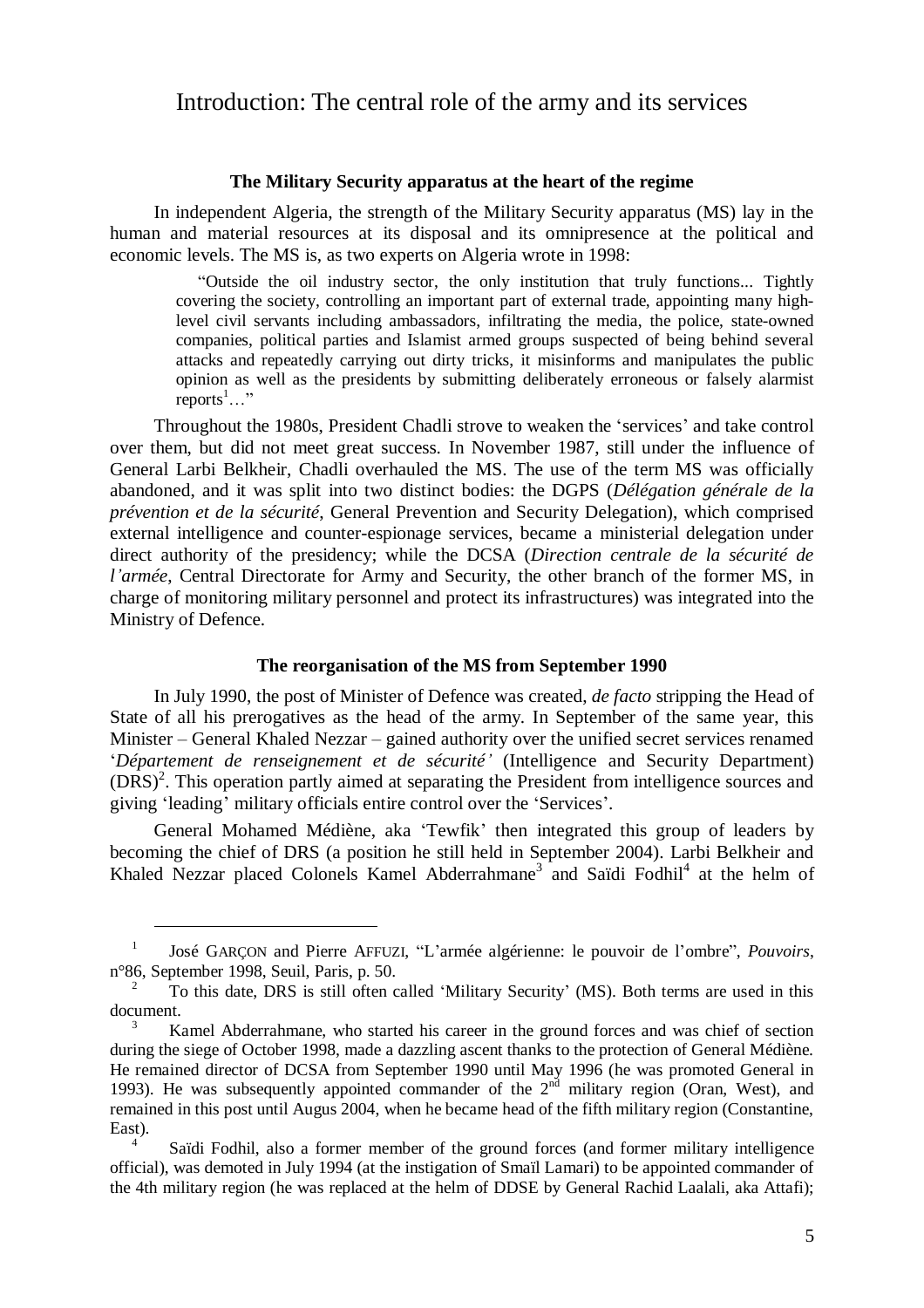# Introduction: The central role of the army and its services

### The Military Security apparatus at the heart of the regime

In independent Algeria, the strength of the Military Security apparatus (MS) lay in the human and material resources at its disposal and its omnipresence at the political and economic levels. The MS is, as two experts on Algeria wrote in 1998:

> "Outside the oil industry sector, the only institution that truly functions... Tightly covering the society, controlling an important part of external trade, appointing many high-level civil servants including ambassadors, infiltrating the media, the police, state-owned companies, political parties and Islamist armed groups suspected of being behind several attacks and repeatedly carrying out dirty tricks, it misinforms and manipulates the public opinion as well as the presidents by submitting deliberately erroneous or falsely alarmist reports[1]…"

Throughout the 1980s, President Chadli strove to weaken the 'services' and take control over them, but did not meet great success. In November 1987, still under the influence of General Larbi Belkheir, Chadli overhauled the MS. The use of the term MS was officially abandoned, and it was split into two distinct bodies: the DGPS (*Délégation générale de la prévention et de la sécurité*, General Prevention and Security Delegation), which comprised external intelligence and counter-espionage services, became a ministerial delegation under direct authority of the presidency; while the DCSA (*Direction centrale de la sécurité de l'armée*, Central Directorate for Army and Security, the other branch of the former MS, in charge of monitoring military personnel and protect its infrastructures) was integrated into the Ministry of Defence.

### The reorganisation of the MS from September 1990

In July 1990, the post of Minister of Defence was created, *de facto* stripping the Head of State of all his prerogatives as the head of the army. In September of the same year, this Minister – General Khaled Nezzar – gained authority over the unified secret services renamed '*Département de renseignement et de sécurité'* (Intelligence and Security Department) (DRS)[2]. This operation partly aimed at separating the President from intelligence sources and giving 'leading' military officials entire control over the 'Services'.

General Mohamed Médiène, aka 'Tewfik' then integrated this group of leaders by becoming the chief of DRS (a position he still held in September 2004). Larbi Belkheir and Khaled Nezzar placed Colonels Kamel Abderrahmane[3] and Saïdi Fodhil[4] at the helm of

---

[1] José Garçon and Pierre Affuzi, "L'armée algérienne: le pouvoir de l'ombre", *Pouvoirs*, n°86, September 1998, Seuil, Paris, p. 50.

[2] To this date, DRS is still often called 'Military Security' (MS). Both terms are used in this document.

[3] Kamel Abderrahmane, who started his career in the ground forces and was chief of section during the siege of October 1998, made a dazzling ascent thanks to the protection of General Médiène. He remained director of DCSA from September 1990 until May 1996 (he was promoted General in 1993). He was subsequently appointed commander of the 2nd military region (Oran, West), and remained in this post until Augus 2004, when he became head of the fifth military region (Constantine, East).

[4] Saïdi Fodhil, also a former member of the ground forces (and former military intelligence official), was demoted in July 1994 (at the instigation of Smaïl Lamari) to be appointed commander of the 4th military region (he was replaced at the helm of DDSE by General Rachid Laalali, aka Attafi);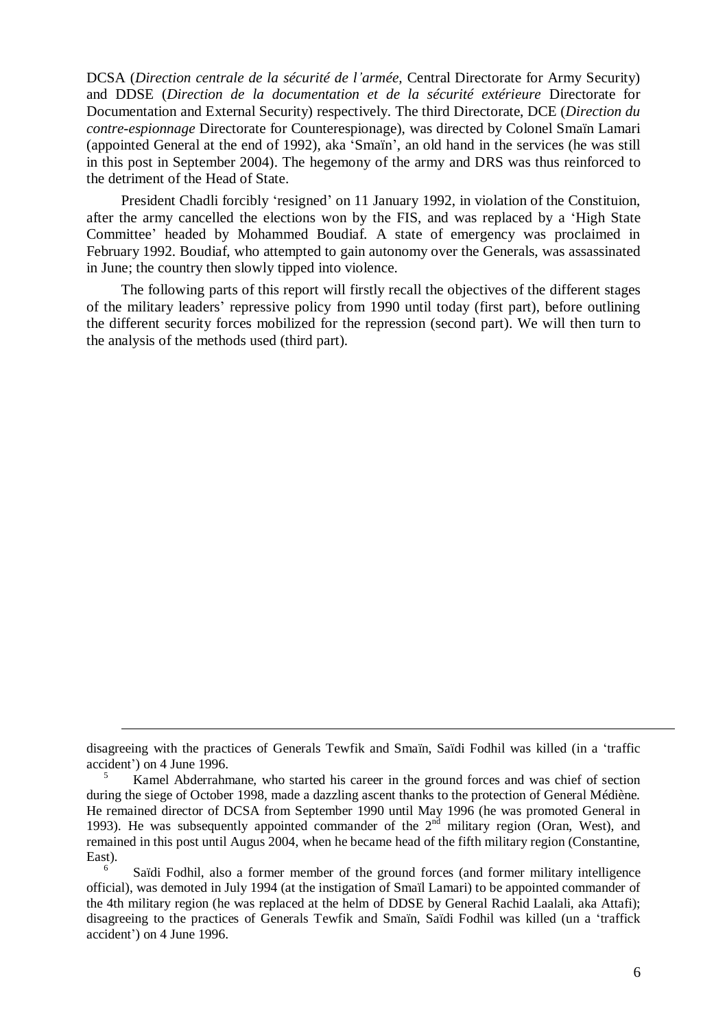DCSA (*Direction centrale de la sécurité de l'armée,* Central Directorate for Army Security) and DDSE (*Direction de la documentation et de la sécurité extérieure* Directorate for Documentation and External Security) respectively. The third Directorate, DCE (*Direction du contre-espionnage* Directorate for Counterespionage), was directed by Colonel Smaïn Lamari (appointed General at the end of 1992), aka 'Smaïn', an old hand in the services (he was still in this post in September 2004). The hegemony of the army and DRS was thus reinforced to the detriment of the Head of State.

President Chadli forcibly 'resigned' on 11 January 1992, in violation of the Constituion, after the army cancelled the elections won by the FIS, and was replaced by a 'High State Committee' headed by Mohammed Boudiaf. A state of emergency was proclaimed in February 1992. Boudiaf, who attempted to gain autonomy over the Generals, was assassinated in June; the country then slowly tipped into violence.

The following parts of this report will firstly recall the objectives of the different stages of the military leaders' repressive policy from 1990 until today (first part), before outlining the different security forces mobilized for the repression (second part). We will then turn to the analysis of the methods used (third part).

---

disagreeing with the practices of Generals Tewfik and Smaïn, Saïdi Fodhil was killed (in a 'traffic accident') on 4 June 1996.

[5] Kamel Abderrahmane, who started his career in the ground forces and was chief of section during the siege of October 1998, made a dazzling ascent thanks to the protection of General Médiène. He remained director of DCSA from September 1990 until May 1996 (he was promoted General in 1993). He was subsequently appointed commander of the 2nd military region (Oran, West), and remained in this post until Augus 2004, when he became head of the fifth military region (Constantine, East).

[6] Saïdi Fodhil, also a former member of the ground forces (and former military intelligence official), was demoted in July 1994 (at the instigation of Smaïl Lamari) to be appointed commander of the 4th military region (he was replaced at the helm of DDSE by General Rachid Laalali, aka Attafi); disagreeing to the practices of Generals Tewfik and Smaïn, Saïdi Fodhil was killed (un a 'traffick accident') on 4 June 1996.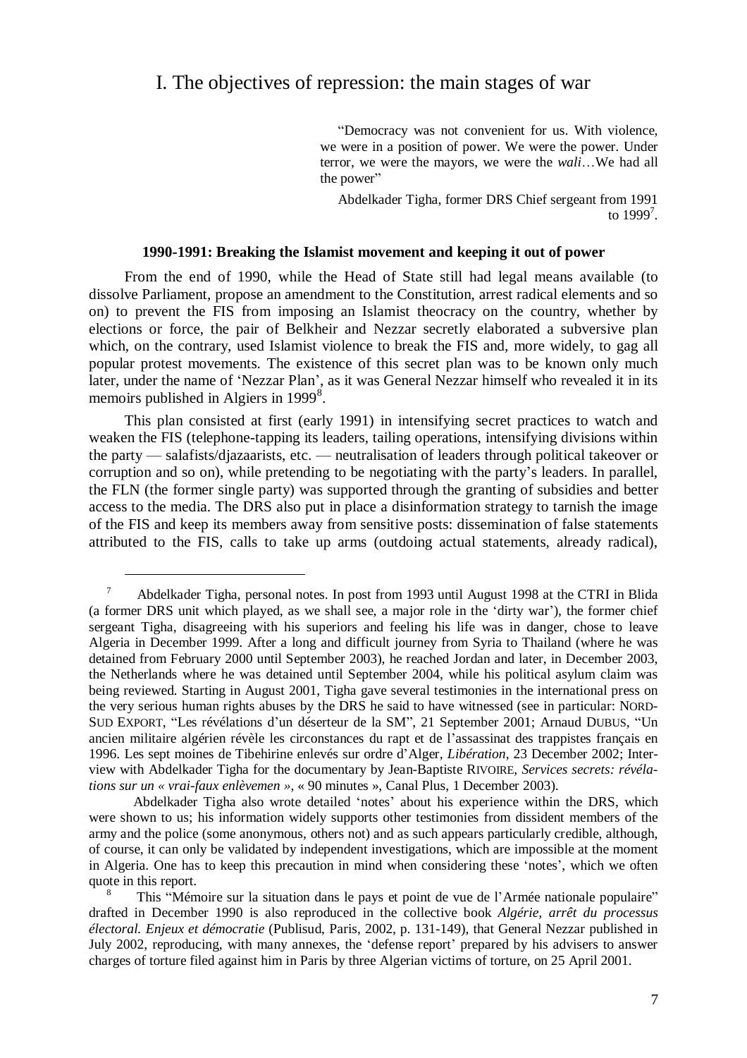# I. The objectives of repression: the main stages of war

> "Democracy was not convenient for us. With violence, we were in a position of power. We were the power. Under terror, we were the mayors, we were the *wali*…We had all the power"
>
> Abdelkader Tigha, former DRS Chief sergeant from 1991 to 1999[7].

### 1990-1991: Breaking the Islamist movement and keeping it out of power

From the end of 1990, while the Head of State still had legal means available (to dissolve Parliament, propose an amendment to the Constitution, arrest radical elements and so on) to prevent the FIS from imposing an Islamist theocracy on the country, whether by elections or force, the pair of Belkheir and Nezzar secretly elaborated a subversive plan which, on the contrary, used Islamist violence to break the FIS and, more widely, to gag all popular protest movements. The existence of this secret plan was to be known only much later, under the name of 'Nezzar Plan', as it was General Nezzar himself who revealed it in its memoirs published in Algiers in 1999[8].

This plan consisted at first (early 1991) in intensifying secret practices to watch and weaken the FIS (telephone-tapping its leaders, tailing operations, intensifying divisions within the party — salafists/djazaarists, etc. — neutralisation of leaders through political takeover or corruption and so on), while pretending to be negotiating with the party's leaders. In parallel, the FLN (the former single party) was supported through the granting of subsidies and better access to the media. The DRS also put in place a disinformation strategy to tarnish the image of the FIS and keep its members away from sensitive posts: dissemination of false statements attributed to the FIS, calls to take up arms (outdoing actual statements, already radical),

---

[7] Abdelkader Tigha, personal notes. In post from 1993 until August 1998 at the CTRI in Blida (a former DRS unit which played, as we shall see, a major role in the 'dirty war'), the former chief sergeant Tigha, disagreeing with his superiors and feeling his life was in danger, chose to leave Algeria in December 1999. After a long and difficult journey from Syria to Thailand (where he was detained from February 2000 until September 2003), he reached Jordan and later, in December 2003, the Netherlands where he was detained until September 2004, while his political asylum claim was being reviewed. Starting in August 2001, Tigha gave several testimonies in the international press on the very serious human rights abuses by the DRS he said to have witnessed (see in particular: NORD-SUD EXPORT, "Les révélations d'un déserteur de la SM", 21 September 2001; Arnaud DUBUS, "Un ancien militaire algérien révèle les circonstances du rapt et de l'assassinat des trappistes français en 1996. Les sept moines de Tibehirine enlevés sur ordre d'Alger, *Libération*, 23 December 2002; Interview with Abdelkader Tigha for the documentary by Jean-Baptiste RIVOIRE, *Services secrets: révélations sur un « vrai-faux enlèvemen »*, « 90 minutes », Canal Plus, 1 December 2003).

Abdelkader Tigha also wrote detailed 'notes' about his experience within the DRS, which were shown to us; his information widely supports other testimonies from dissident members of the army and the police (some anonymous, others not) and as such appears particularly credible, although, of course, it can only be validated by independent investigations, which are impossible at the moment in Algeria. One has to keep this precaution in mind when considering these 'notes', which we often quote in this report.

[8] This "Mémoire sur la situation dans le pays et point de vue de l'Armée nationale populaire" drafted in December 1990 is also reproduced in the collective book *Algérie, arrêt du processus électoral. Enjeux et démocratie* (Publisud, Paris, 2002, p. 131-149), that General Nezzar published in July 2002, reproducing, with many annexes, the 'defense report' prepared by his advisers to answer charges of torture filed against him in Paris by three Algerian victims of torture, on 25 April 2001.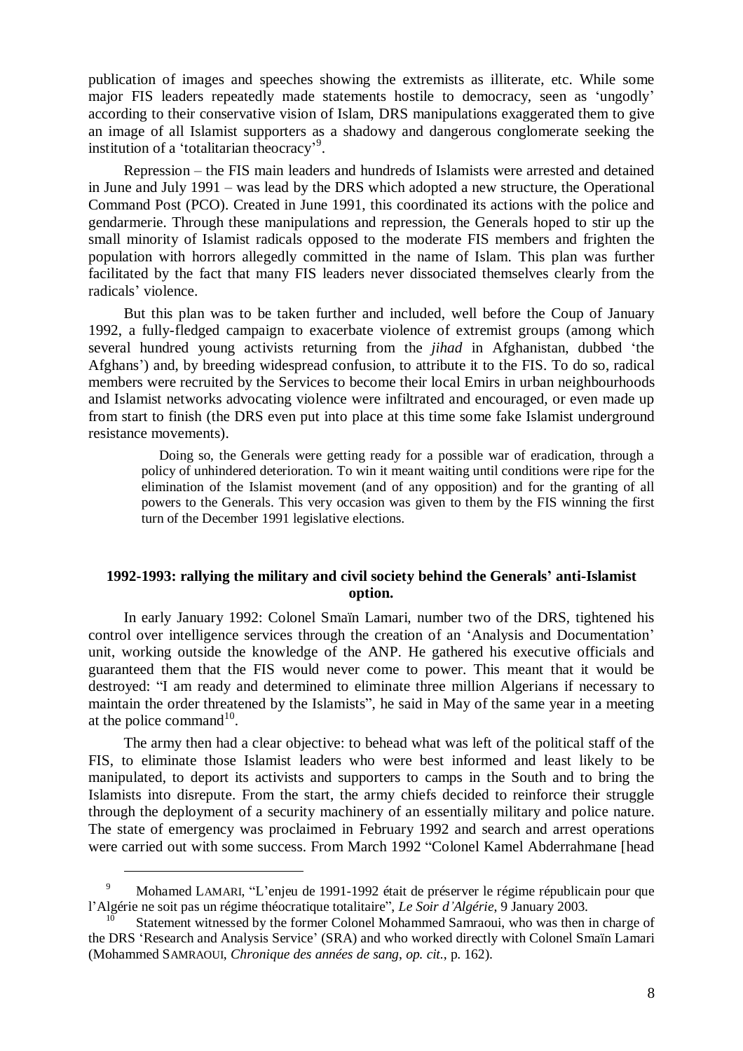publication of images and speeches showing the extremists as illiterate, etc. While some major FIS leaders repeatedly made statements hostile to democracy, seen as 'ungodly' according to their conservative vision of Islam, DRS manipulations exaggerated them to give an image of all Islamist supporters as a shadowy and dangerous conglomerate seeking the institution of a 'totalitarian theocracy'[9].

Repression – the FIS main leaders and hundreds of Islamists were arrested and detained in June and July 1991 – was lead by the DRS which adopted a new structure, the Operational Command Post (PCO). Created in June 1991, this coordinated its actions with the police and gendarmerie. Through these manipulations and repression, the Generals hoped to stir up the small minority of Islamist radicals opposed to the moderate FIS members and frighten the population with horrors allegedly committed in the name of Islam. This plan was further facilitated by the fact that many FIS leaders never dissociated themselves clearly from the radicals' violence.

But this plan was to be taken further and included, well before the Coup of January 1992, a fully-fledged campaign to exacerbate violence of extremist groups (among which several hundred young activists returning from the *jihad* in Afghanistan, dubbed 'the Afghans') and, by breeding widespread confusion, to attribute it to the FIS. To do so, radical members were recruited by the Services to become their local Emirs in urban neighbourhoods and Islamist networks advocating violence were infiltrated and encouraged, or even made up from start to finish (the DRS even put into place at this time some fake Islamist underground resistance movements).

> Doing so, the Generals were getting ready for a possible war of eradication, through a policy of unhindered deterioration. To win it meant waiting until conditions were ripe for the elimination of the Islamist movement (and of any opposition) and for the granting of all powers to the Generals. This very occasion was given to them by the FIS winning the first turn of the December 1991 legislative elections.

## 1992-1993: rallying the military and civil society behind the Generals' anti-Islamist option.

In early January 1992: Colonel Smaïn Lamari, number two of the DRS, tightened his control over intelligence services through the creation of an 'Analysis and Documentation' unit, working outside the knowledge of the ANP. He gathered his executive officials and guaranteed them that the FIS would never come to power. This meant that it would be destroyed: "I am ready and determined to eliminate three million Algerians if necessary to maintain the order threatened by the Islamists", he said in May of the same year in a meeting at the police command[10].

The army then had a clear objective: to behead what was left of the political staff of the FIS, to eliminate those Islamist leaders who were best informed and least likely to be manipulated, to deport its activists and supporters to camps in the South and to bring the Islamists into disrepute. From the start, the army chiefs decided to reinforce their struggle through the deployment of a security machinery of an essentially military and police nature. The state of emergency was proclaimed in February 1992 and search and arrest operations were carried out with some success. From March 1992 "Colonel Kamel Abderrahmane [head

---

[9] Mohamed LAMARI, "L'enjeu de 1991-1992 était de préserver le régime républicain pour que l'Algérie ne soit pas un régime théocratique totalitaire", *Le Soir d'Algérie*, 9 January 2003.

[10] Statement witnessed by the former Colonel Mohammed Samraoui, who was then in charge of the DRS 'Research and Analysis Service' (SRA) and who worked directly with Colonel Smaïn Lamari (Mohammed SAMRAOUI, *Chronique des années de sang*, *op. cit.*, p. 162).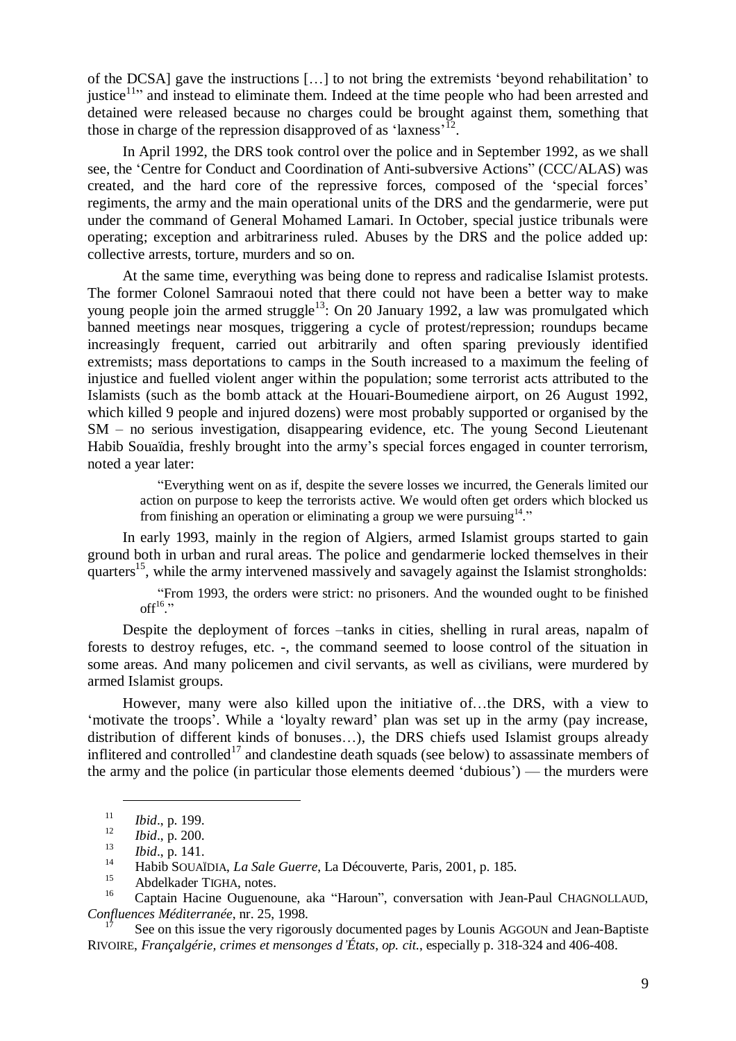of the DCSA] gave the instructions […] to not bring the extremists 'beyond rehabilitation' to justice[11]" and instead to eliminate them. Indeed at the time people who had been arrested and detained were released because no charges could be brought against them, something that those in charge of the repression disapproved of as 'laxness'[12].

In April 1992, the DRS took control over the police and in September 1992, as we shall see, the 'Centre for Conduct and Coordination of Anti-subversive Actions" (CCC/ALAS) was created, and the hard core of the repressive forces, composed of the 'special forces' regiments, the army and the main operational units of the DRS and the gendarmerie, were put under the command of General Mohamed Lamari. In October, special justice tribunals were operating; exception and arbitrariness ruled. Abuses by the DRS and the police added up: collective arrests, torture, murders and so on.

At the same time, everything was being done to repress and radicalise Islamist protests. The former Colonel Samraoui noted that there could not have been a better way to make young people join the armed struggle[13]: On 20 January 1992, a law was promulgated which banned meetings near mosques, triggering a cycle of protest/repression; roundups became increasingly frequent, carried out arbitrarily and often sparing previously identified extremists; mass deportations to camps in the South increased to a maximum the feeling of injustice and fuelled violent anger within the population; some terrorist acts attributed to the Islamists (such as the bomb attack at the Houari-Boumediene airport, on 26 August 1992, which killed 9 people and injured dozens) were most probably supported or organised by the SM – no serious investigation, disappearing evidence, etc. The young Second Lieutenant Habib Souaïdia, freshly brought into the army's special forces engaged in counter terrorism, noted a year later:

> "Everything went on as if, despite the severe losses we incurred, the Generals limited our action on purpose to keep the terrorists active. We would often get orders which blocked us from finishing an operation or eliminating a group we were pursuing[14]."

In early 1993, mainly in the region of Algiers, armed Islamist groups started to gain ground both in urban and rural areas. The police and gendarmerie locked themselves in their quarters[15], while the army intervened massively and savagely against the Islamist strongholds:

> "From 1993, the orders were strict: no prisoners. And the wounded ought to be finished off[16]."

Despite the deployment of forces –tanks in cities, shelling in rural areas, napalm of forests to destroy refuges, etc. -, the command seemed to loose control of the situation in some areas. And many policemen and civil servants, as well as civilians, were murdered by armed Islamist groups.

However, many were also killed upon the initiative of…the DRS, with a view to 'motivate the troops'. While a 'loyalty reward' plan was set up in the army (pay increase, distribution of different kinds of bonuses…), the DRS chiefs used Islamist groups already inflitered and controlled[17] and clandestine death squads (see below) to assassinate members of the army and the police (in particular those elements deemed 'dubious') — the murders were

---

[11] *Ibid*., p. 199.

[12] *Ibid*., p. 200.

[13] *Ibid*., p. 141.

[14] Habib SOUAÏDIA, *La Sale Guerre*, La Découverte, Paris, 2001, p. 185.

[15] Abdelkader TIGHA, notes.

[16] Captain Hacine Ouguenoune, aka "Haroun", conversation with Jean-Paul CHAGNOLLAUD, *Confluences Méditerranée*, nr. 25, 1998.

[17] See on this issue the very rigorously documented pages by Lounis AGGOUN and Jean-Baptiste RIVOIRE, *Françalgérie, crimes et mensonges d'États*, *op. cit.*, especially p. 318-324 and 406-408.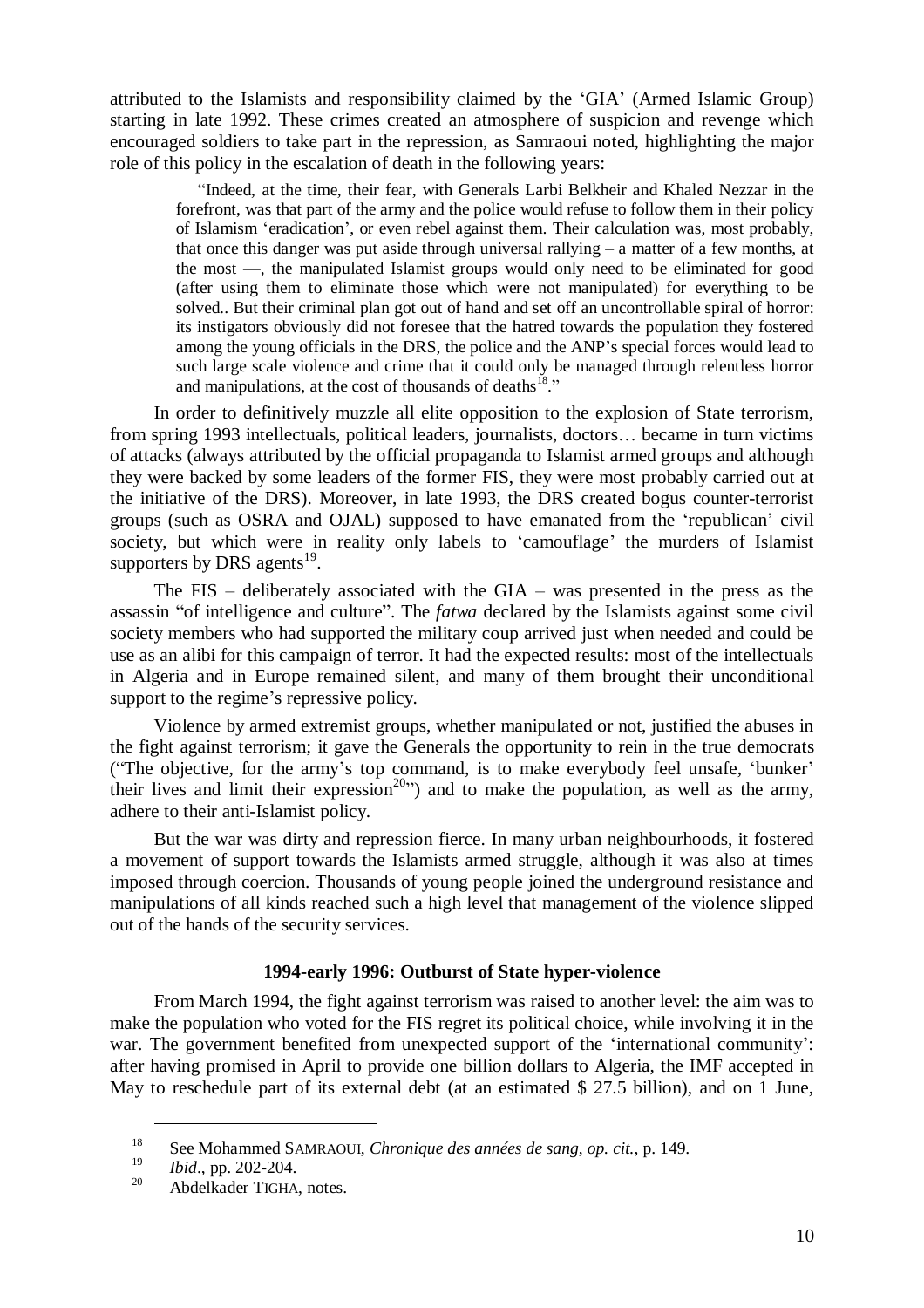attributed to the Islamists and responsibility claimed by the 'GIA' (Armed Islamic Group) starting in late 1992. These crimes created an atmosphere of suspicion and revenge which encouraged soldiers to take part in the repression, as Samraoui noted, highlighting the major role of this policy in the escalation of death in the following years:

> "Indeed, at the time, their fear, with Generals Larbi Belkheir and Khaled Nezzar in the forefront, was that part of the army and the police would refuse to follow them in their policy of Islamism 'eradication', or even rebel against them. Their calculation was, most probably, that once this danger was put aside through universal rallying – a matter of a few months, at the most —, the manipulated Islamist groups would only need to be eliminated for good (after using them to eliminate those which were not manipulated) for everything to be solved.. But their criminal plan got out of hand and set off an uncontrollable spiral of horror: its instigators obviously did not foresee that the hatred towards the population they fostered among the young officials in the DRS, the police and the ANP's special forces would lead to such large scale violence and crime that it could only be managed through relentless horror and manipulations, at the cost of thousands of deaths[18]."

In order to definitively muzzle all elite opposition to the explosion of State terrorism, from spring 1993 intellectuals, political leaders, journalists, doctors… became in turn victims of attacks (always attributed by the official propaganda to Islamist armed groups and although they were backed by some leaders of the former FIS, they were most probably carried out at the initiative of the DRS). Moreover, in late 1993, the DRS created bogus counter-terrorist groups (such as OSRA and OJAL) supposed to have emanated from the 'republican' civil society, but which were in reality only labels to 'camouflage' the murders of Islamist supporters by DRS agents[19].

The FIS – deliberately associated with the GIA – was presented in the press as the assassin "of intelligence and culture". The *fatwa* declared by the Islamists against some civil society members who had supported the military coup arrived just when needed and could be use as an alibi for this campaign of terror. It had the expected results: most of the intellectuals in Algeria and in Europe remained silent, and many of them brought their unconditional support to the regime's repressive policy.

Violence by armed extremist groups, whether manipulated or not, justified the abuses in the fight against terrorism; it gave the Generals the opportunity to rein in the true democrats ("The objective, for the army's top command, is to make everybody feel unsafe, 'bunker' their lives and limit their expression[20]") and to make the population, as well as the army, adhere to their anti-Islamist policy.

But the war was dirty and repression fierce. In many urban neighbourhoods, it fostered a movement of support towards the Islamists armed struggle, although it was also at times imposed through coercion. Thousands of young people joined the underground resistance and manipulations of all kinds reached such a high level that management of the violence slipped out of the hands of the security services.

### 1994-early 1996: Outburst of State hyper-violence

From March 1994, the fight against terrorism was raised to another level: the aim was to make the population who voted for the FIS regret its political choice, while involving it in the war. The government benefited from unexpected support of the 'international community': after having promised in April to provide one billion dollars to Algeria, the IMF accepted in May to reschedule part of its external debt (at an estimated $ 27.5 billion), and on 1 June,

---

[18] See Mohammed SAMRAOUI, *Chronique des années de sang*, *op. cit.*, p. 149.

[19] *Ibid*., pp. 202-204.

[20] Abdelkader TIGHA, notes.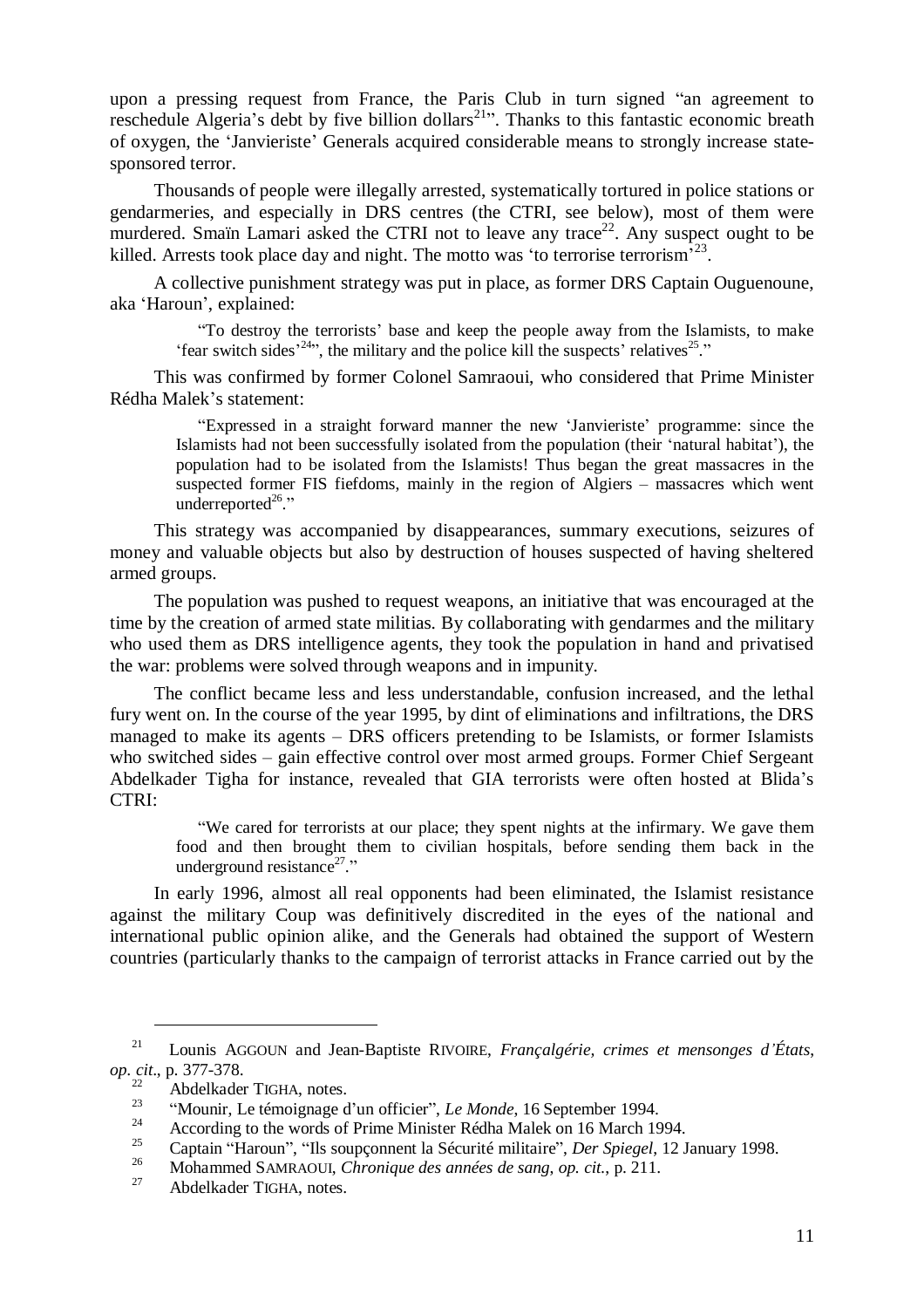upon a pressing request from France, the Paris Club in turn signed "an agreement to reschedule Algeria's debt by five billion dollars[21]". Thanks to this fantastic economic breath of oxygen, the 'Janvieriste' Generals acquired considerable means to strongly increase state-sponsored terror.

Thousands of people were illegally arrested, systematically tortured in police stations or gendarmeries, and especially in DRS centres (the CTRI, see below), most of them were murdered. Smaïn Lamari asked the CTRI not to leave any trace[22]. Any suspect ought to be killed. Arrests took place day and night. The motto was 'to terrorise terrorism'[23].

A collective punishment strategy was put in place, as former DRS Captain Ouguenoune, aka 'Haroun', explained:

> "To destroy the terrorists' base and keep the people away from the Islamists, to make 'fear switch sides'[24]", the military and the police kill the suspects' relatives[25]."

This was confirmed by former Colonel Samraoui, who considered that Prime Minister Rédha Malek's statement:

> "Expressed in a straight forward manner the new 'Janvieriste' programme: since the Islamists had not been successfully isolated from the population (their 'natural habitat'), the population had to be isolated from the Islamists! Thus began the great massacres in the suspected former FIS fiefdoms, mainly in the region of Algiers – massacres which went underreported[26]."

This strategy was accompanied by disappearances, summary executions, seizures of money and valuable objects but also by destruction of houses suspected of having sheltered armed groups.

The population was pushed to request weapons, an initiative that was encouraged at the time by the creation of armed state militias. By collaborating with gendarmes and the military who used them as DRS intelligence agents, they took the population in hand and privatised the war: problems were solved through weapons and in impunity.

The conflict became less and less understandable, confusion increased, and the lethal fury went on. In the course of the year 1995, by dint of eliminations and infiltrations, the DRS managed to make its agents – DRS officers pretending to be Islamists, or former Islamists who switched sides – gain effective control over most armed groups. Former Chief Sergeant Abdelkader Tigha for instance, revealed that GIA terrorists were often hosted at Blida's CTRI:

> "We cared for terrorists at our place; they spent nights at the infirmary. We gave them food and then brought them to civilian hospitals, before sending them back in the underground resistance[27]."

In early 1996, almost all real opponents had been eliminated, the Islamist resistance against the military Coup was definitively discredited in the eyes of the national and international public opinion alike, and the Generals had obtained the support of Western countries (particularly thanks to the campaign of terrorist attacks in France carried out by the

---

[21] Lounis AGGOUN and Jean-Baptiste RIVOIRE, *Françalgérie, crimes et mensonges d'États*, *op. cit*., p. 377-378.

[22] Abdelkader TIGHA, notes.

[23] "Mounir, Le témoignage d'un officier", *Le Monde*, 16 September 1994.

[24] According to the words of Prime Minister Rédha Malek on 16 March 1994.

[25] Captain "Haroun", "Ils soupçonnent la Sécurité militaire", *Der Spiegel*, 12 January 1998.

[26] Mohammed SAMRAOUI, *Chronique des années de sang*, *op. cit.*, p. 211.

[27] Abdelkader TIGHA, notes.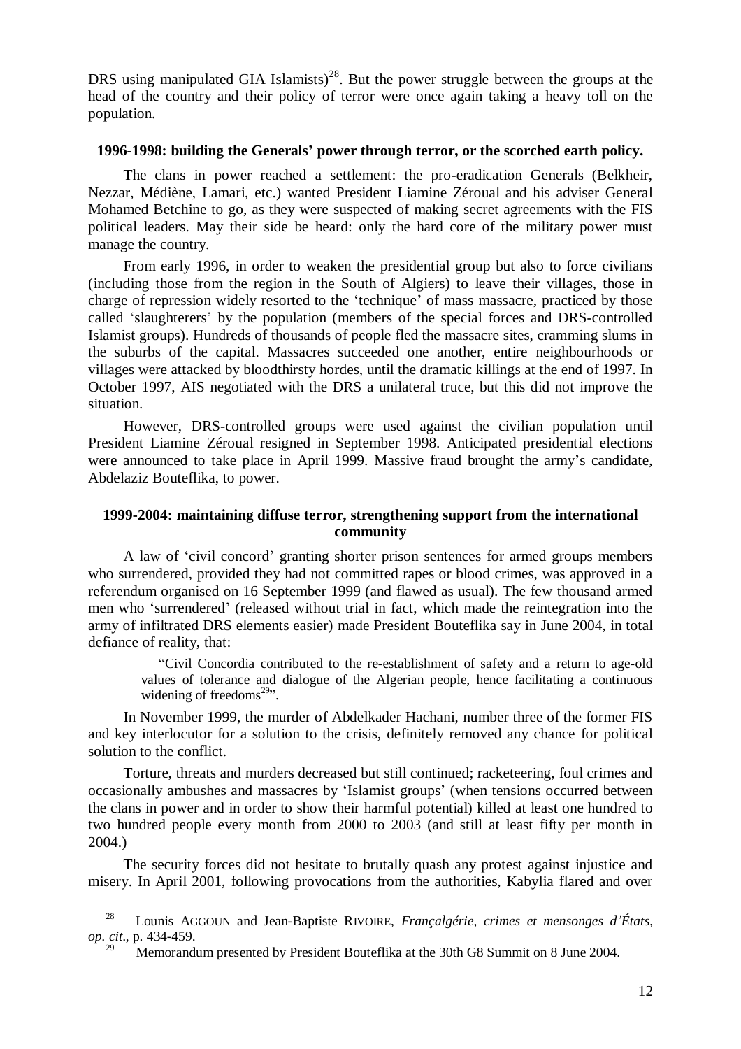DRS using manipulated GIA Islamists)[28]. But the power struggle between the groups at the head of the country and their policy of terror were once again taking a heavy toll on the population.

### 1996-1998: building the Generals' power through terror, or the scorched earth policy.

The clans in power reached a settlement: the pro-eradication Generals (Belkheir, Nezzar, Médiène, Lamari, etc.) wanted President Liamine Zéroual and his adviser General Mohamed Betchine to go, as they were suspected of making secret agreements with the FIS political leaders. May their side be heard: only the hard core of the military power must manage the country.

From early 1996, in order to weaken the presidential group but also to force civilians (including those from the region in the South of Algiers) to leave their villages, those in charge of repression widely resorted to the 'technique' of mass massacre, practiced by those called 'slaughterers' by the population (members of the special forces and DRS-controlled Islamist groups). Hundreds of thousands of people fled the massacre sites, cramming slums in the suburbs of the capital. Massacres succeeded one another, entire neighbourhoods or villages were attacked by bloodthirsty hordes, until the dramatic killings at the end of 1997. In October 1997, AIS negotiated with the DRS a unilateral truce, but this did not improve the situation.

However, DRS-controlled groups were used against the civilian population until President Liamine Zéroual resigned in September 1998. Anticipated presidential elections were announced to take place in April 1999. Massive fraud brought the army's candidate, Abdelaziz Bouteflika, to power.

### 1999-2004: maintaining diffuse terror, strengthening support from the international community

A law of 'civil concord' granting shorter prison sentences for armed groups members who surrendered, provided they had not committed rapes or blood crimes, was approved in a referendum organised on 16 September 1999 (and flawed as usual). The few thousand armed men who 'surrendered' (released without trial in fact, which made the reintegration into the army of infiltrated DRS elements easier) made President Bouteflika say in June 2004, in total defiance of reality, that:

> "Civil Concordia contributed to the re-establishment of safety and a return to age-old values of tolerance and dialogue of the Algerian people, hence facilitating a continuous widening of freedoms[29]".

In November 1999, the murder of Abdelkader Hachani, number three of the former FIS and key interlocutor for a solution to the crisis, definitely removed any chance for political solution to the conflict.

Torture, threats and murders decreased but still continued; racketeering, foul crimes and occasionally ambushes and massacres by 'Islamist groups' (when tensions occurred between the clans in power and in order to show their harmful potential) killed at least one hundred to two hundred people every month from 2000 to 2003 (and still at least fifty per month in 2004.)

The security forces did not hesitate to brutally quash any protest against injustice and misery. In April 2001, following provocations from the authorities, Kabylia flared and over

---

[28] Lounis AGGOUN and Jean-Baptiste RIVOIRE, *Françalgérie, crimes et mensonges d'États*, *op. cit*., p. 434-459.

[29] Memorandum presented by President Bouteflika at the 30th G8 Summit on 8 June 2004.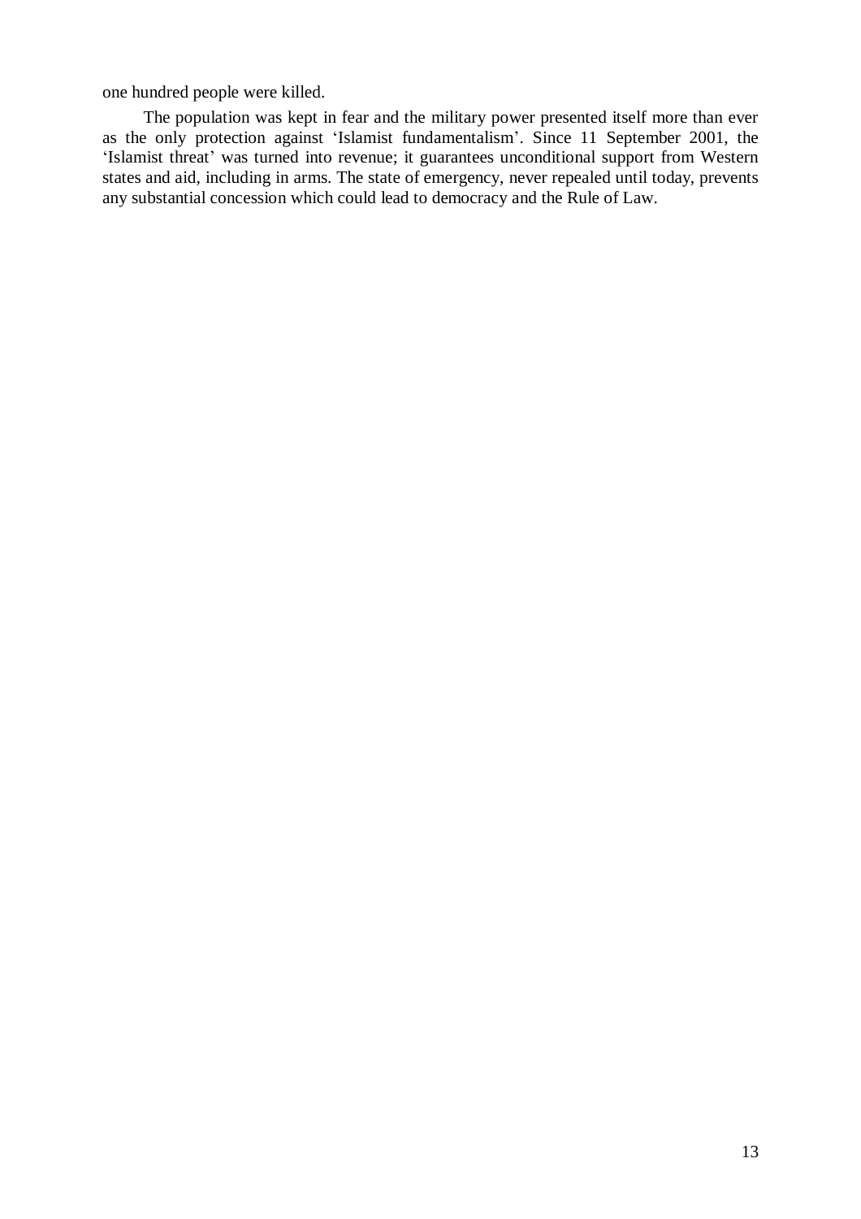one hundred people were killed.

The population was kept in fear and the military power presented itself more than ever as the only protection against 'Islamist fundamentalism'. Since 11 September 2001, the 'Islamist threat' was turned into revenue; it guarantees unconditional support from Western states and aid, including in arms. The state of emergency, never repealed until today, prevents any substantial concession which could lead to democracy and the Rule of Law.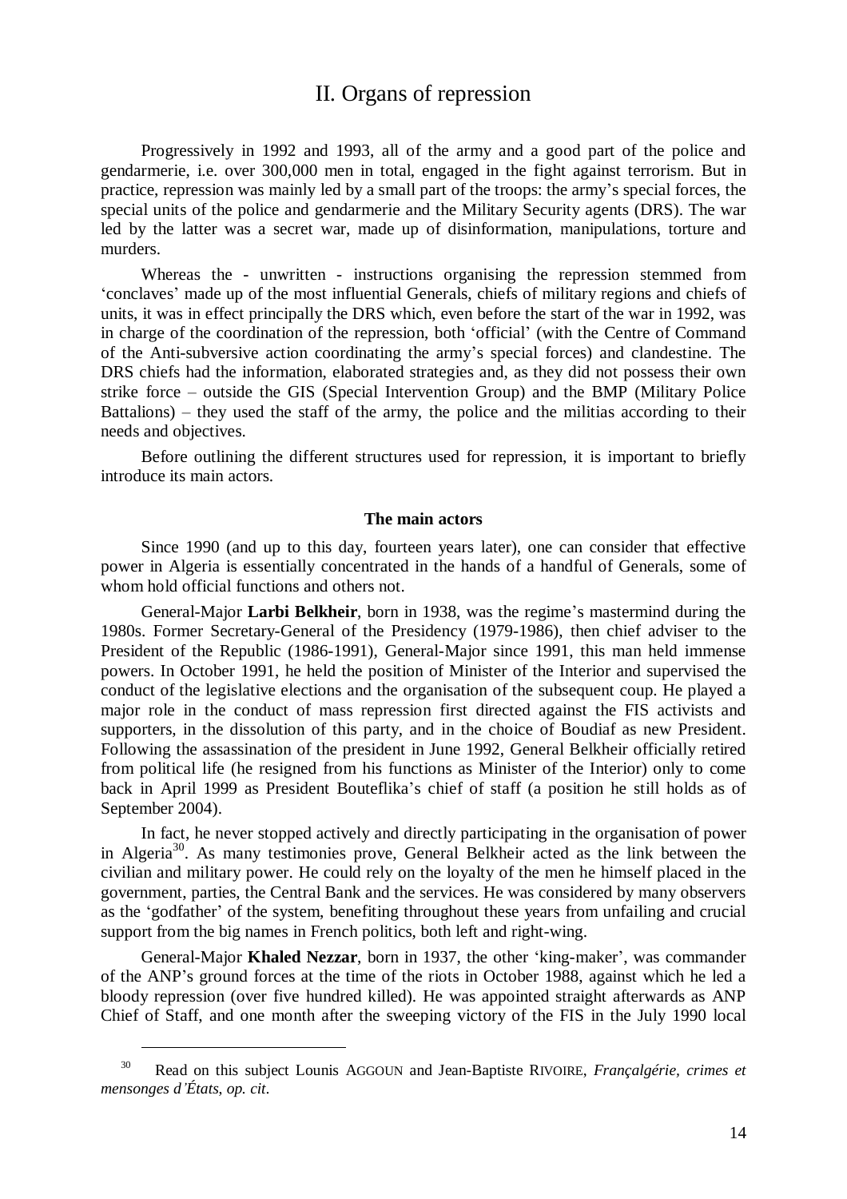## II. Organs of repression

Progressively in 1992 and 1993, all of the army and a good part of the police and gendarmerie, i.e. over 300,000 men in total, engaged in the fight against terrorism. But in practice, repression was mainly led by a small part of the troops: the army's special forces, the special units of the police and gendarmerie and the Military Security agents (DRS). The war led by the latter was a secret war, made up of disinformation, manipulations, torture and murders.

Whereas the - unwritten - instructions organising the repression stemmed from 'conclaves' made up of the most influential Generals, chiefs of military regions and chiefs of units, it was in effect principally the DRS which, even before the start of the war in 1992, was in charge of the coordination of the repression, both 'official' (with the Centre of Command of the Anti-subversive action coordinating the army's special forces) and clandestine. The DRS chiefs had the information, elaborated strategies and, as they did not possess their own strike force – outside the GIS (Special Intervention Group) and the BMP (Military Police Battalions) – they used the staff of the army, the police and the militias according to their needs and objectives.

Before outlining the different structures used for repression, it is important to briefly introduce its main actors.

### The main actors

Since 1990 (and up to this day, fourteen years later), one can consider that effective power in Algeria is essentially concentrated in the hands of a handful of Generals, some of whom hold official functions and others not.

General-Major **Larbi Belkheir**, born in 1938, was the regime's mastermind during the 1980s. Former Secretary-General of the Presidency (1979-1986), then chief adviser to the President of the Republic (1986-1991), General-Major since 1991, this man held immense powers. In October 1991, he held the position of Minister of the Interior and supervised the conduct of the legislative elections and the organisation of the subsequent coup. He played a major role in the conduct of mass repression first directed against the FIS activists and supporters, in the dissolution of this party, and in the choice of Boudiaf as new President. Following the assassination of the president in June 1992, General Belkheir officially retired from political life (he resigned from his functions as Minister of the Interior) only to come back in April 1999 as President Bouteflika's chief of staff (a position he still holds as of September 2004).

In fact, he never stopped actively and directly participating in the organisation of power in Algeria[30]. As many testimonies prove, General Belkheir acted as the link between the civilian and military power. He could rely on the loyalty of the men he himself placed in the government, parties, the Central Bank and the services. He was considered by many observers as the 'godfather' of the system, benefiting throughout these years from unfailing and crucial support from the big names in French politics, both left and right-wing.

General-Major **Khaled Nezzar**, born in 1937, the other 'king-maker', was commander of the ANP's ground forces at the time of the riots in October 1988, against which he led a bloody repression (over five hundred killed). He was appointed straight afterwards as ANP Chief of Staff, and one month after the sweeping victory of the FIS in the July 1990 local

---

[30] Read on this subject Lounis AGGOUN and Jean-Baptiste RIVOIRE, *Françalgérie, crimes et mensonges d'États, op. cit*.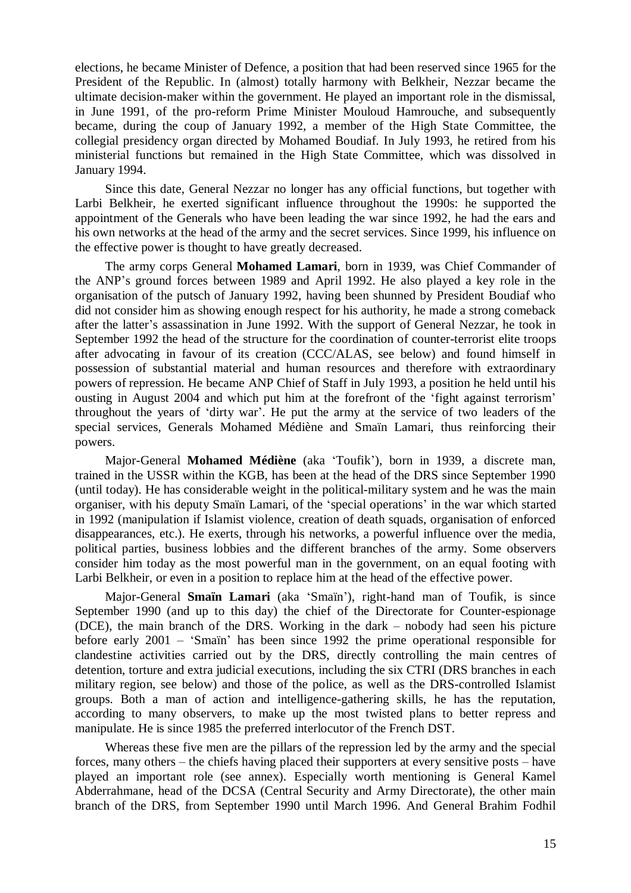elections, he became Minister of Defence, a position that had been reserved since 1965 for the President of the Republic. In (almost) totally harmony with Belkheir, Nezzar became the ultimate decision-maker within the government. He played an important role in the dismissal, in June 1991, of the pro-reform Prime Minister Mouloud Hamrouche, and subsequently became, during the coup of January 1992, a member of the High State Committee, the collegial presidency organ directed by Mohamed Boudiaf. In July 1993, he retired from his ministerial functions but remained in the High State Committee, which was dissolved in January 1994.

Since this date, General Nezzar no longer has any official functions, but together with Larbi Belkheir, he exerted significant influence throughout the 1990s: he supported the appointment of the Generals who have been leading the war since 1992, he had the ears and his own networks at the head of the army and the secret services. Since 1999, his influence on the effective power is thought to have greatly decreased.

The army corps General **Mohamed Lamari**, born in 1939, was Chief Commander of the ANP's ground forces between 1989 and April 1992. He also played a key role in the organisation of the putsch of January 1992, having been shunned by President Boudiaf who did not consider him as showing enough respect for his authority, he made a strong comeback after the latter's assassination in June 1992. With the support of General Nezzar, he took in September 1992 the head of the structure for the coordination of counter-terrorist elite troops after advocating in favour of its creation (CCC/ALAS, see below) and found himself in possession of substantial material and human resources and therefore with extraordinary powers of repression. He became ANP Chief of Staff in July 1993, a position he held until his ousting in August 2004 and which put him at the forefront of the 'fight against terrorism' throughout the years of 'dirty war'. He put the army at the service of two leaders of the special services, Generals Mohamed Médiène and Smaïn Lamari, thus reinforcing their powers.

Major-General **Mohamed Médiène** (aka 'Toufik'), born in 1939, a discrete man, trained in the USSR within the KGB, has been at the head of the DRS since September 1990 (until today). He has considerable weight in the political-military system and he was the main organiser, with his deputy Smaïn Lamari, of the 'special operations' in the war which started in 1992 (manipulation if Islamist violence, creation of death squads, organisation of enforced disappearances, etc.). He exerts, through his networks, a powerful influence over the media, political parties, business lobbies and the different branches of the army. Some observers consider him today as the most powerful man in the government, on an equal footing with Larbi Belkheir, or even in a position to replace him at the head of the effective power.

Major-General **Smaïn Lamari** (aka 'Smaïn'), right-hand man of Toufik, is since September 1990 (and up to this day) the chief of the Directorate for Counter-espionage (DCE), the main branch of the DRS. Working in the dark – nobody had seen his picture before early 2001 – 'Smaïn' has been since 1992 the prime operational responsible for clandestine activities carried out by the DRS, directly controlling the main centres of detention, torture and extra judicial executions, including the six CTRI (DRS branches in each military region, see below) and those of the police, as well as the DRS-controlled Islamist groups. Both a man of action and intelligence-gathering skills, he has the reputation, according to many observers, to make up the most twisted plans to better repress and manipulate. He is since 1985 the preferred interlocutor of the French DST.

Whereas these five men are the pillars of the repression led by the army and the special forces, many others – the chiefs having placed their supporters at every sensitive posts – have played an important role (see annex). Especially worth mentioning is General Kamel Abderrahmane, head of the DCSA (Central Security and Army Directorate), the other main branch of the DRS, from September 1990 until March 1996. And General Brahim Fodhil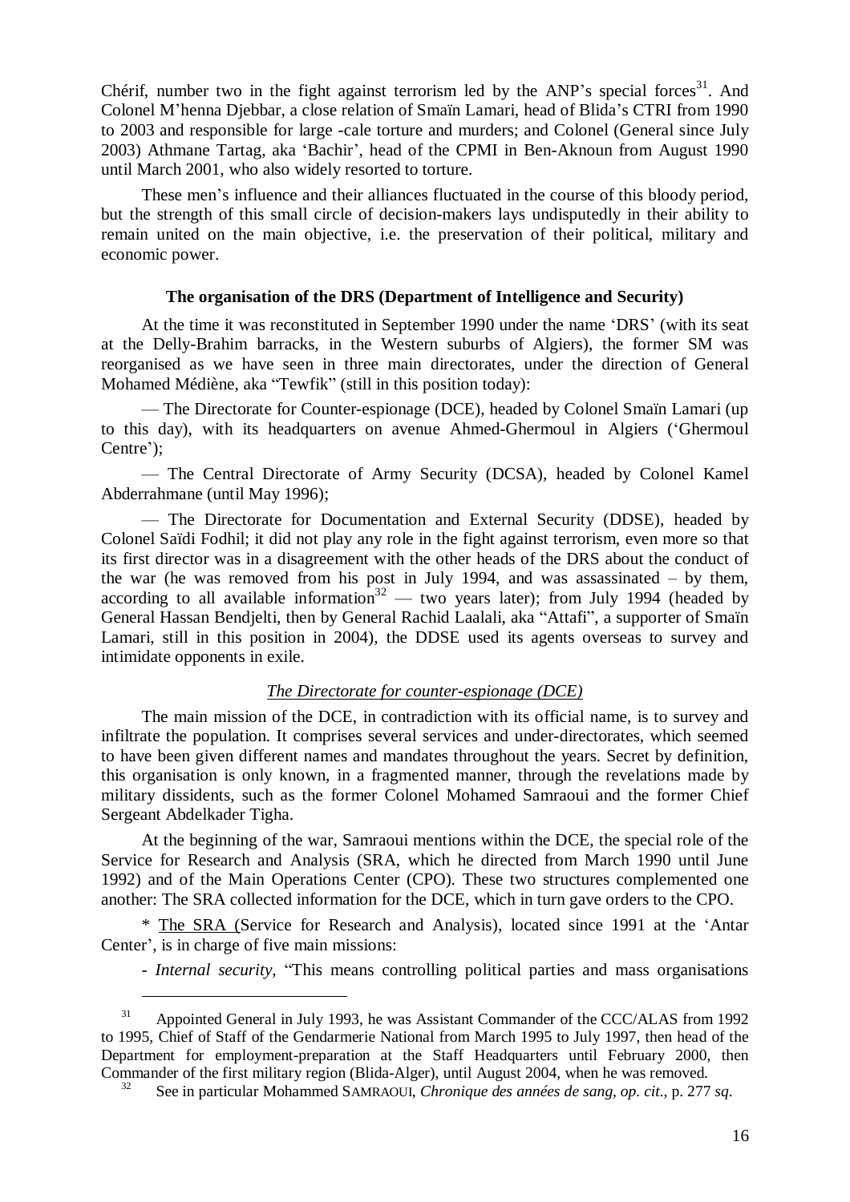Chérif, number two in the fight against terrorism led by the ANP's special forces[31]. And Colonel M'henna Djebbar, a close relation of Smaïn Lamari, head of Blida's CTRI from 1990 to 2003 and responsible for large -cale torture and murders; and Colonel (General since July 2003) Athmane Tartag, aka 'Bachir', head of the CPMI in Ben-Aknoun from August 1990 until March 2001, who also widely resorted to torture.

These men's influence and their alliances fluctuated in the course of this bloody period, but the strength of this small circle of decision-makers lays undisputedly in their ability to remain united on the main objective, i.e. the preservation of their political, military and economic power.

**The organisation of the DRS (Department of Intelligence and Security)**

At the time it was reconstituted in September 1990 under the name 'DRS' (with its seat at the Delly-Brahim barracks, in the Western suburbs of Algiers), the former SM was reorganised as we have seen in three main directorates, under the direction of General Mohamed Médiène, aka "Tewfik" (still in this position today):

— The Directorate for Counter-espionage (DCE), headed by Colonel Smaïn Lamari (up to this day), with its headquarters on avenue Ahmed-Ghermoul in Algiers ('Ghermoul Centre');

— The Central Directorate of Army Security (DCSA), headed by Colonel Kamel Abderrahmane (until May 1996);

— The Directorate for Documentation and External Security (DDSE), headed by Colonel Saïdi Fodhil; it did not play any role in the fight against terrorism, even more so that its first director was in a disagreement with the other heads of the DRS about the conduct of the war (he was removed from his post in July 1994, and was assassinated – by them, according to all available information[32] — two years later); from July 1994 (headed by General Hassan Bendjelti, then by General Rachid Laalali, aka "Attafi", a supporter of Smaïn Lamari, still in this position in 2004), the DDSE used its agents overseas to survey and intimidate opponents in exile.

*The Directorate for counter-espionage (DCE)*

The main mission of the DCE, in contradiction with its official name, is to survey and infiltrate the population. It comprises several services and under-directorates, which seemed to have been given different names and mandates throughout the years. Secret by definition, this organisation is only known, in a fragmented manner, through the revelations made by military dissidents, such as the former Colonel Mohamed Samraoui and the former Chief Sergeant Abdelkader Tigha.

At the beginning of the war, Samraoui mentions within the DCE, the special role of the Service for Research and Analysis (SRA, which he directed from March 1990 until June 1992) and of the Main Operations Center (CPO). These two structures complemented one another: The SRA collected information for the DCE, which in turn gave orders to the CPO.

* The SRA (Service for Research and Analysis), located since 1991 at the 'Antar Center', is in charge of five main missions:

- *Internal security*, "This means controlling political parties and mass organisations

---

[31] Appointed General in July 1993, he was Assistant Commander of the CCC/ALAS from 1992 to 1995, Chief of Staff of the Gendarmerie National from March 1995 to July 1997, then head of the Department for employment-preparation at the Staff Headquarters until February 2000, then Commander of the first military region (Blida-Alger), until August 2004, when he was removed.

[32] See in particular Mohammed SAMRAOUI, *Chronique des années de sang*, *op. cit*., p. 277 *sq*.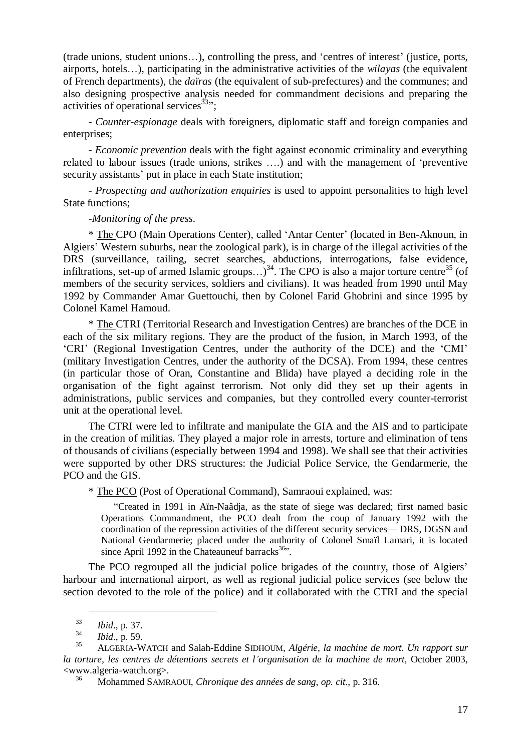(trade unions, student unions…), controlling the press, and 'centres of interest' (justice, ports, airports, hotels…), participating in the administrative activities of the *wilayas* (the equivalent of French departments), the *daïras* (the equivalent of sub-prefectures) and the communes; and also designing prospective analysis needed for commandment decisions and preparing the activities of operational services[33]";

- *Counter-espionage* deals with foreigners, diplomatic staff and foreign companies and enterprises;

- *Economic prevention* deals with the fight against economic criminality and everything related to labour issues (trade unions, strikes ….) and with the management of 'preventive security assistants' put in place in each State institution;

- *Prospecting and authorization enquiries* is used to appoint personalities to high level State functions;

-*Monitoring of the press*.

* <u>The</u> CPO (Main Operations Center), called 'Antar Center' (located in Ben-Aknoun, in Algiers' Western suburbs, near the zoological park), is in charge of the illegal activities of the DRS (surveillance, tailing, secret searches, abductions, interrogations, false evidence, infiltrations, set-up of armed Islamic groups…)[34]. The CPO is also a major torture centre[35] (of members of the security services, soldiers and civilians). It was headed from 1990 until May 1992 by Commander Amar Guettouchi, then by Colonel Farid Ghobrini and since 1995 by Colonel Kamel Hamoud.

* <u>The</u> CTRI (Territorial Research and Investigation Centres) are branches of the DCE in each of the six military regions. They are the product of the fusion, in March 1993, of the 'CRI' (Regional Investigation Centres, under the authority of the DCE) and the 'CMI' (military Investigation Centres, under the authority of the DCSA). From 1994, these centres (in particular those of Oran, Constantine and Blida) have played a deciding role in the organisation of the fight against terrorism. Not only did they set up their agents in administrations, public services and companies, but they controlled every counter-terrorist unit at the operational level.

The CTRI were led to infiltrate and manipulate the GIA and the AIS and to participate in the creation of militias. They played a major role in arrests, torture and elimination of tens of thousands of civilians (especially between 1994 and 1998). We shall see that their activities were supported by other DRS structures: the Judicial Police Service, the Gendarmerie, the PCO and the GIS.

* <u>The PCO</u> (Post of Operational Command), Samraoui explained, was:

> "Created in 1991 in Aïn-Naâdja, as the state of siege was declared; first named basic Operations Commandment, the PCO dealt from the coup of January 1992 with the coordination of the repression activities of the different security services— DRS, DGSN and National Gendarmerie; placed under the authority of Colonel Smaïl Lamari, it is located since April 1992 in the Chateauneuf barracks[36]".

The PCO regrouped all the judicial police brigades of the country, those of Algiers' harbour and international airport, as well as regional judicial police services (see below the section devoted to the role of the police) and it collaborated with the CTRI and the special

---

[33] *Ibid*., p. 37.

[34] *Ibid*., p. 59.

[35] ALGERIA-WATCH and Salah-Eddine SIDHOUM, *Algérie, la machine de mort. Un rapport sur la torture, les centres de détentions secrets et l'organisation de la machine de mort*, October 2003, <www.algeria-watch.org>.

[36] Mohammed SAMRAOUI, *Chronique des années de sang*, *op. cit.*, p. 316.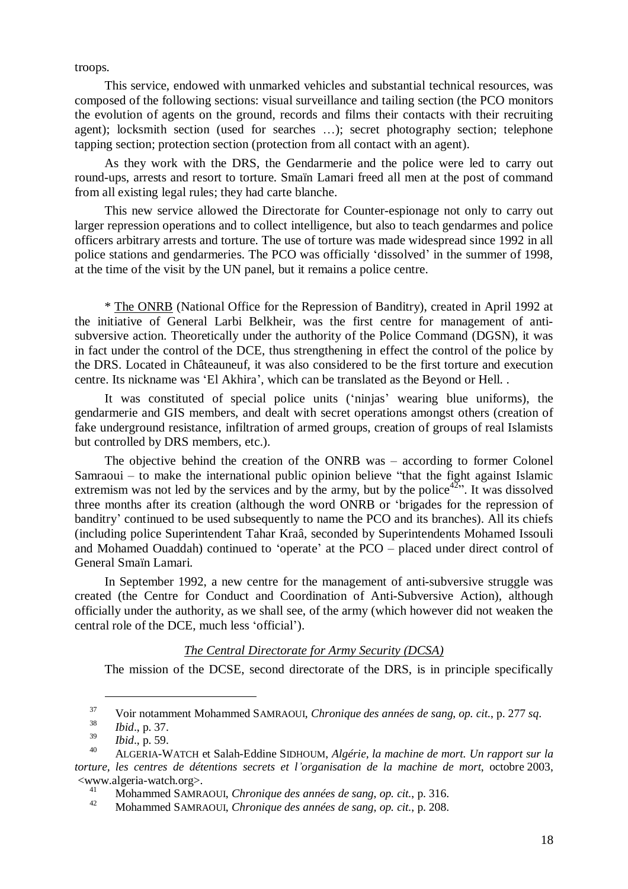troops.

This service, endowed with unmarked vehicles and substantial technical resources, was composed of the following sections: visual surveillance and tailing section (the PCO monitors the evolution of agents on the ground, records and films their contacts with their recruiting agent); locksmith section (used for searches …); secret photography section; telephone tapping section; protection section (protection from all contact with an agent).

As they work with the DRS, the Gendarmerie and the police were led to carry out round-ups, arrests and resort to torture. Smaïn Lamari freed all men at the post of command from all existing legal rules; they had carte blanche.

This new service allowed the Directorate for Counter-espionage not only to carry out larger repression operations and to collect intelligence, but also to teach gendarmes and police officers arbitrary arrests and torture. The use of torture was made widespread since 1992 in all police stations and gendarmeries. The PCO was officially 'dissolved' in the summer of 1998, at the time of the visit by the UN panel, but it remains a police centre.

\* The ONRB (National Office for the Repression of Banditry), created in April 1992 at the initiative of General Larbi Belkheir, was the first centre for management of anti-subversive action. Theoretically under the authority of the Police Command (DGSN), it was in fact under the control of the DCE, thus strengthening in effect the control of the police by the DRS. Located in Châteauneuf, it was also considered to be the first torture and execution centre. Its nickname was 'El Akhira', which can be translated as the Beyond or Hell. .

It was constituted of special police units ('ninjas' wearing blue uniforms), the gendarmerie and GIS members, and dealt with secret operations amongst others (creation of fake underground resistance, infiltration of armed groups, creation of groups of real Islamists but controlled by DRS members, etc.).

The objective behind the creation of the ONRB was – according to former Colonel Samraoui – to make the international public opinion believe "that the fight against Islamic extremism was not led by the services and by the army, but by the police[42]". It was dissolved three months after its creation (although the word ONRB or 'brigades for the repression of banditry' continued to be used subsequently to name the PCO and its branches). All its chiefs (including police Superintendent Tahar Kraâ, seconded by Superintendents Mohamed Issouli and Mohamed Ouaddah) continued to 'operate' at the PCO – placed under direct control of General Smaïn Lamari.

In September 1992, a new centre for the management of anti-subversive struggle was created (the Centre for Conduct and Coordination of Anti-Subversive Action), although officially under the authority, as we shall see, of the army (which however did not weaken the central role of the DCE, much less 'official').

### *The Central Directorate for Army Security (DCSA)*

The mission of the DCSE, second directorate of the DRS, is in principle specifically

---

[37] Voir notamment Mohammed SAMRAOUI, *Chronique des années de sang*, *op. cit.*, p. 277 *sq*.

[38] *Ibid*., p. 37.

[39] *Ibid*., p. 59.

[40] ALGERIA-WATCH et Salah-Eddine SIDHOUM, *Algérie, la machine de mort. Un rapport sur la torture, les centres de détentions secrets et l'organisation de la machine de mort*, octobre 2003, <www.algeria-watch.org>.

[41] Mohammed SAMRAOUI, *Chronique des années de sang*, *op. cit.*, p. 316.

[42] Mohammed SAMRAOUI, *Chronique des années de sang*, *op. cit.*, p. 208.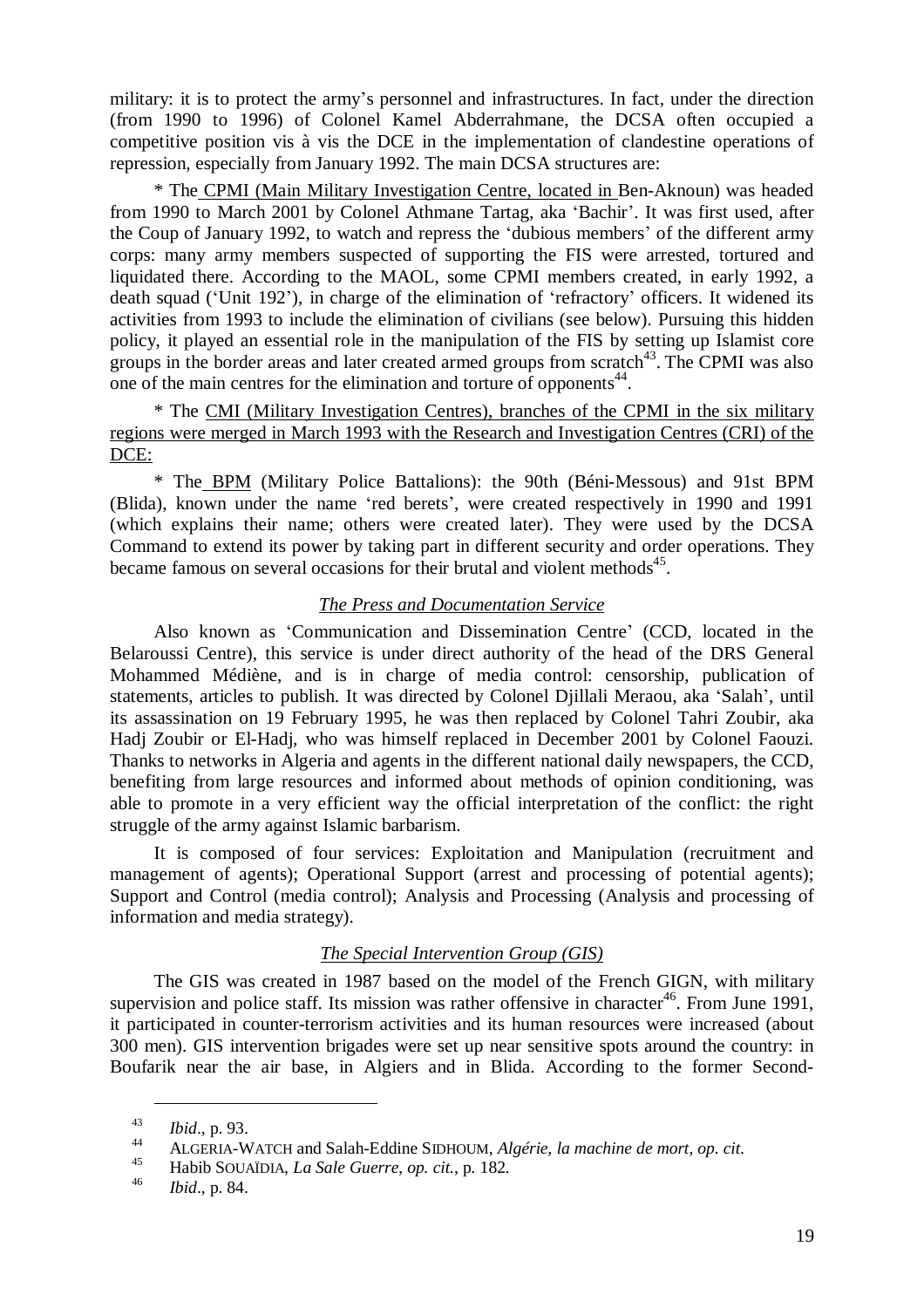military: it is to protect the army's personnel and infrastructures. In fact, under the direction (from 1990 to 1996) of Colonel Kamel Abderrahmane, the DCSA often occupied a competitive position vis à vis the DCE in the implementation of clandestine operations of repression, especially from January 1992. The main DCSA structures are:

* The CPMI (Main Military Investigation Centre, located in Ben-Aknoun) was headed from 1990 to March 2001 by Colonel Athmane Tartag, aka 'Bachir'. It was first used, after the Coup of January 1992, to watch and repress the 'dubious members' of the different army corps: many army members suspected of supporting the FIS were arrested, tortured and liquidated there. According to the MAOL, some CPMI members created, in early 1992, a death squad ('Unit 192'), in charge of the elimination of 'refractory' officers. It widened its activities from 1993 to include the elimination of civilians (see below). Pursuing this hidden policy, it played an essential role in the manipulation of the FIS by setting up Islamist core groups in the border areas and later created armed groups from scratch[43]. The CPMI was also one of the main centres for the elimination and torture of opponents[44].

* The CMI (Military Investigation Centres), branches of the CPMI in the six military regions were merged in March 1993 with the Research and Investigation Centres (CRI) of the DCE:

* The BPM (Military Police Battalions): the 90th (Béni-Messous) and 91st BPM (Blida), known under the name 'red berets', were created respectively in 1990 and 1991 (which explains their name; others were created later). They were used by the DCSA Command to extend its power by taking part in different security and order operations. They became famous on several occasions for their brutal and violent methods[45].

### *The Press and Documentation Service*

Also known as 'Communication and Dissemination Centre' (CCD, located in the Belaroussi Centre), this service is under direct authority of the head of the DRS General Mohammed Médiène, and is in charge of media control: censorship, publication of statements, articles to publish. It was directed by Colonel Djillali Meraou, aka 'Salah', until its assassination on 19 February 1995, he was then replaced by Colonel Tahri Zoubir, aka Hadj Zoubir or El-Hadj, who was himself replaced in December 2001 by Colonel Faouzi. Thanks to networks in Algeria and agents in the different national daily newspapers, the CCD, benefiting from large resources and informed about methods of opinion conditioning, was able to promote in a very efficient way the official interpretation of the conflict: the right struggle of the army against Islamic barbarism.

It is composed of four services: Exploitation and Manipulation (recruitment and management of agents); Operational Support (arrest and processing of potential agents); Support and Control (media control); Analysis and Processing (Analysis and processing of information and media strategy).

### *The Special Intervention Group (GIS)*

The GIS was created in 1987 based on the model of the French GIGN, with military supervision and police staff. Its mission was rather offensive in character[46]. From June 1991, it participated in counter-terrorism activities and its human resources were increased (about 300 men). GIS intervention brigades were set up near sensitive spots around the country: in Boufarik near the air base, in Algiers and in Blida. According to the former Second-

---

[43] *Ibid*., p. 93.

[44] ALGERIA-WATCH and Salah-Eddine SIDHOUM, *Algérie, la machine de mort*, *op. cit.*

[45] Habib SOUAÏDIA, *La Sale Guerre*, *op. cit.*, p. 182.

[46] *Ibid*., p. 84.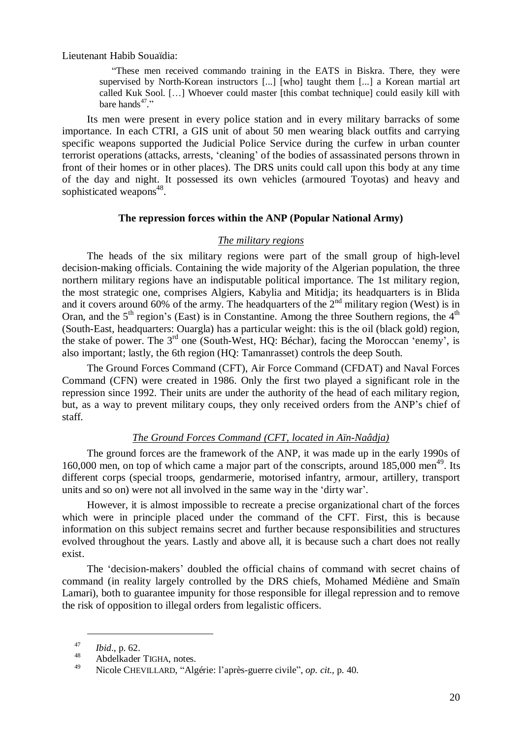Lieutenant Habib Souaïdia:

> "These men received commando training in the EATS in Biskra. There, they were supervised by North-Korean instructors [...] [who] taught them [...] a Korean martial art called Kuk Sool. […] Whoever could master [this combat technique] could easily kill with bare hands[47]."

Its men were present in every police station and in every military barracks of some importance. In each CTRI, a GIS unit of about 50 men wearing black outfits and carrying specific weapons supported the Judicial Police Service during the curfew in urban counter terrorist operations (attacks, arrests, 'cleaning' of the bodies of assassinated persons thrown in front of their homes or in other places). The DRS units could call upon this body at any time of the day and night. It possessed its own vehicles (armoured Toyotas) and heavy and sophisticated weapons[48].

### The repression forces within the ANP (Popular National Army)

#### *The military regions*

The heads of the six military regions were part of the small group of high-level decision-making officials. Containing the wide majority of the Algerian population, the three northern military regions have an indisputable political importance. The 1st military region, the most strategic one, comprises Algiers, Kabylia and Mitidja; its headquarters is in Blida and it covers around 60% of the army. The headquarters of the 2nd military region (West) is in Oran, and the 5th region's (East) is in Constantine. Among the three Southern regions, the 4th (South-East, headquarters: Ouargla) has a particular weight: this is the oil (black gold) region, the stake of power. The 3rd one (South-West, HQ: Béchar), facing the Moroccan 'enemy', is also important; lastly, the 6th region (HQ: Tamanrasset) controls the deep South.

The Ground Forces Command (CFT), Air Force Command (CFDAT) and Naval Forces Command (CFN) were created in 1986. Only the first two played a significant role in the repression since 1992. Their units are under the authority of the head of each military region, but, as a way to prevent military coups, they only received orders from the ANP's chief of staff.

#### *The Ground Forces Command (CFT, located in Aïn-Naâdja)*

The ground forces are the framework of the ANP, it was made up in the early 1990s of 160,000 men, on top of which came a major part of the conscripts, around 185,000 men[49]. Its different corps (special troops, gendarmerie, motorised infantry, armour, artillery, transport units and so on) were not all involved in the same way in the 'dirty war'.

However, it is almost impossible to recreate a precise organizational chart of the forces which were in principle placed under the command of the CFT. First, this is because information on this subject remains secret and further because responsibilities and structures evolved throughout the years. Lastly and above all, it is because such a chart does not really exist.

The 'decision-makers' doubled the official chains of command with secret chains of command (in reality largely controlled by the DRS chiefs, Mohamed Médiène and Smaïn Lamari), both to guarantee impunity for those responsible for illegal repression and to remove the risk of opposition to illegal orders from legalistic officers.

---

[47] *Ibid*., p. 62.

[48] Abdelkader TIGHA, notes.

[49] Nicole CHEVILLARD, "Algérie: l'après-guerre civile", *op. cit*., p. 40.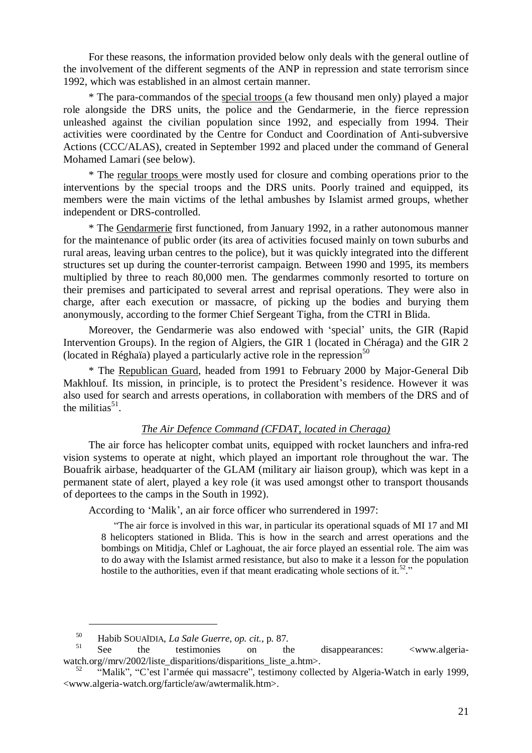For these reasons, the information provided below only deals with the general outline of the involvement of the different segments of the ANP in repression and state terrorism since 1992, which was established in an almost certain manner.

* The para-commandos of the special troops (a few thousand men only) played a major role alongside the DRS units, the police and the Gendarmerie, in the fierce repression unleashed against the civilian population since 1992, and especially from 1994. Their activities were coordinated by the Centre for Conduct and Coordination of Anti-subversive Actions (CCC/ALAS), created in September 1992 and placed under the command of General Mohamed Lamari (see below).

* The regular troops were mostly used for closure and combing operations prior to the interventions by the special troops and the DRS units. Poorly trained and equipped, its members were the main victims of the lethal ambushes by Islamist armed groups, whether independent or DRS-controlled.

* The Gendarmerie first functioned, from January 1992, in a rather autonomous manner for the maintenance of public order (its area of activities focused mainly on town suburbs and rural areas, leaving urban centres to the police), but it was quickly integrated into the different structures set up during the counter-terrorist campaign. Between 1990 and 1995, its members multiplied by three to reach 80,000 men. The gendarmes commonly resorted to torture on their premises and participated to several arrest and reprisal operations. They were also in charge, after each execution or massacre, of picking up the bodies and burying them anonymously, according to the former Chief Sergeant Tigha, from the CTRI in Blida.

Moreover, the Gendarmerie was also endowed with 'special' units, the GIR (Rapid Intervention Groups). In the region of Algiers, the GIR 1 (located in Chéraga) and the GIR 2 (located in Réghaïa) played a particularly active role in the repression[50]

* The Republican Guard, headed from 1991 to February 2000 by Major-General Dib Makhlouf. Its mission, in principle, is to protect the President's residence. However it was also used for search and arrests operations, in collaboration with members of the DRS and of the militias[51].

*The Air Defence Command (CFDAT, located in Cheraga)*

The air force has helicopter combat units, equipped with rocket launchers and infra-red vision systems to operate at night, which played an important role throughout the war. The Bouafrik airbase, headquarter of the GLAM (military air liaison group), which was kept in a permanent state of alert, played a key role (it was used amongst other to transport thousands of deportees to the camps in the South in 1992).

According to 'Malik', an air force officer who surrendered in 1997:

> "The air force is involved in this war, in particular its operational squads of MI 17 and MI 8 helicopters stationed in Blida. This is how in the search and arrest operations and the bombings on Mitidja, Chlef or Laghouat, the air force played an essential role. The aim was to do away with the Islamist armed resistance, but also to make it a lesson for the population hostile to the authorities, even if that meant eradicating whole sections of it.[52]."

---

[50] Habib SOUAÏDIA, *La Sale Guerre*, *op. cit.*, p. 87.

[51] See the testimonies on the disappearances: <www.algeria-watch.org//mrv/2002/liste_disparitions/disparitions_liste_a.htm>.

[52] "Malik", "C'est l'armée qui massacre", testimony collected by Algeria-Watch in early 1999, <www.algeria-watch.org/farticle/aw/awtermalik.htm>.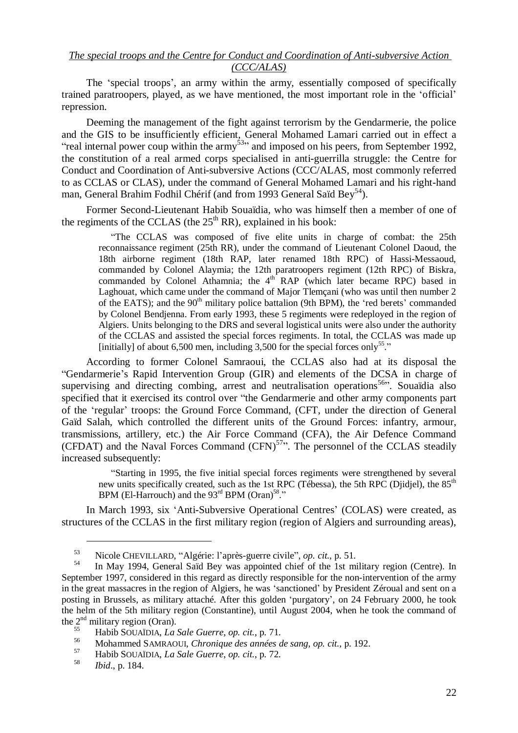*The special troops and the Centre for Conduct and Coordination of Anti-subversive Action (CCC/ALAS)*

The 'special troops', an army within the army, essentially composed of specifically trained paratroopers, played, as we have mentioned, the most important role in the 'official' repression.

Deeming the management of the fight against terrorism by the Gendarmerie, the police and the GIS to be insufficiently efficient, General Mohamed Lamari carried out in effect a "real internal power coup within the army[53]" and imposed on his peers, from September 1992, the constitution of a real armed corps specialised in anti-guerrilla struggle: the Centre for Conduct and Coordination of Anti-subversive Actions (CCC/ALAS, most commonly referred to as CCLAS or CLAS), under the command of General Mohamed Lamari and his right-hand man, General Brahim Fodhil Chérif (and from 1993 General Saïd Bey[54]).

Former Second-Lieutenant Habib Souaïdia, who was himself then a member of one of the regiments of the CCLAS (the 25th RR), explained in his book:

> "The CCLAS was composed of five elite units in charge of combat: the 25th reconnaissance regiment (25th RR), under the command of Lieutenant Colonel Daoud, the 18th airborne regiment (18th RAP, later renamed 18th RPC) of Hassi-Messaoud, commanded by Colonel Alaymia; the 12th paratroopers regiment (12th RPC) of Biskra, commanded by Colonel Athamnia; the 4th RAP (which later became RPC) based in Laghouat, which came under the command of Major Tlemçani (who was until then number 2 of the EATS); and the 90th military police battalion (9th BPM), the 'red berets' commanded by Colonel Bendjenna. From early 1993, these 5 regiments were redeployed in the region of Algiers. Units belonging to the DRS and several logistical units were also under the authority of the CCLAS and assisted the special forces regiments. In total, the CCLAS was made up [initially] of about 6,500 men, including 3,500 for the special forces only[55]."

According to former Colonel Samraoui, the CCLAS also had at its disposal the "Gendarmerie's Rapid Intervention Group (GIR) and elements of the DCSA in charge of supervising and directing combing, arrest and neutralisation operations[56]". Souaïdia also specified that it exercised its control over "the Gendarmerie and other army components part of the 'regular' troops: the Ground Force Command, (CFT, under the direction of General Gaïd Salah, which controlled the different units of the Ground Forces: infantry, armour, transmissions, artillery, etc.) the Air Force Command (CFA), the Air Defence Command (CFDAT) and the Naval Forces Command (CFN)[57]". The personnel of the CCLAS steadily increased subsequently:

> "Starting in 1995, the five initial special forces regiments were strengthened by several new units specifically created, such as the 1st RPC (Tébessa), the 5th RPC (Djidjel), the 85th BPM (El-Harrouch) and the 93rd BPM (Oran)[58]."

In March 1993, six 'Anti-Subversive Operational Centres' (COLAS) were created, as structures of the CCLAS in the first military region (region of Algiers and surrounding areas),

---

[53] Nicole CHEVILLARD, "Algérie: l'après-guerre civile", *op. cit.*, p. 51.

[54] In May 1994, General Saïd Bey was appointed chief of the 1st military region (Centre). In September 1997, considered in this regard as directly responsible for the non-intervention of the army in the great massacres in the region of Algiers, he was 'sanctioned' by President Zéroual and sent on a posting in Brussels, as military attaché. After this golden 'purgatory', on 24 February 2000, he took the helm of the 5th military region (Constantine), until August 2004, when he took the command of the 2nd military region (Oran).

[55] Habib SOUAÏDIA, *La Sale Guerre*, *op. cit.*, p. 71.

[56] Mohammed SAMRAOUI, *Chronique des années de sang*, *op. cit.*, p. 192.

[57] Habib SOUAÏDIA, *La Sale Guerre*, *op. cit.*, p. 72.

[58] *Ibid*., p. 184.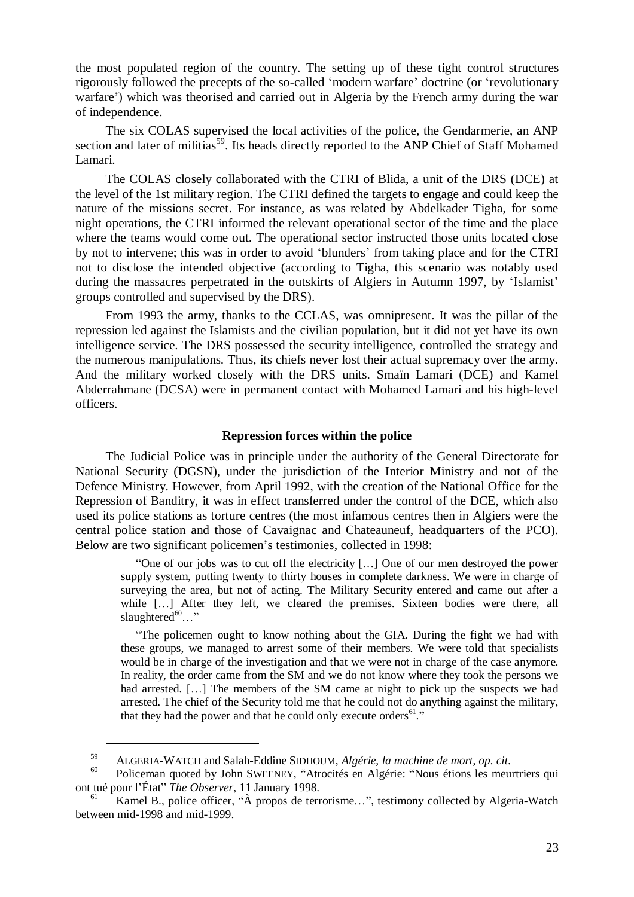the most populated region of the country. The setting up of these tight control structures rigorously followed the precepts of the so-called 'modern warfare' doctrine (or 'revolutionary warfare') which was theorised and carried out in Algeria by the French army during the war of independence.

The six COLAS supervised the local activities of the police, the Gendarmerie, an ANP section and later of militias[59]. Its heads directly reported to the ANP Chief of Staff Mohamed Lamari.

The COLAS closely collaborated with the CTRI of Blida, a unit of the DRS (DCE) at the level of the 1st military region. The CTRI defined the targets to engage and could keep the nature of the missions secret. For instance, as was related by Abdelkader Tigha, for some night operations, the CTRI informed the relevant operational sector of the time and the place where the teams would come out. The operational sector instructed those units located close by not to intervene; this was in order to avoid 'blunders' from taking place and for the CTRI not to disclose the intended objective (according to Tigha, this scenario was notably used during the massacres perpetrated in the outskirts of Algiers in Autumn 1997, by 'Islamist' groups controlled and supervised by the DRS).

From 1993 the army, thanks to the CCLAS, was omnipresent. It was the pillar of the repression led against the Islamists and the civilian population, but it did not yet have its own intelligence service. The DRS possessed the security intelligence, controlled the strategy and the numerous manipulations. Thus, its chiefs never lost their actual supremacy over the army. And the military worked closely with the DRS units. Smaïn Lamari (DCE) and Kamel Abderrahmane (DCSA) were in permanent contact with Mohamed Lamari and his high-level officers.

### Repression forces within the police

The Judicial Police was in principle under the authority of the General Directorate for National Security (DGSN), under the jurisdiction of the Interior Ministry and not of the Defence Ministry. However, from April 1992, with the creation of the National Office for the Repression of Banditry, it was in effect transferred under the control of the DCE, which also used its police stations as torture centres (the most infamous centres then in Algiers were the central police station and those of Cavaignac and Chateauneuf, headquarters of the PCO). Below are two significant policemen's testimonies, collected in 1998:

> "One of our jobs was to cut off the electricity […] One of our men destroyed the power supply system, putting twenty to thirty houses in complete darkness. We were in charge of surveying the area, but not of acting. The Military Security entered and came out after a while […] After they left, we cleared the premises. Sixteen bodies were there, all slaughtered[60]…"

> "The policemen ought to know nothing about the GIA. During the fight we had with these groups, we managed to arrest some of their members. We were told that specialists would be in charge of the investigation and that we were not in charge of the case anymore. In reality, the order came from the SM and we do not know where they took the persons we had arrested. […] The members of the SM came at night to pick up the suspects we had arrested. The chief of the Security told me that he could not do anything against the military, that they had the power and that he could only execute orders[61]."

---

[59] ALGERIA-WATCH and Salah-Eddine SIDHOUM, *Algérie, la machine de mort*, *op. cit.*

[60] Policeman quoted by John SWEENEY, "Atrocités en Algérie: "Nous étions les meurtriers qui ont tué pour l'État" *The Observer*, 11 January 1998.

[61] Kamel B., police officer, "À propos de terrorisme…", testimony collected by Algeria-Watch between mid-1998 and mid-1999.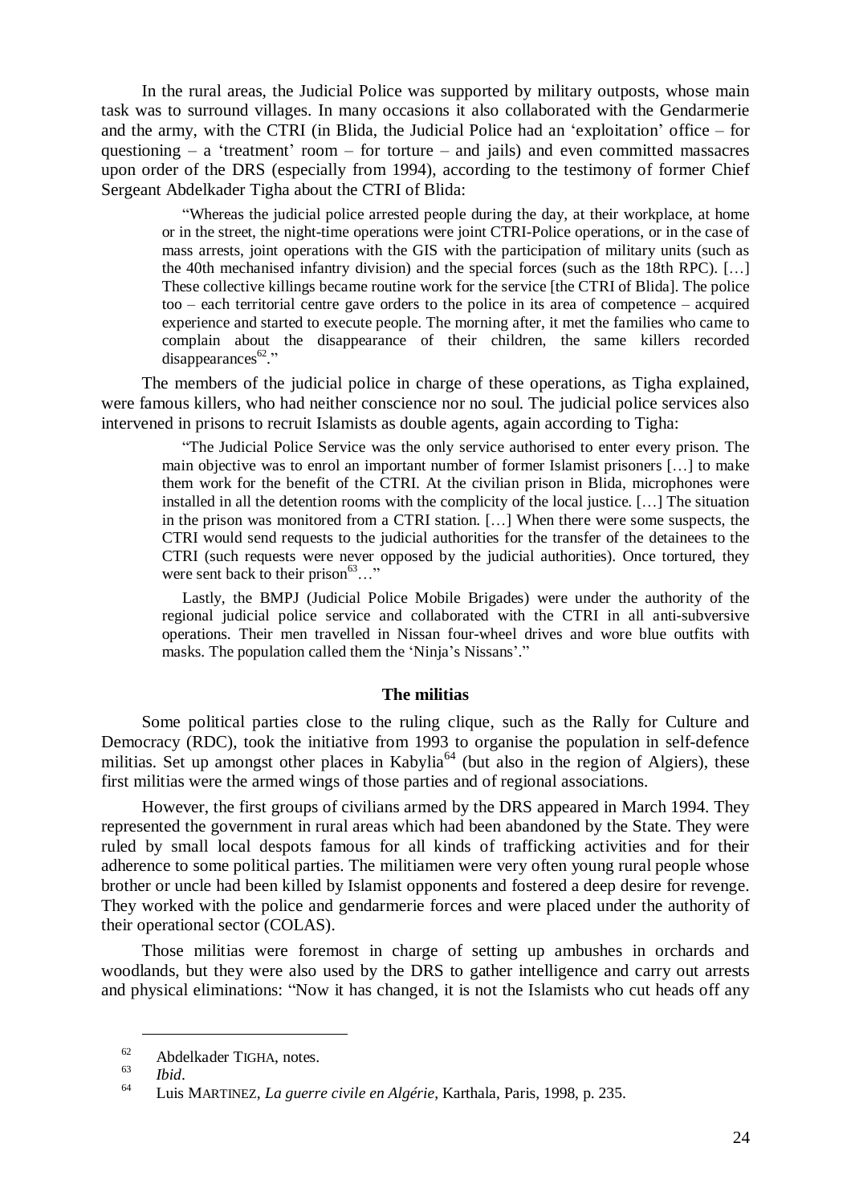In the rural areas, the Judicial Police was supported by military outposts, whose main task was to surround villages. In many occasions it also collaborated with the Gendarmerie and the army, with the CTRI (in Blida, the Judicial Police had an 'exploitation' office – for questioning – a 'treatment' room – for torture – and jails) and even committed massacres upon order of the DRS (especially from 1994), according to the testimony of former Chief Sergeant Abdelkader Tigha about the CTRI of Blida:

> "Whereas the judicial police arrested people during the day, at their workplace, at home or in the street, the night-time operations were joint CTRI-Police operations, or in the case of mass arrests, joint operations with the GIS with the participation of military units (such as the 40th mechanised infantry division) and the special forces (such as the 18th RPC). […] These collective killings became routine work for the service [the CTRI of Blida]. The police too – each territorial centre gave orders to the police in its area of competence – acquired experience and started to execute people. The morning after, it met the families who came to complain about the disappearance of their children, the same killers recorded disappearances[62]."

The members of the judicial police in charge of these operations, as Tigha explained, were famous killers, who had neither conscience nor no soul. The judicial police services also intervened in prisons to recruit Islamists as double agents, again according to Tigha:

> "The Judicial Police Service was the only service authorised to enter every prison. The main objective was to enrol an important number of former Islamist prisoners […] to make them work for the benefit of the CTRI. At the civilian prison in Blida, microphones were installed in all the detention rooms with the complicity of the local justice. […] The situation in the prison was monitored from a CTRI station. […] When there were some suspects, the CTRI would send requests to the judicial authorities for the transfer of the detainees to the CTRI (such requests were never opposed by the judicial authorities). Once tortured, they were sent back to their prison[63]…"
>
> Lastly, the BMPJ (Judicial Police Mobile Brigades) were under the authority of the regional judicial police service and collaborated with the CTRI in all anti-subversive operations. Their men travelled in Nissan four-wheel drives and wore blue outfits with masks. The population called them the 'Ninja's Nissans'."

### The militias

Some political parties close to the ruling clique, such as the Rally for Culture and Democracy (RDC), took the initiative from 1993 to organise the population in self-defence militias. Set up amongst other places in Kabylia[64] (but also in the region of Algiers), these first militias were the armed wings of those parties and of regional associations.

However, the first groups of civilians armed by the DRS appeared in March 1994. They represented the government in rural areas which had been abandoned by the State. They were ruled by small local despots famous for all kinds of trafficking activities and for their adherence to some political parties. The militiamen were very often young rural people whose brother or uncle had been killed by Islamist opponents and fostered a deep desire for revenge. They worked with the police and gendarmerie forces and were placed under the authority of their operational sector (COLAS).

Those militias were foremost in charge of setting up ambushes in orchards and woodlands, but they were also used by the DRS to gather intelligence and carry out arrests and physical eliminations: "Now it has changed, it is not the Islamists who cut heads off any

---

[62] Abdelkader TIGHA, notes.

[63] *Ibid*.

[64] Luis MARTINEZ, *La guerre civile en Algérie*, Karthala, Paris, 1998, p. 235.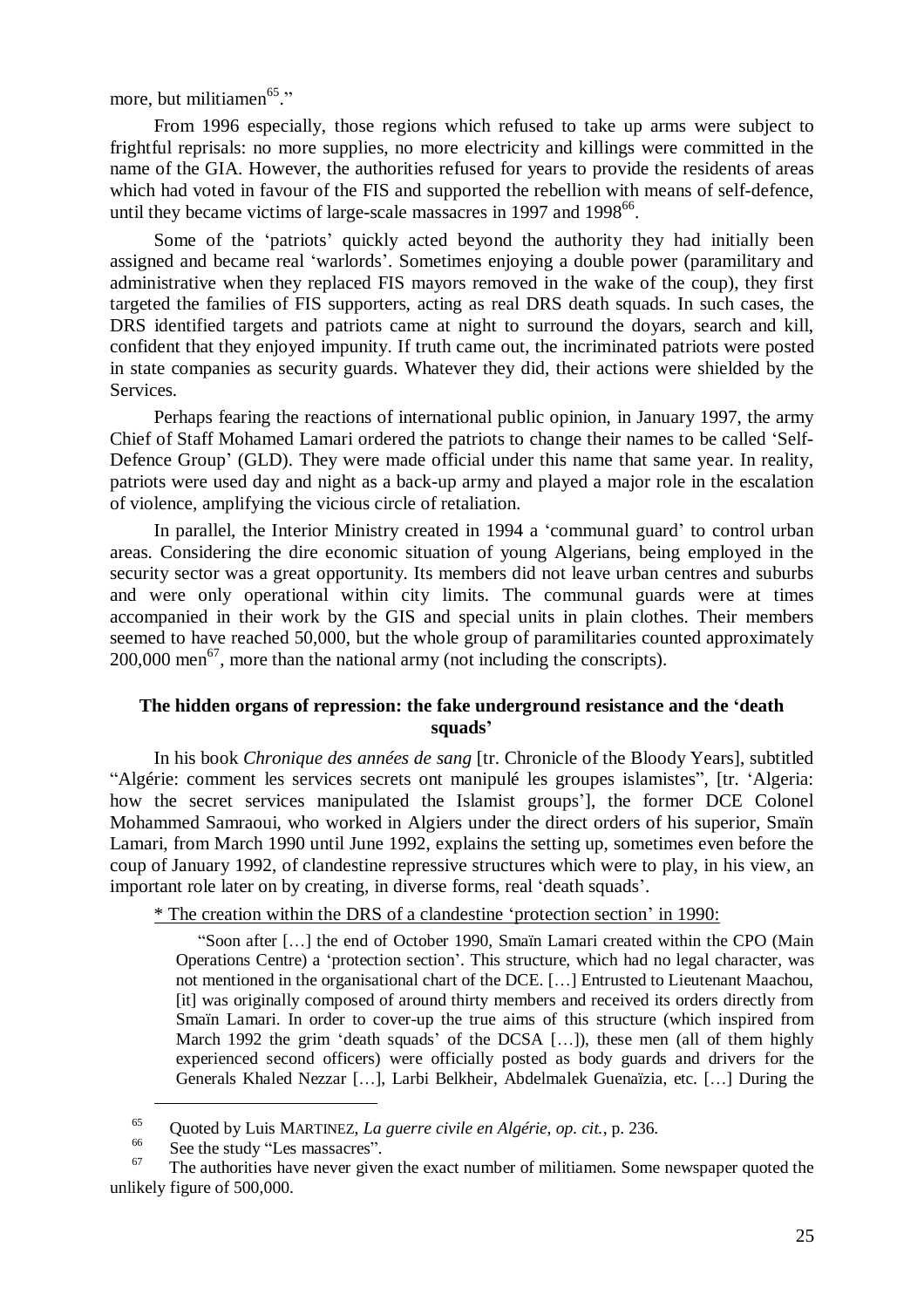more, but militiamen[65]."

From 1996 especially, those regions which refused to take up arms were subject to frightful reprisals: no more supplies, no more electricity and killings were committed in the name of the GIA. However, the authorities refused for years to provide the residents of areas which had voted in favour of the FIS and supported the rebellion with means of self-defence, until they became victims of large-scale massacres in 1997 and 1998[66].

Some of the 'patriots' quickly acted beyond the authority they had initially been assigned and became real 'warlords'. Sometimes enjoying a double power (paramilitary and administrative when they replaced FIS mayors removed in the wake of the coup), they first targeted the families of FIS supporters, acting as real DRS death squads. In such cases, the DRS identified targets and patriots came at night to surround the doyars, search and kill, confident that they enjoyed impunity. If truth came out, the incriminated patriots were posted in state companies as security guards. Whatever they did, their actions were shielded by the Services.

Perhaps fearing the reactions of international public opinion, in January 1997, the army Chief of Staff Mohamed Lamari ordered the patriots to change their names to be called 'Self-Defence Group' (GLD). They were made official under this name that same year. In reality, patriots were used day and night as a back-up army and played a major role in the escalation of violence, amplifying the vicious circle of retaliation.

In parallel, the Interior Ministry created in 1994 a 'communal guard' to control urban areas. Considering the dire economic situation of young Algerians, being employed in the security sector was a great opportunity. Its members did not leave urban centres and suburbs and were only operational within city limits. The communal guards were at times accompanied in their work by the GIS and special units in plain clothes. Their members seemed to have reached 50,000, but the whole group of paramilitaries counted approximately 200,000 men[67], more than the national army (not including the conscripts).

### The hidden organs of repression: the fake underground resistance and the 'death squads'

In his book *Chronique des années de sang* [tr. Chronicle of the Bloody Years], subtitled "Algérie: comment les services secrets ont manipulé les groupes islamistes", [tr. 'Algeria: how the secret services manipulated the Islamist groups'], the former DCE Colonel Mohammed Samraoui, who worked in Algiers under the direct orders of his superior, Smaïn Lamari, from March 1990 until June 1992, explains the setting up, sometimes even before the coup of January 1992, of clandestine repressive structures which were to play, in his view, an important role later on by creating, in diverse forms, real 'death squads'.

<u>* The creation within the DRS of a clandestine 'protection section' in 1990:</u>

> "Soon after […] the end of October 1990, Smaïn Lamari created within the CPO (Main Operations Centre) a 'protection section'. This structure, which had no legal character, was not mentioned in the organisational chart of the DCE. […] Entrusted to Lieutenant Maachou, [it] was originally composed of around thirty members and received its orders directly from Smaïn Lamari. In order to cover-up the true aims of this structure (which inspired from March 1992 the grim 'death squads' of the DCSA […]), these men (all of them highly experienced second officers) were officially posted as body guards and drivers for the Generals Khaled Nezzar […], Larbi Belkheir, Abdelmalek Guenaïzia, etc. […] During the

---

[65] Quoted by Luis MARTINEZ, *La guerre civile en Algérie*, *op. cit.*, p. 236.

[66] See the study "Les massacres".

[67] The authorities have never given the exact number of militiamen. Some newspaper quoted the unlikely figure of 500,000.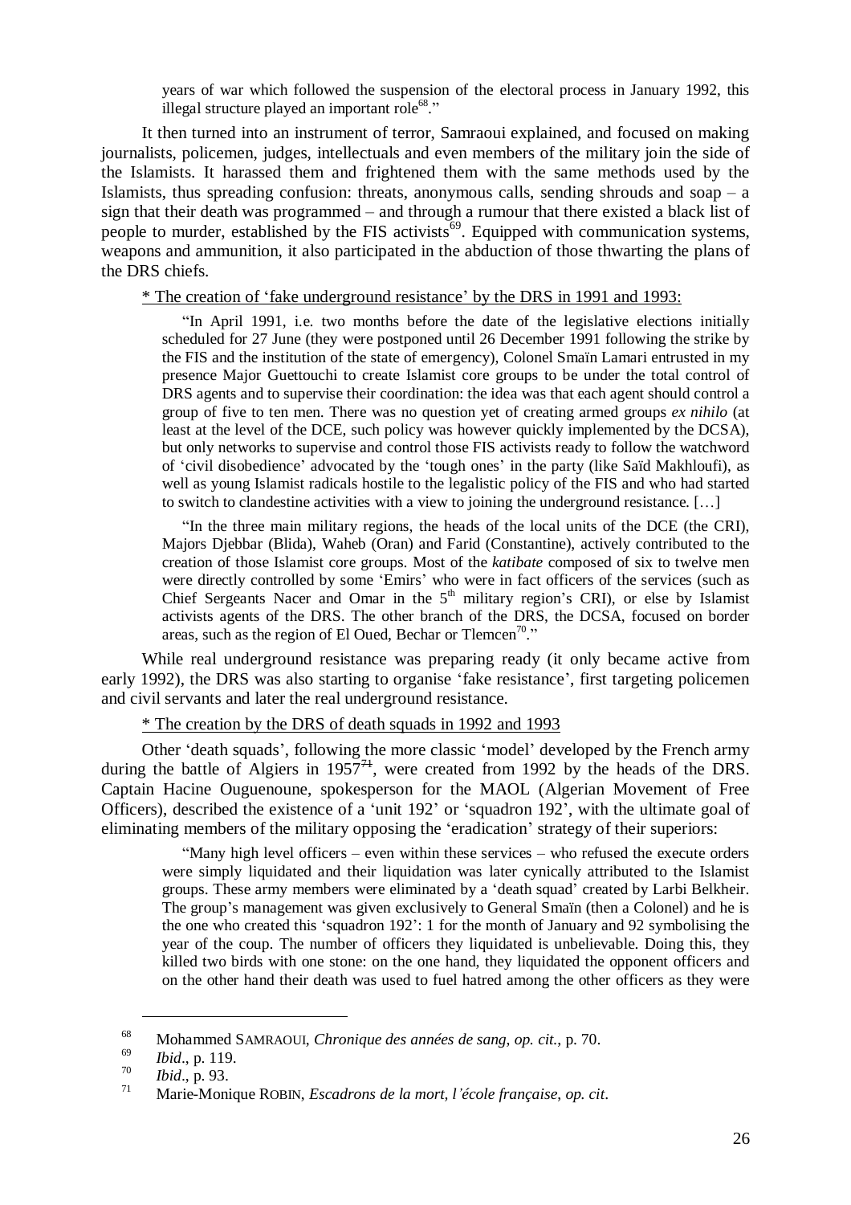> years of war which followed the suspension of the electoral process in January 1992, this illegal structure played an important role[68]."

It then turned into an instrument of terror, Samraoui explained, and focused on making journalists, policemen, judges, intellectuals and even members of the military join the side of the Islamists. It harassed them and frightened them with the same methods used by the Islamists, thus spreading confusion: threats, anonymous calls, sending shrouds and soap – a sign that their death was programmed – and through a rumour that there existed a black list of people to murder, established by the FIS activists[69]. Equipped with communication systems, weapons and ammunition, it also participated in the abduction of those thwarting the plans of the DRS chiefs.

<u>* The creation of 'fake underground resistance' by the DRS in 1991 and 1993:</u>

> "In April 1991, i.e. two months before the date of the legislative elections initially scheduled for 27 June (they were postponed until 26 December 1991 following the strike by the FIS and the institution of the state of emergency), Colonel Smaïn Lamari entrusted in my presence Major Guettouchi to create Islamist core groups to be under the total control of DRS agents and to supervise their coordination: the idea was that each agent should control a group of five to ten men. There was no question yet of creating armed groups *ex nihilo* (at least at the level of the DCE, such policy was however quickly implemented by the DCSA), but only networks to supervise and control those FIS activists ready to follow the watchword of 'civil disobedience' advocated by the 'tough ones' in the party (like Saïd Makhloufi), as well as young Islamist radicals hostile to the legalistic policy of the FIS and who had started to switch to clandestine activities with a view to joining the underground resistance. […]
>
> "In the three main military regions, the heads of the local units of the DCE (the CRI), Majors Djebbar (Blida), Waheb (Oran) and Farid (Constantine), actively contributed to the creation of those Islamist core groups. Most of the *katibate* composed of six to twelve men were directly controlled by some 'Emirs' who were in fact officers of the services (such as Chief Sergeants Nacer and Omar in the 5th military region's CRI), or else by Islamist activists agents of the DRS. The other branch of the DRS, the DCSA, focused on border areas, such as the region of El Oued, Bechar or Tlemcen[70]."

While real underground resistance was preparing ready (it only became active from early 1992), the DRS was also starting to organise 'fake resistance', first targeting policemen and civil servants and later the real underground resistance.

<u>* The creation by the DRS of death squads in 1992 and 1993</u>

Other 'death squads', following the more classic 'model' developed by the French army during the battle of Algiers in 1957[71], were created from 1992 by the heads of the DRS. Captain Hacine Ouguenoune, spokesperson for the MAOL (Algerian Movement of Free Officers), described the existence of a 'unit 192' or 'squadron 192', with the ultimate goal of eliminating members of the military opposing the 'eradication' strategy of their superiors:

> "Many high level officers – even within these services – who refused the execute orders were simply liquidated and their liquidation was later cynically attributed to the Islamist groups. These army members were eliminated by a 'death squad' created by Larbi Belkheir. The group's management was given exclusively to General Smaïn (then a Colonel) and he is the one who created this 'squadron 192': 1 for the month of January and 92 symbolising the year of the coup. The number of officers they liquidated is unbelievable. Doing this, they killed two birds with one stone: on the one hand, they liquidated the opponent officers and on the other hand their death was used to fuel hatred among the other officers as they were

---

[68] Mohammed SAMRAOUI, *Chronique des années de sang*, *op. cit.*, p. 70.

[69] *Ibid*., p. 119.

[70] *Ibid*., p. 93.

[71] Marie-Monique ROBIN, *Escadrons de la mort, l'école française*, *op. cit*.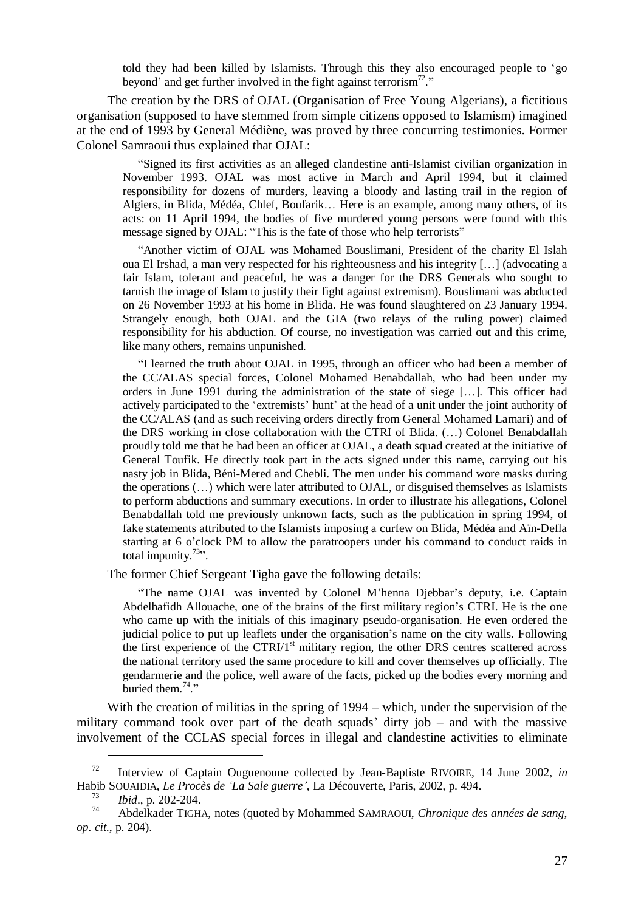> told they had been killed by Islamists. Through this they also encouraged people to 'go beyond' and get further involved in the fight against terrorism[72]."

The creation by the DRS of OJAL (Organisation of Free Young Algerians), a fictitious organisation (supposed to have stemmed from simple citizens opposed to Islamism) imagined at the end of 1993 by General Médiène, was proved by three concurring testimonies. Former Colonel Samraoui thus explained that OJAL:

> "Signed its first activities as an alleged clandestine anti-Islamist civilian organization in November 1993. OJAL was most active in March and April 1994, but it claimed responsibility for dozens of murders, leaving a bloody and lasting trail in the region of Algiers, in Blida, Médéa, Chlef, Boufarik… Here is an example, among many others, of its acts: on 11 April 1994, the bodies of five murdered young persons were found with this message signed by OJAL: "This is the fate of those who help terrorists"
>
> "Another victim of OJAL was Mohamed Bouslimani, President of the charity El Islah oua El Irshad, a man very respected for his righteousness and his integrity […] (advocating a fair Islam, tolerant and peaceful, he was a danger for the DRS Generals who sought to tarnish the image of Islam to justify their fight against extremism). Bouslimani was abducted on 26 November 1993 at his home in Blida. He was found slaughtered on 23 January 1994. Strangely enough, both OJAL and the GIA (two relays of the ruling power) claimed responsibility for his abduction. Of course, no investigation was carried out and this crime, like many others, remains unpunished.
>
> "I learned the truth about OJAL in 1995, through an officer who had been a member of the CC/ALAS special forces, Colonel Mohamed Benabdallah, who had been under my orders in June 1991 during the administration of the state of siege […]. This officer had actively participated to the 'extremists' hunt' at the head of a unit under the joint authority of the CC/ALAS (and as such receiving orders directly from General Mohamed Lamari) and of the DRS working in close collaboration with the CTRI of Blida. (…) Colonel Benabdallah proudly told me that he had been an officer at OJAL, a death squad created at the initiative of General Toufik. He directly took part in the acts signed under this name, carrying out his nasty job in Blida, Béni-Mered and Chebli. The men under his command wore masks during the operations (…) which were later attributed to OJAL, or disguised themselves as Islamists to perform abductions and summary executions. In order to illustrate his allegations, Colonel Benabdallah told me previously unknown facts, such as the publication in spring 1994, of fake statements attributed to the Islamists imposing a curfew on Blida, Médéa and Aïn-Defla starting at 6 o'clock PM to allow the paratroopers under his command to conduct raids in total impunity.[73]".

The former Chief Sergeant Tigha gave the following details:

> "The name OJAL was invented by Colonel M'henna Djebbar's deputy, i.e. Captain Abdelhafidh Allouache, one of the brains of the first military region's CTRI. He is the one who came up with the initials of this imaginary pseudo-organisation. He even ordered the judicial police to put up leaflets under the organisation's name on the city walls. Following the first experience of the CTRI/1st military region, the other DRS centres scattered across the national territory used the same procedure to kill and cover themselves up officially. The gendarmerie and the police, well aware of the facts, picked up the bodies every morning and buried them.[74]"

With the creation of militias in the spring of 1994 – which, under the supervision of the military command took over part of the death squads' dirty job – and with the massive involvement of the CCLAS special forces in illegal and clandestine activities to eliminate

---

[72] Interview of Captain Ouguenoune collected by Jean-Baptiste RIVOIRE, 14 June 2002, *in* Habib SOUAÏDIA, *Le Procès de 'La Sale guerre'*, La Découverte, Paris, 2002, p. 494.

[73] *Ibid*., p. 202-204.

[74] Abdelkader TIGHA, notes (quoted by Mohammed SAMRAOUI, *Chronique des années de sang*, *op. cit.*, p. 204).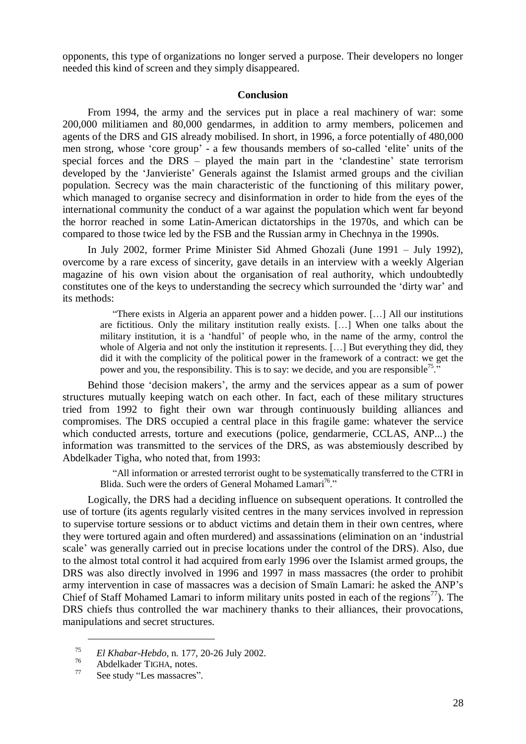opponents, this type of organizations no longer served a purpose. Their developers no longer needed this kind of screen and they simply disappeared.

## Conclusion

From 1994, the army and the services put in place a real machinery of war: some 200,000 militiamen and 80,000 gendarmes, in addition to army members, policemen and agents of the DRS and GIS already mobilised. In short, in 1996, a force potentially of 480,000 men strong, whose 'core group' - a few thousands members of so-called 'elite' units of the special forces and the DRS – played the main part in the 'clandestine' state terrorism developed by the 'Janvieriste' Generals against the Islamist armed groups and the civilian population. Secrecy was the main characteristic of the functioning of this military power, which managed to organise secrecy and disinformation in order to hide from the eyes of the international community the conduct of a war against the population which went far beyond the horror reached in some Latin-American dictatorships in the 1970s, and which can be compared to those twice led by the FSB and the Russian army in Chechnya in the 1990s.

In July 2002, former Prime Minister Sid Ahmed Ghozali (June 1991 – July 1992), overcome by a rare excess of sincerity, gave details in an interview with a weekly Algerian magazine of his own vision about the organisation of real authority, which undoubtedly constitutes one of the keys to understanding the secrecy which surrounded the 'dirty war' and its methods:

> "There exists in Algeria an apparent power and a hidden power. […] All our institutions are fictitious. Only the military institution really exists. […] When one talks about the military institution, it is a 'handful' of people who, in the name of the army, control the whole of Algeria and not only the institution it represents. […] But everything they did, they did it with the complicity of the political power in the framework of a contract: we get the power and you, the responsibility. This is to say: we decide, and you are responsible[75]."

Behind those 'decision makers', the army and the services appear as a sum of power structures mutually keeping watch on each other. In fact, each of these military structures tried from 1992 to fight their own war through continuously building alliances and compromises. The DRS occupied a central place in this fragile game: whatever the service which conducted arrests, torture and executions (police, gendarmerie, CCLAS, ANP...) the information was transmitted to the services of the DRS, as was abstemiously described by Abdelkader Tigha, who noted that, from 1993:

> "All information or arrested terrorist ought to be systematically transferred to the CTRI in Blida. Such were the orders of General Mohamed Lamari[76]."

Logically, the DRS had a deciding influence on subsequent operations. It controlled the use of torture (its agents regularly visited centres in the many services involved in repression to supervise torture sessions or to abduct victims and detain them in their own centres, where they were tortured again and often murdered) and assassinations (elimination on an 'industrial scale' was generally carried out in precise locations under the control of the DRS). Also, due to the almost total control it had acquired from early 1996 over the Islamist armed groups, the DRS was also directly involved in 1996 and 1997 in mass massacres (the order to prohibit army intervention in case of massacres was a decision of Smaïn Lamari: he asked the ANP's Chief of Staff Mohamed Lamari to inform military units posted in each of the regions[77]). The DRS chiefs thus controlled the war machinery thanks to their alliances, their provocations, manipulations and secret structures.

---

[75] *El Khabar-Hebdo*, n. 177, 20-26 July 2002.

[76] Abdelkader TIGHA, notes.

[77] See study "Les massacres".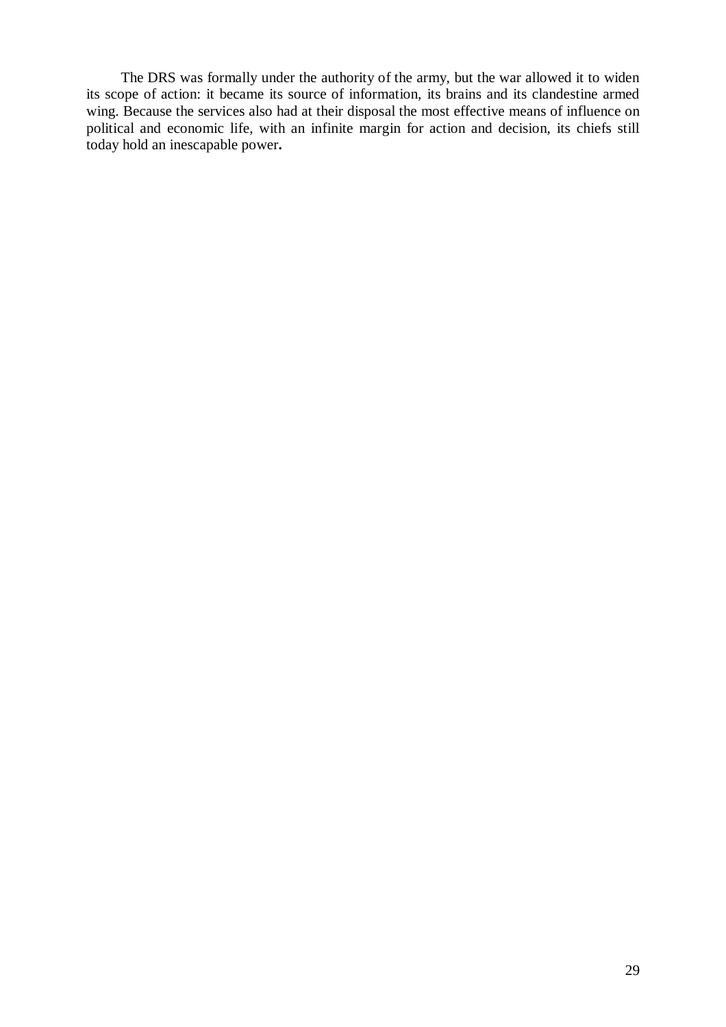The DRS was formally under the authority of the army, but the war allowed it to widen its scope of action: it became its source of information, its brains and its clandestine armed wing. Because the services also had at their disposal the most effective means of influence on political and economic life, with an infinite margin for action and decision, its chiefs still today hold an inescapable power**.**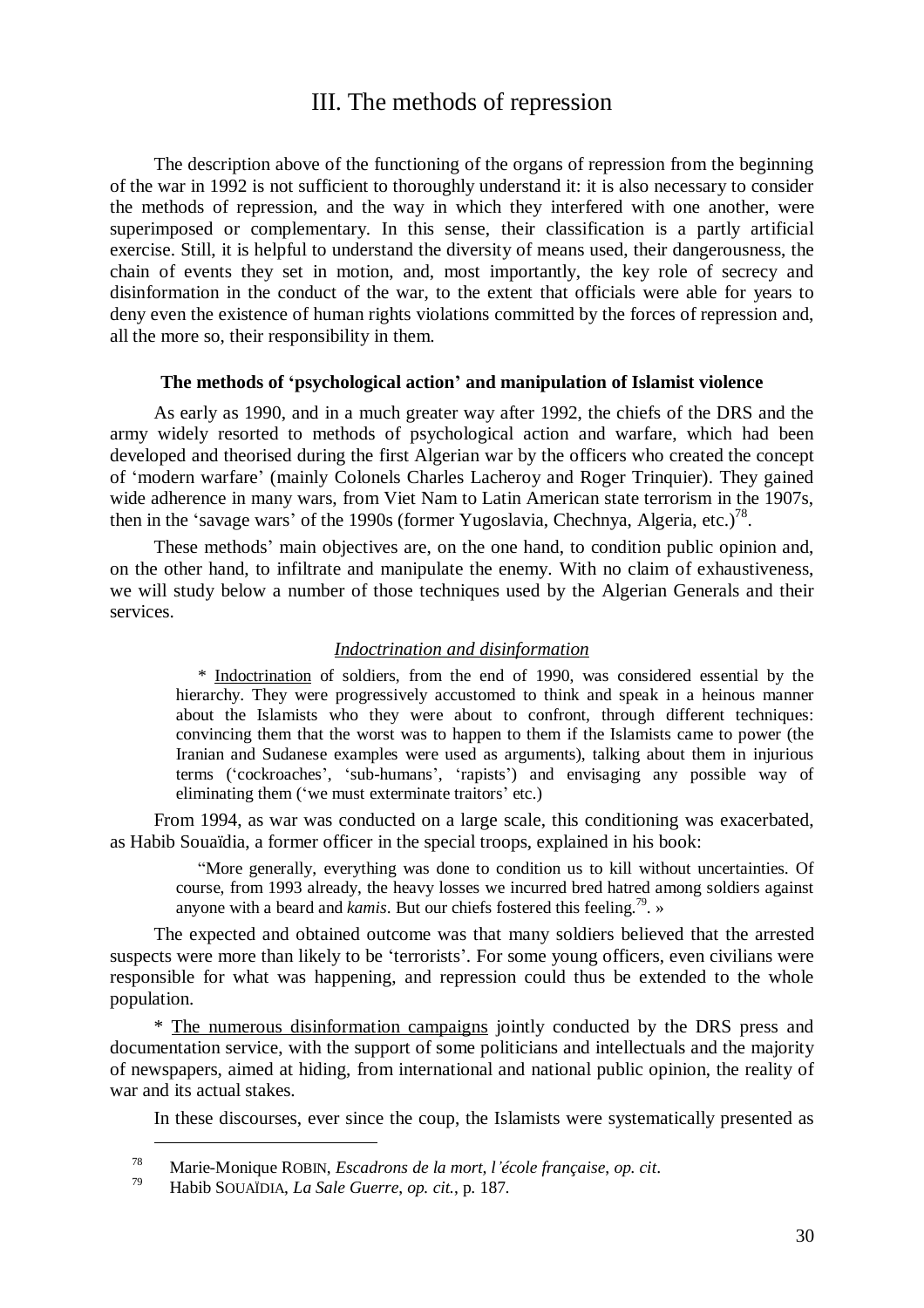# III. The methods of repression

The description above of the functioning of the organs of repression from the beginning of the war in 1992 is not sufficient to thoroughly understand it: it is also necessary to consider the methods of repression, and the way in which they interfered with one another, were superimposed or complementary. In this sense, their classification is a partly artificial exercise. Still, it is helpful to understand the diversity of means used, their dangerousness, the chain of events they set in motion, and, most importantly, the key role of secrecy and disinformation in the conduct of the war, to the extent that officials were able for years to deny even the existence of human rights violations committed by the forces of repression and, all the more so, their responsibility in them.

## The methods of 'psychological action' and manipulation of Islamist violence

As early as 1990, and in a much greater way after 1992, the chiefs of the DRS and the army widely resorted to methods of psychological action and warfare, which had been developed and theorised during the first Algerian war by the officers who created the concept of 'modern warfare' (mainly Colonels Charles Lacheroy and Roger Trinquier). They gained wide adherence in many wars, from Viet Nam to Latin American state terrorism in the 1907s, then in the 'savage wars' of the 1990s (former Yugoslavia, Chechnya, Algeria, etc.)[78].

These methods' main objectives are, on the one hand, to condition public opinion and, on the other hand, to infiltrate and manipulate the enemy. With no claim of exhaustiveness, we will study below a number of those techniques used by the Algerian Generals and their services.

### *Indoctrination and disinformation*

> * Indoctrination of soldiers, from the end of 1990, was considered essential by the hierarchy. They were progressively accustomed to think and speak in a heinous manner about the Islamists who they were about to confront, through different techniques: convincing them that the worst was to happen to them if the Islamists came to power (the Iranian and Sudanese examples were used as arguments), talking about them in injurious terms ('cockroaches', 'sub-humans', 'rapists') and envisaging any possible way of eliminating them ('we must exterminate traitors' etc.)

From 1994, as war was conducted on a large scale, this conditioning was exacerbated, as Habib Souaïdia, a former officer in the special troops, explained in his book:

> "More generally, everything was done to condition us to kill without uncertainties. Of course, from 1993 already, the heavy losses we incurred bred hatred among soldiers against anyone with a beard and *kamis*. But our chiefs fostered this feeling.[79]. »

The expected and obtained outcome was that many soldiers believed that the arrested suspects were more than likely to be 'terrorists'. For some young officers, even civilians were responsible for what was happening, and repression could thus be extended to the whole population.

* The numerous disinformation campaigns jointly conducted by the DRS press and documentation service, with the support of some politicians and intellectuals and the majority of newspapers, aimed at hiding, from international and national public opinion, the reality of war and its actual stakes.

In these discourses, ever since the coup, the Islamists were systematically presented as

---

[78] Marie-Monique ROBIN, *Escadrons de la mort, l'école française*, *op. cit*.

[79] Habib SOUAÏDIA, *La Sale Guerre*, *op. cit.*, p. 187.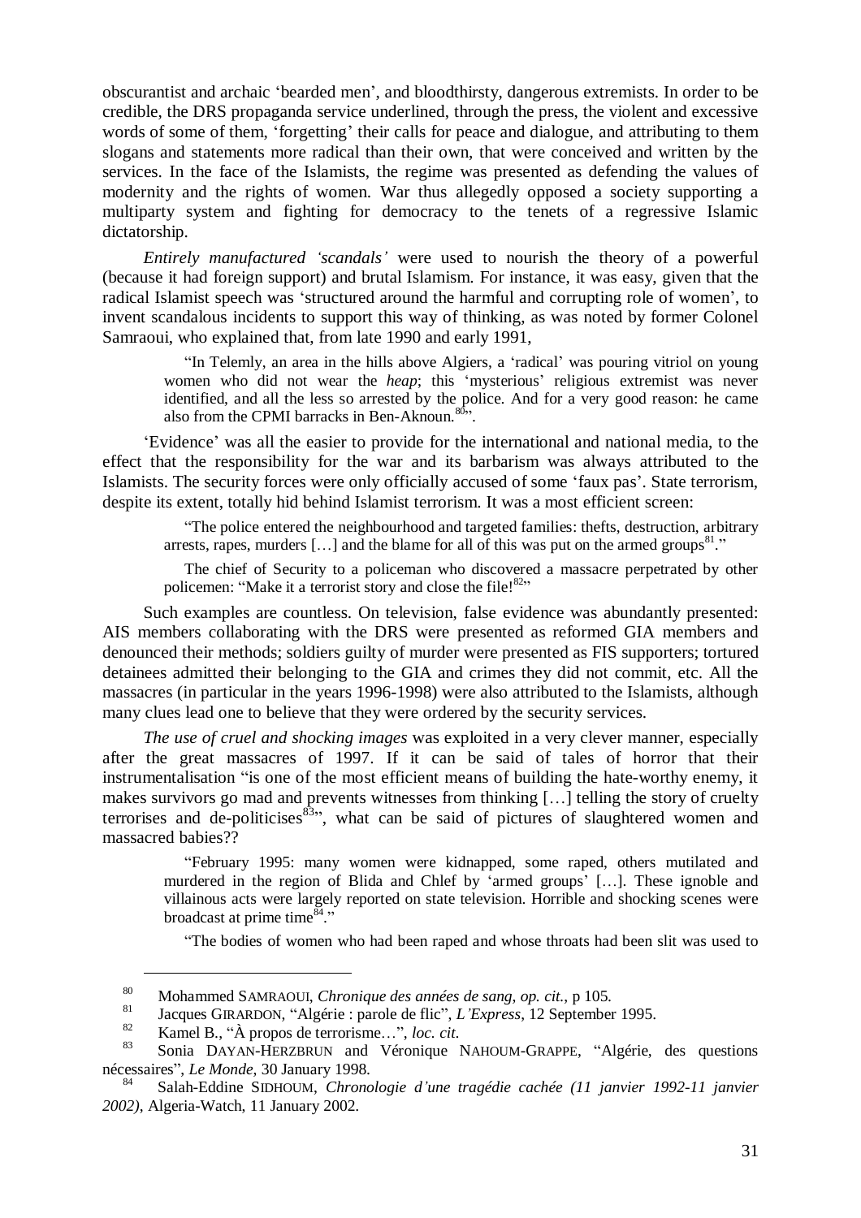obscurantist and archaic 'bearded men', and bloodthirsty, dangerous extremists. In order to be credible, the DRS propaganda service underlined, through the press, the violent and excessive words of some of them, 'forgetting' their calls for peace and dialogue, and attributing to them slogans and statements more radical than their own, that were conceived and written by the services. In the face of the Islamists, the regime was presented as defending the values of modernity and the rights of women. War thus allegedly opposed a society supporting a multiparty system and fighting for democracy to the tenets of a regressive Islamic dictatorship.

*Entirely manufactured 'scandals'* were used to nourish the theory of a powerful (because it had foreign support) and brutal Islamism. For instance, it was easy, given that the radical Islamist speech was 'structured around the harmful and corrupting role of women', to invent scandalous incidents to support this way of thinking, as was noted by former Colonel Samraoui, who explained that, from late 1990 and early 1991,

> "In Telemly, an area in the hills above Algiers, a 'radical' was pouring vitriol on young women who did not wear the *heap*; this 'mysterious' religious extremist was never identified, and all the less so arrested by the police. And for a very good reason: he came also from the CPMI barracks in Ben-Aknoun.[80]".

'Evidence' was all the easier to provide for the international and national media, to the effect that the responsibility for the war and its barbarism was always attributed to the Islamists. The security forces were only officially accused of some 'faux pas'. State terrorism, despite its extent, totally hid behind Islamist terrorism. It was a most efficient screen:

> "The police entered the neighbourhood and targeted families: thefts, destruction, arbitrary arrests, rapes, murders […] and the blame for all of this was put on the armed groups[81]."
>
> The chief of Security to a policeman who discovered a massacre perpetrated by other policemen: "Make it a terrorist story and close the file![82]"

Such examples are countless. On television, false evidence was abundantly presented: AIS members collaborating with the DRS were presented as reformed GIA members and denounced their methods; soldiers guilty of murder were presented as FIS supporters; tortured detainees admitted their belonging to the GIA and crimes they did not commit, etc. All the massacres (in particular in the years 1996-1998) were also attributed to the Islamists, although many clues lead one to believe that they were ordered by the security services.

*The use of cruel and shocking images* was exploited in a very clever manner, especially after the great massacres of 1997. If it can be said of tales of horror that their instrumentalisation "is one of the most efficient means of building the hate-worthy enemy, it makes survivors go mad and prevents witnesses from thinking […] telling the story of cruelty terrorises and de-politicises[83]", what can be said of pictures of slaughtered women and massacred babies??

> "February 1995: many women were kidnapped, some raped, others mutilated and murdered in the region of Blida and Chlef by 'armed groups' […]. These ignoble and villainous acts were largely reported on state television. Horrible and shocking scenes were broadcast at prime time[84]."
>
> "The bodies of women who had been raped and whose throats had been slit was used to

---

[80] Mohammed SAMRAOUI, *Chronique des années de sang*, *op. cit.*, p 105.

[81] Jacques GIRARDON, "Algérie : parole de flic", *L'Express*, 12 September 1995.

[82] Kamel B., "À propos de terrorisme…", *loc. cit.*

[83] Sonia DAYAN-HERZBRUN and Véronique NAHOUM-GRAPPE, "Algérie, des questions nécessaires", *Le Monde*, 30 January 1998.

[84] Salah-Eddine SIDHOUM, *Chronologie d'une tragédie cachée (11 janvier 1992-11 janvier 2002)*, Algeria-Watch, 11 January 2002.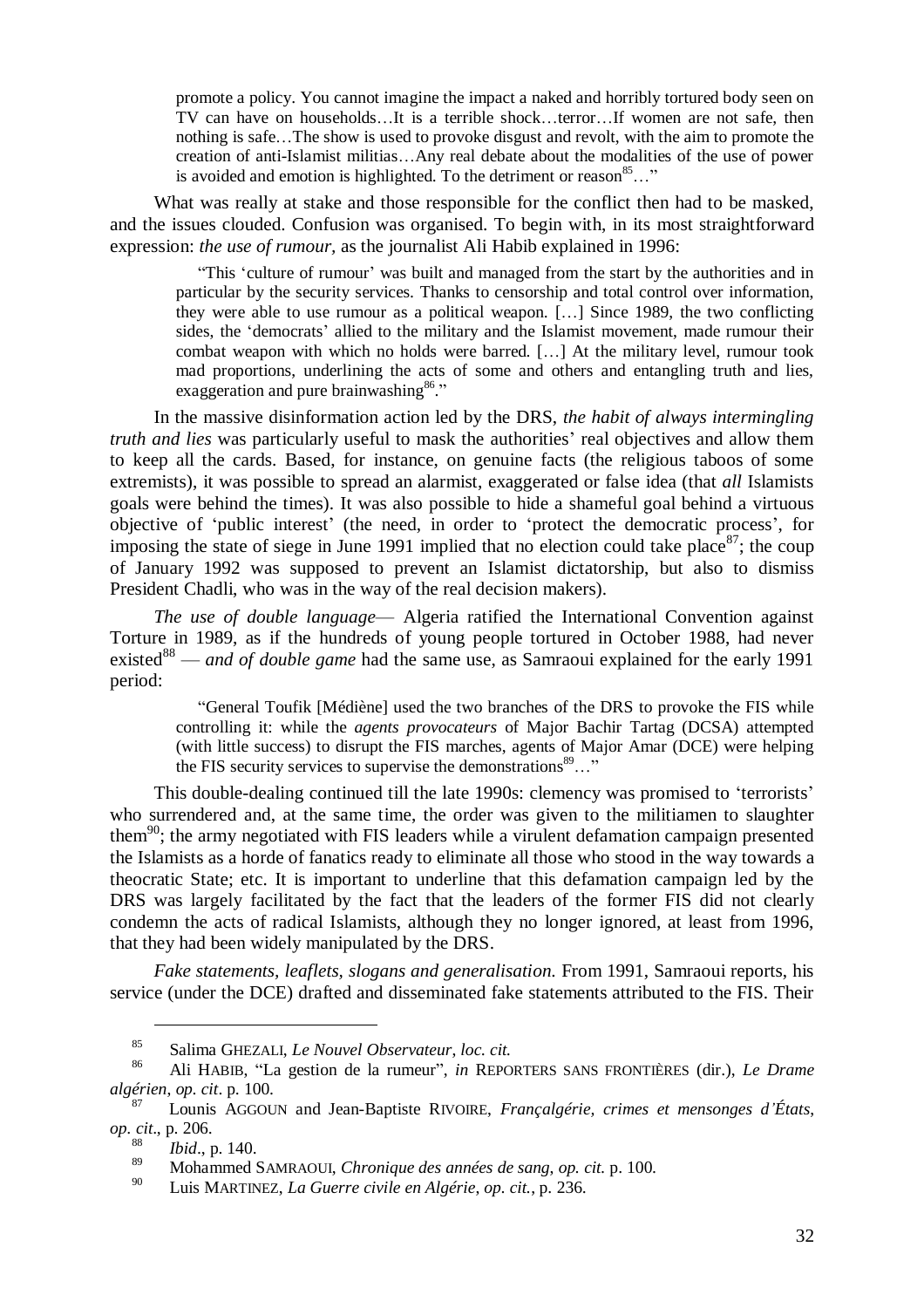> promote a policy. You cannot imagine the impact a naked and horribly tortured body seen on TV can have on households…It is a terrible shock…terror…If women are not safe, then nothing is safe…The show is used to provoke disgust and revolt, with the aim to promote the creation of anti-Islamist militias…Any real debate about the modalities of the use of power is avoided and emotion is highlighted. To the detriment or reason[85]…"

What was really at stake and those responsible for the conflict then had to be masked, and the issues clouded. Confusion was organised. To begin with, in its most straightforward expression: *the use of rumour*, as the journalist Ali Habib explained in 1996:

> "This 'culture of rumour' was built and managed from the start by the authorities and in particular by the security services. Thanks to censorship and total control over information, they were able to use rumour as a political weapon. […] Since 1989, the two conflicting sides, the 'democrats' allied to the military and the Islamist movement, made rumour their combat weapon with which no holds were barred. […] At the military level, rumour took mad proportions, underlining the acts of some and others and entangling truth and lies, exaggeration and pure brainwashing[86]."

In the massive disinformation action led by the DRS, *the habit of always intermingling truth and lies* was particularly useful to mask the authorities' real objectives and allow them to keep all the cards. Based, for instance, on genuine facts (the religious taboos of some extremists), it was possible to spread an alarmist, exaggerated or false idea (that *all* Islamists goals were behind the times). It was also possible to hide a shameful goal behind a virtuous objective of 'public interest' (the need, in order to 'protect the democratic process', for imposing the state of siege in June 1991 implied that no election could take place[87]; the coup of January 1992 was supposed to prevent an Islamist dictatorship, but also to dismiss President Chadli, who was in the way of the real decision makers).

*The use of double language*— Algeria ratified the International Convention against Torture in 1989, as if the hundreds of young people tortured in October 1988, had never existed[88] — *and of double game* had the same use, as Samraoui explained for the early 1991 period:

> "General Toufik [Médiène] used the two branches of the DRS to provoke the FIS while controlling it: while the *agents provocateurs* of Major Bachir Tartag (DCSA) attempted (with little success) to disrupt the FIS marches, agents of Major Amar (DCE) were helping the FIS security services to supervise the demonstrations[89]…"

This double-dealing continued till the late 1990s: clemency was promised to 'terrorists' who surrendered and, at the same time, the order was given to the militiamen to slaughter them[90]; the army negotiated with FIS leaders while a virulent defamation campaign presented the Islamists as a horde of fanatics ready to eliminate all those who stood in the way towards a theocratic State; etc. It is important to underline that this defamation campaign led by the DRS was largely facilitated by the fact that the leaders of the former FIS did not clearly condemn the acts of radical Islamists, although they no longer ignored, at least from 1996, that they had been widely manipulated by the DRS.

*Fake statements, leaflets, slogans and generalisation.* From 1991, Samraoui reports, his service (under the DCE) drafted and disseminated fake statements attributed to the FIS. Their

---

85 Salima GHEZALI, *Le Nouvel Observateur*, *loc. cit.*

86 Ali HABIB, "La gestion de la rumeur", *in* REPORTERS SANS FRONTIÈRES (dir.), *Le Drame algérien*, *op. cit*. p. 100.

87 Lounis AGGOUN and Jean-Baptiste RIVOIRE, *Françalgérie, crimes et mensonges d'États*, *op. cit*., p. 206.

88 *Ibid*., p. 140.

89 Mohammed SAMRAOUI, *Chronique des années de sang*, *op. cit.* p. 100.

90 Luis MARTINEZ, *La Guerre civile en Algérie*, *op. cit.*, p. 236.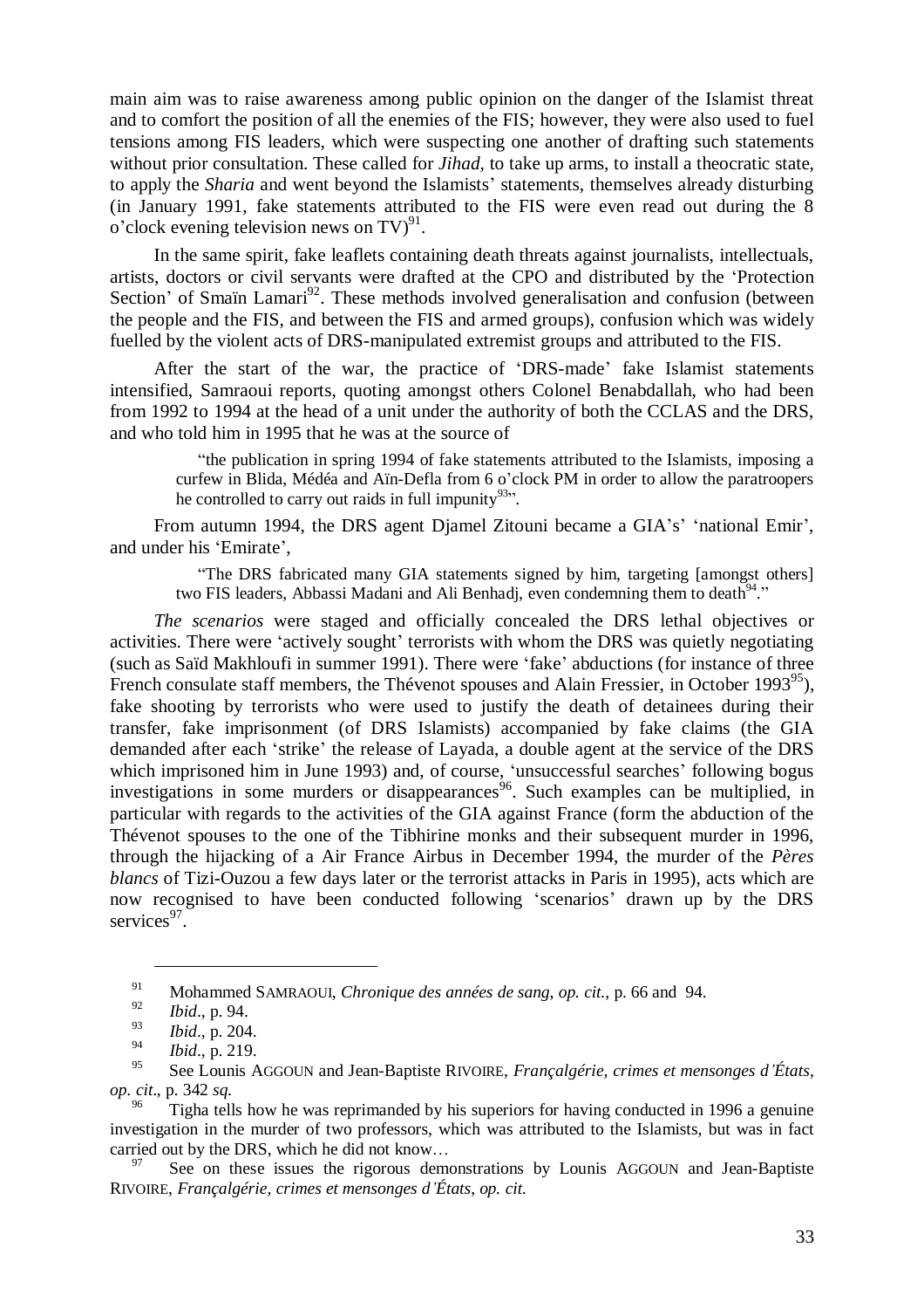main aim was to raise awareness among public opinion on the danger of the Islamist threat and to comfort the position of all the enemies of the FIS; however, they were also used to fuel tensions among FIS leaders, which were suspecting one another of drafting such statements without prior consultation. These called for *Jihad*, to take up arms, to install a theocratic state, to apply the *Sharia* and went beyond the Islamists' statements, themselves already disturbing (in January 1991, fake statements attributed to the FIS were even read out during the 8 o'clock evening television news on TV)[91].

In the same spirit, fake leaflets containing death threats against journalists, intellectuals, artists, doctors or civil servants were drafted at the CPO and distributed by the 'Protection Section' of Smaïn Lamari[92]. These methods involved generalisation and confusion (between the people and the FIS, and between the FIS and armed groups), confusion which was widely fuelled by the violent acts of DRS-manipulated extremist groups and attributed to the FIS.

After the start of the war, the practice of 'DRS-made' fake Islamist statements intensified, Samraoui reports, quoting amongst others Colonel Benabdallah, who had been from 1992 to 1994 at the head of a unit under the authority of both the CCLAS and the DRS, and who told him in 1995 that he was at the source of

> "the publication in spring 1994 of fake statements attributed to the Islamists, imposing a curfew in Blida, Médéa and Aïn-Defla from 6 o'clock PM in order to allow the paratroopers he controlled to carry out raids in full impunity[93]".

From autumn 1994, the DRS agent Djamel Zitouni became a GIA's' 'national Emir', and under his 'Emirate',

> "The DRS fabricated many GIA statements signed by him, targeting [amongst others] two FIS leaders, Abbassi Madani and Ali Benhadj, even condemning them to death[94]."

*The scenarios* were staged and officially concealed the DRS lethal objectives or activities. There were 'actively sought' terrorists with whom the DRS was quietly negotiating (such as Saïd Makhloufi in summer 1991). There were 'fake' abductions (for instance of three French consulate staff members, the Thévenot spouses and Alain Fressier, in October 1993[95]), fake shooting by terrorists who were used to justify the death of detainees during their transfer, fake imprisonment (of DRS Islamists) accompanied by fake claims (the GIA demanded after each 'strike' the release of Layada, a double agent at the service of the DRS which imprisoned him in June 1993) and, of course, 'unsuccessful searches' following bogus investigations in some murders or disappearances[96]. Such examples can be multiplied, in particular with regards to the activities of the GIA against France (form the abduction of the Thévenot spouses to the one of the Tibhirine monks and their subsequent murder in 1996, through the hijacking of a Air France Airbus in December 1994, the murder of the *Pères blancs* of Tizi-Ouzou a few days later or the terrorist attacks in Paris in 1995), acts which are now recognised to have been conducted following 'scenarios' drawn up by the DRS services[97].

---

[91] Mohammed SAMRAOUI, *Chronique des années de sang*, *op. cit.*, p. 66 and 94.

[92] *Ibid*., p. 94.

[93] *Ibid*., p. 204.

[94] *Ibid*., p. 219.

[95] See Lounis AGGOUN and Jean-Baptiste RIVOIRE, *Françalgérie, crimes et mensonges d'États*, *op. cit*., p. 342 *sq.*

[96] Tigha tells how he was reprimanded by his superiors for having conducted in 1996 a genuine investigation in the murder of two professors, which was attributed to the Islamists, but was in fact carried out by the DRS, which he did not know…

[97] See on these issues the rigorous demonstrations by Lounis AGGOUN and Jean-Baptiste RIVOIRE, *Françalgérie, crimes et mensonges d'États*, *op. cit.*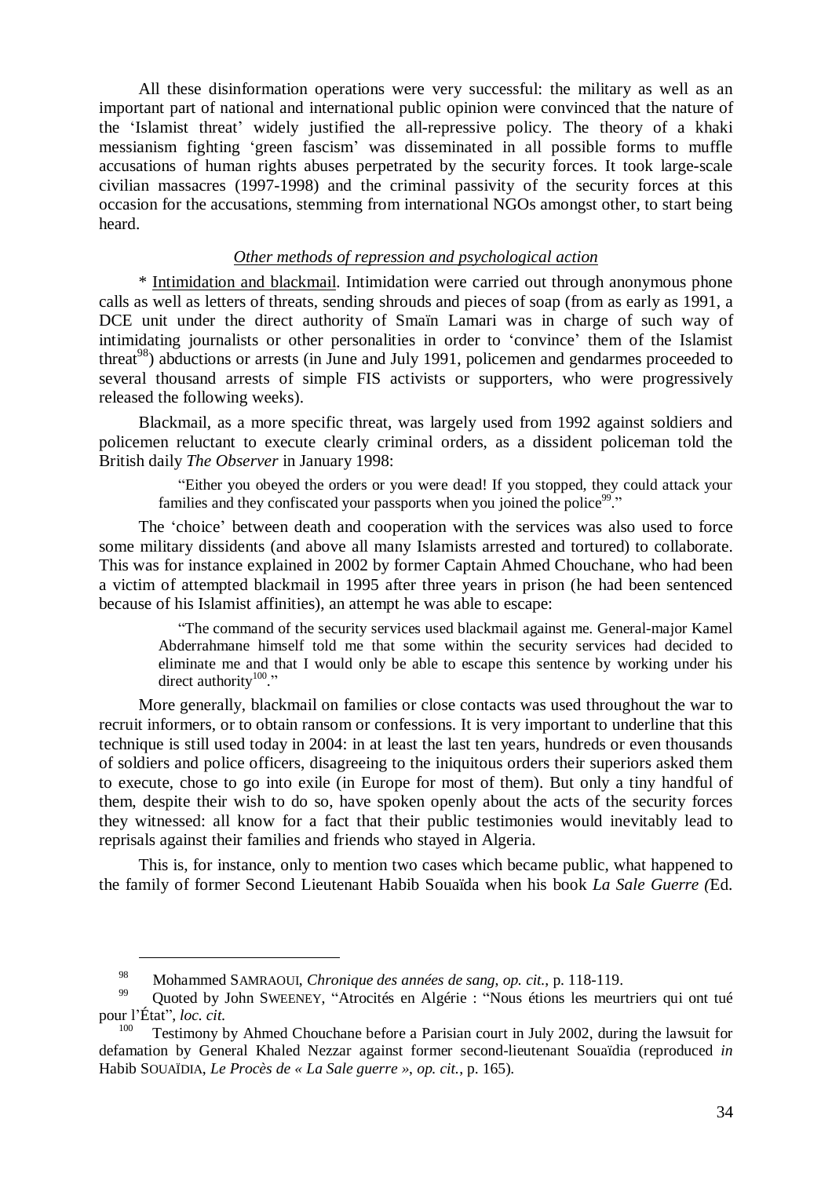All these disinformation operations were very successful: the military as well as an important part of national and international public opinion were convinced that the nature of the 'Islamist threat' widely justified the all-repressive policy. The theory of a khaki messianism fighting 'green fascism' was disseminated in all possible forms to muffle accusations of human rights abuses perpetrated by the security forces. It took large-scale civilian massacres (1997-1998) and the criminal passivity of the security forces at this occasion for the accusations, stemming from international NGOs amongst other, to start being heard.

### *Other methods of repression and psychological action*

\* Intimidation and blackmail. Intimidation were carried out through anonymous phone calls as well as letters of threats, sending shrouds and pieces of soap (from as early as 1991, a DCE unit under the direct authority of Smaïn Lamari was in charge of such way of intimidating journalists or other personalities in order to 'convince' them of the Islamist threat[98]) abductions or arrests (in June and July 1991, policemen and gendarmes proceeded to several thousand arrests of simple FIS activists or supporters, who were progressively released the following weeks).

Blackmail, as a more specific threat, was largely used from 1992 against soldiers and policemen reluctant to execute clearly criminal orders, as a dissident policeman told the British daily *The Observer* in January 1998:

> "Either you obeyed the orders or you were dead! If you stopped, they could attack your families and they confiscated your passports when you joined the police[99]."

The 'choice' between death and cooperation with the services was also used to force some military dissidents (and above all many Islamists arrested and tortured) to collaborate. This was for instance explained in 2002 by former Captain Ahmed Chouchane, who had been a victim of attempted blackmail in 1995 after three years in prison (he had been sentenced because of his Islamist affinities), an attempt he was able to escape:

> "The command of the security services used blackmail against me. General-major Kamel Abderrahmane himself told me that some within the security services had decided to eliminate me and that I would only be able to escape this sentence by working under his direct authority[100]."

More generally, blackmail on families or close contacts was used throughout the war to recruit informers, or to obtain ransom or confessions. It is very important to underline that this technique is still used today in 2004: in at least the last ten years, hundreds or even thousands of soldiers and police officers, disagreeing to the iniquitous orders their superiors asked them to execute, chose to go into exile (in Europe for most of them). But only a tiny handful of them, despite their wish to do so, have spoken openly about the acts of the security forces they witnessed: all know for a fact that their public testimonies would inevitably lead to reprisals against their families and friends who stayed in Algeria.

This is, for instance, only to mention two cases which became public, what happened to the family of former Second Lieutenant Habib Souaïda when his book *La Sale Guerre (*Ed.

---

[98] Mohammed SAMRAOUI, *Chronique des années de sang*, *op. cit.*, p. 118-119.

[99] Quoted by John SWEENEY, "Atrocités en Algérie : "Nous étions les meurtriers qui ont tué pour l'État", *loc. cit.*

[100] Testimony by Ahmed Chouchane before a Parisian court in July 2002, during the lawsuit for defamation by General Khaled Nezzar against former second-lieutenant Souaïdia (reproduced *in* Habib SOUAÏDIA, *Le Procès de « La Sale guerre »*, *op. cit.*, p. 165).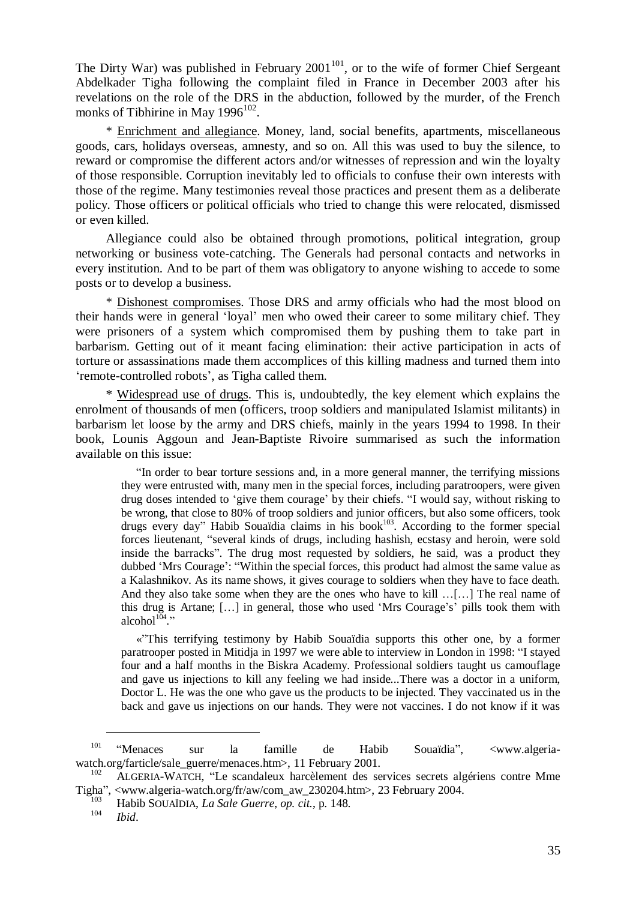The Dirty War) was published in February 2001[101], or to the wife of former Chief Sergeant Abdelkader Tigha following the complaint filed in France in December 2003 after his revelations on the role of the DRS in the abduction, followed by the murder, of the French monks of Tibhirine in May 1996[102].

* Enrichment and allegiance. Money, land, social benefits, apartments, miscellaneous goods, cars, holidays overseas, amnesty, and so on. All this was used to buy the silence, to reward or compromise the different actors and/or witnesses of repression and win the loyalty of those responsible. Corruption inevitably led to officials to confuse their own interests with those of the regime. Many testimonies reveal those practices and present them as a deliberate policy. Those officers or political officials who tried to change this were relocated, dismissed or even killed.

Allegiance could also be obtained through promotions, political integration, group networking or business vote-catching. The Generals had personal contacts and networks in every institution. And to be part of them was obligatory to anyone wishing to accede to some posts or to develop a business.

* Dishonest compromises. Those DRS and army officials who had the most blood on their hands were in general 'loyal' men who owed their career to some military chief. They were prisoners of a system which compromised them by pushing them to take part in barbarism. Getting out of it meant facing elimination: their active participation in acts of torture or assassinations made them accomplices of this killing madness and turned them into 'remote-controlled robots', as Tigha called them.

* Widespread use of drugs. This is, undoubtedly, the key element which explains the enrolment of thousands of men (officers, troop soldiers and manipulated Islamist militants) in barbarism let loose by the army and DRS chiefs, mainly in the years 1994 to 1998. In their book, Lounis Aggoun and Jean-Baptiste Rivoire summarised as such the information available on this issue:

> "In order to bear torture sessions and, in a more general manner, the terrifying missions they were entrusted with, many men in the special forces, including paratroopers, were given drug doses intended to 'give them courage' by their chiefs. "I would say, without risking to be wrong, that close to 80% of troop soldiers and junior officers, but also some officers, took drugs every day" Habib Souaïdia claims in his book[103]. According to the former special forces lieutenant, "several kinds of drugs, including hashish, ecstasy and heroin, were sold inside the barracks". The drug most requested by soldiers, he said, was a product they dubbed 'Mrs Courage': "Within the special forces, this product had almost the same value as a Kalashnikov. As its name shows, it gives courage to soldiers when they have to face death. And they also take some when they are the ones who have to kill …[…] The real name of this drug is Artane; […] in general, those who used 'Mrs Courage's' pills took them with alcohol[104]."
>
> «"This terrifying testimony by Habib Souaïdia supports this other one, by a former paratrooper posted in Mitidja in 1997 we were able to interview in London in 1998: "I stayed four and a half months in the Biskra Academy. Professional soldiers taught us camouflage and gave us injections to kill any feeling we had inside...There was a doctor in a uniform, Doctor L. He was the one who gave us the products to be injected. They vaccinated us in the back and gave us injections on our hands. They were not vaccines. I do not know if it was

---

[101] "Menaces sur la famille de Habib Souaïdia", <www.algeria-watch.org/farticle/sale_guerre/menaces.htm>, 11 February 2001.

[102] ALGERIA-WATCH, "Le scandaleux harcèlement des services secrets algériens contre Mme Tigha", <www.algeria-watch.org/fr/aw/com_aw_230204.htm>, 23 February 2004.

[103] Habib SOUAÏDIA, *La Sale Guerre*, *op. cit.*, p. 148.

[104] *Ibid*.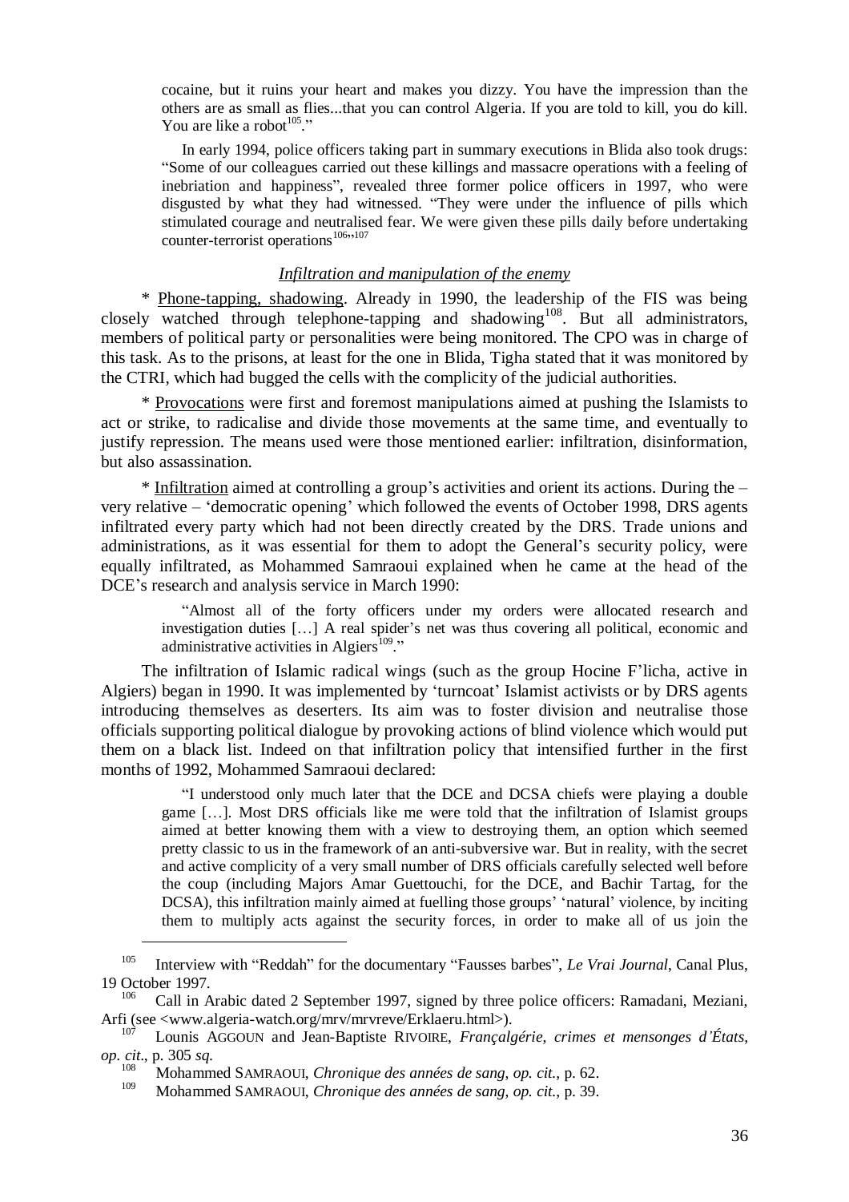> cocaine, but it ruins your heart and makes you dizzy. You have the impression than the others are as small as flies...that you can control Algeria. If you are told to kill, you do kill. You are like a robot[105]."
>
> In early 1994, police officers taking part in summary executions in Blida also took drugs: "Some of our colleagues carried out these killings and massacre operations with a feeling of inebriation and happiness", revealed three former police officers in 1997, who were disgusted by what they had witnessed. "They were under the influence of pills which stimulated courage and neutralised fear. We were given these pills daily before undertaking counter-terrorist operations[106]"[107]

### *Infiltration and manipulation of the enemy*

* Phone-tapping, shadowing. Already in 1990, the leadership of the FIS was being closely watched through telephone-tapping and shadowing[108]. But all administrators, members of political party or personalities were being monitored. The CPO was in charge of this task. As to the prisons, at least for the one in Blida, Tigha stated that it was monitored by the CTRI, which had bugged the cells with the complicity of the judicial authorities.

* Provocations were first and foremost manipulations aimed at pushing the Islamists to act or strike, to radicalise and divide those movements at the same time, and eventually to justify repression. The means used were those mentioned earlier: infiltration, disinformation, but also assassination.

* Infiltration aimed at controlling a group's activities and orient its actions. During the – very relative – 'democratic opening' which followed the events of October 1998, DRS agents infiltrated every party which had not been directly created by the DRS. Trade unions and administrations, as it was essential for them to adopt the General's security policy, were equally infiltrated, as Mohammed Samraoui explained when he came at the head of the DCE's research and analysis service in March 1990:

> "Almost all of the forty officers under my orders were allocated research and investigation duties […] A real spider's net was thus covering all political, economic and administrative activities in Algiers[109]."

The infiltration of Islamic radical wings (such as the group Hocine F'licha, active in Algiers) began in 1990. It was implemented by 'turncoat' Islamist activists or by DRS agents introducing themselves as deserters. Its aim was to foster division and neutralise those officials supporting political dialogue by provoking actions of blind violence which would put them on a black list. Indeed on that infiltration policy that intensified further in the first months of 1992, Mohammed Samraoui declared:

> "I understood only much later that the DCE and DCSA chiefs were playing a double game […]. Most DRS officials like me were told that the infiltration of Islamist groups aimed at better knowing them with a view to destroying them, an option which seemed pretty classic to us in the framework of an anti-subversive war. But in reality, with the secret and active complicity of a very small number of DRS officials carefully selected well before the coup (including Majors Amar Guettouchi, for the DCE, and Bachir Tartag, for the DCSA), this infiltration mainly aimed at fuelling those groups' 'natural' violence, by inciting them to multiply acts against the security forces, in order to make all of us join the

---

[105] Interview with "Reddah" for the documentary "Fausses barbes", *Le Vrai Journal*, Canal Plus, 19 October 1997.

[106] Call in Arabic dated 2 September 1997, signed by three police officers: Ramadani, Meziani, Arfi (see <www.algeria-watch.org/mrv/mrvreve/Erklaeru.html>).

[107] Lounis AGGOUN and Jean-Baptiste RIVOIRE, *Françalgérie, crimes et mensonges d'États*, *op. cit*., p. 305 *sq.*

[108] Mohammed SAMRAOUI, *Chronique des années de sang*, *op. cit.*, p. 62.

[109] Mohammed SAMRAOUI, *Chronique des années de sang*, *op. cit.*, p. 39.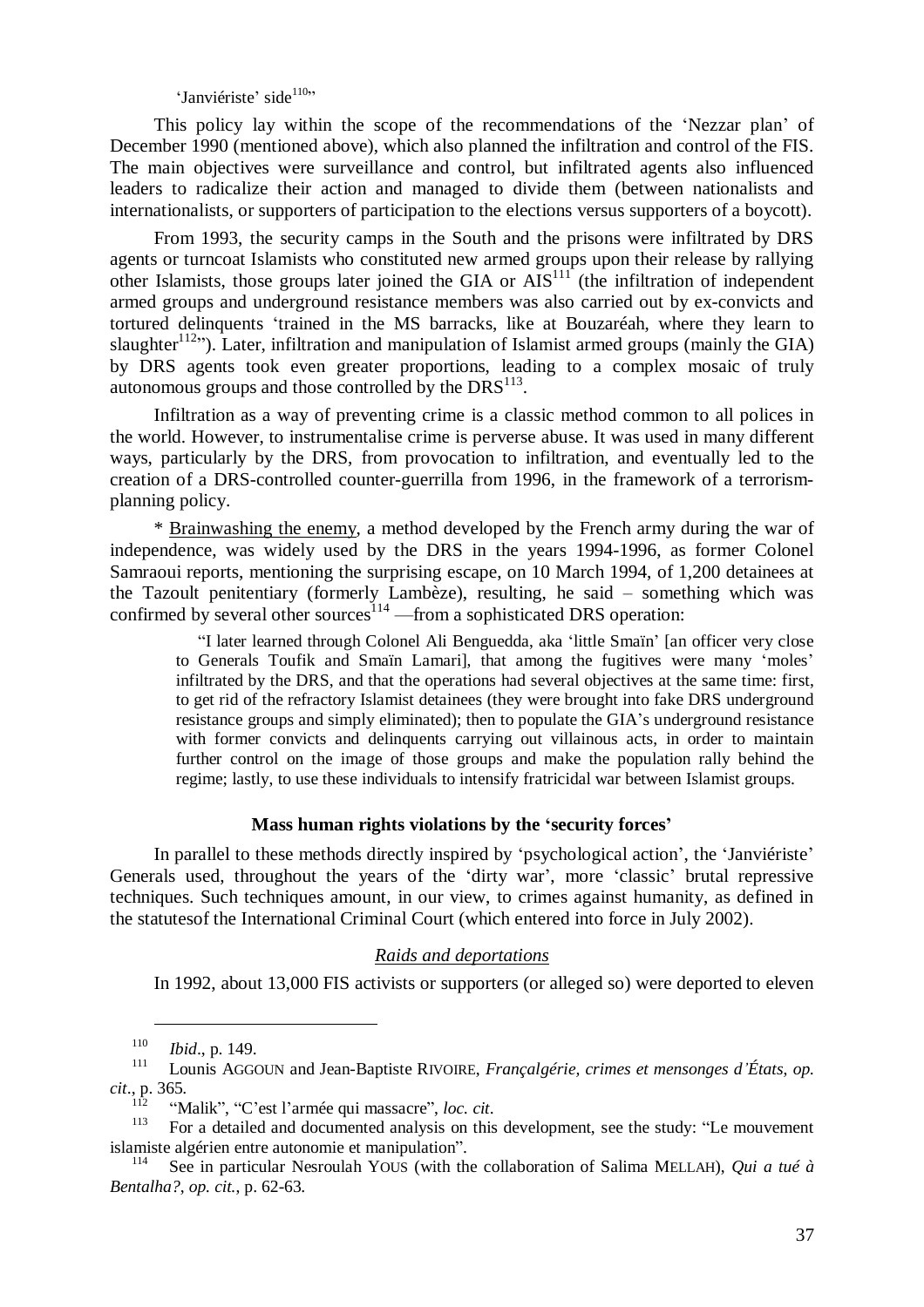'Janviériste' side[110]"

This policy lay within the scope of the recommendations of the 'Nezzar plan' of December 1990 (mentioned above), which also planned the infiltration and control of the FIS. The main objectives were surveillance and control, but infiltrated agents also influenced leaders to radicalize their action and managed to divide them (between nationalists and internationalists, or supporters of participation to the elections versus supporters of a boycott).

From 1993, the security camps in the South and the prisons were infiltrated by DRS agents or turncoat Islamists who constituted new armed groups upon their release by rallying other Islamists, those groups later joined the GIA or AIS[111] (the infiltration of independent armed groups and underground resistance members was also carried out by ex-convicts and tortured delinquents 'trained in the MS barracks, like at Bouzaréah, where they learn to slaughter[112]"). Later, infiltration and manipulation of Islamist armed groups (mainly the GIA) by DRS agents took even greater proportions, leading to a complex mosaic of truly autonomous groups and those controlled by the DRS[113].

Infiltration as a way of preventing crime is a classic method common to all polices in the world. However, to instrumentalise crime is perverse abuse. It was used in many different ways, particularly by the DRS, from provocation to infiltration, and eventually led to the creation of a DRS-controlled counter-guerrilla from 1996, in the framework of a terrorism-planning policy.

* Brainwashing the enemy, a method developed by the French army during the war of independence, was widely used by the DRS in the years 1994-1996, as former Colonel Samraoui reports, mentioning the surprising escape, on 10 March 1994, of 1,200 detainees at the Tazoult penitentiary (formerly Lambèze), resulting, he said – something which was confirmed by several other sources[114] —from a sophisticated DRS operation:

> "I later learned through Colonel Ali Benguedda, aka 'little Smaïn' [an officer very close to Generals Toufik and Smaïn Lamari], that among the fugitives were many 'moles' infiltrated by the DRS, and that the operations had several objectives at the same time: first, to get rid of the refractory Islamist detainees (they were brought into fake DRS underground resistance groups and simply eliminated); then to populate the GIA's underground resistance with former convicts and delinquents carrying out villainous acts, in order to maintain further control on the image of those groups and make the population rally behind the regime; lastly, to use these individuals to intensify fratricidal war between Islamist groups.

### Mass human rights violations by the 'security forces'

In parallel to these methods directly inspired by 'psychological action', the 'Janviériste' Generals used, throughout the years of the 'dirty war', more 'classic' brutal repressive techniques. Such techniques amount, in our view, to crimes against humanity, as defined in the statutesof the International Criminal Court (which entered into force in July 2002).

#### *Raids and deportations*

In 1992, about 13,000 FIS activists or supporters (or alleged so) were deported to eleven

---

[110] *Ibid*., p. 149.

[111] Lounis AGGOUN and Jean-Baptiste RIVOIRE, *Françalgérie, crimes et mensonges d'États*, *op. cit*., p. 365.

[112] "Malik", "C'est l'armée qui massacre", *loc. cit*.

[113] For a detailed and documented analysis on this development, see the study: "Le mouvement islamiste algérien entre autonomie et manipulation".

[114] See in particular Nesroulah YOUS (with the collaboration of Salima MELLAH), *Qui a tué à Bentalha?*, *op. cit.*, p. 62-63.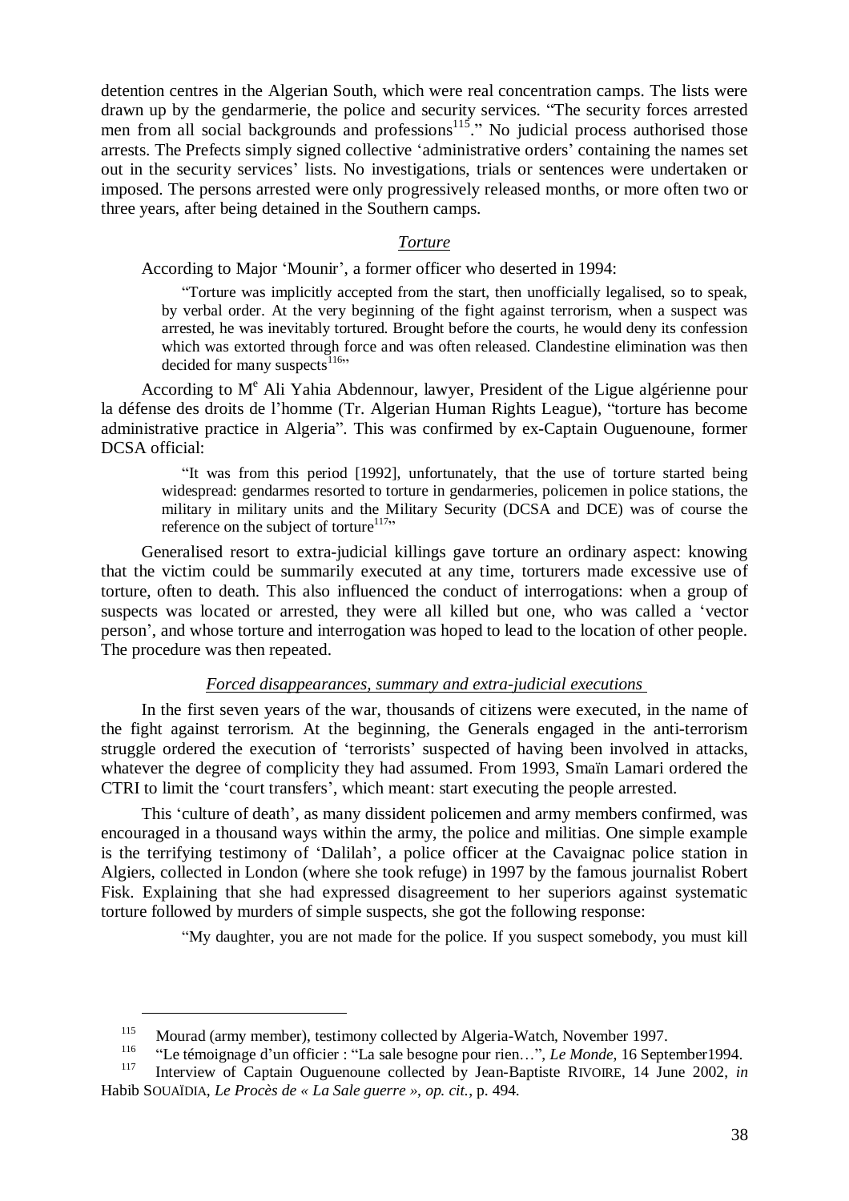detention centres in the Algerian South, which were real concentration camps. The lists were drawn up by the gendarmerie, the police and security services. "The security forces arrested men from all social backgrounds and professions[115]." No judicial process authorised those arrests. The Prefects simply signed collective 'administrative orders' containing the names set out in the security services' lists. No investigations, trials or sentences were undertaken or imposed. The persons arrested were only progressively released months, or more often two or three years, after being detained in the Southern camps.

### *Torture*

According to Major 'Mounir', a former officer who deserted in 1994:

> "Torture was implicitly accepted from the start, then unofficially legalised, so to speak, by verbal order. At the very beginning of the fight against terrorism, when a suspect was arrested, he was inevitably tortured. Brought before the courts, he would deny its confession which was extorted through force and was often released. Clandestine elimination was then decided for many suspects[116]"

According to Me Ali Yahia Abdennour, lawyer, President of the Ligue algérienne pour la défense des droits de l'homme (Tr. Algerian Human Rights League), "torture has become administrative practice in Algeria". This was confirmed by ex-Captain Ouguenoune, former DCSA official:

> "It was from this period [1992], unfortunately, that the use of torture started being widespread: gendarmes resorted to torture in gendarmeries, policemen in police stations, the military in military units and the Military Security (DCSA and DCE) was of course the reference on the subject of torture[117]"

Generalised resort to extra-judicial killings gave torture an ordinary aspect: knowing that the victim could be summarily executed at any time, torturers made excessive use of torture, often to death. This also influenced the conduct of interrogations: when a group of suspects was located or arrested, they were all killed but one, who was called a 'vector person', and whose torture and interrogation was hoped to lead to the location of other people. The procedure was then repeated.

### *Forced disappearances, summary and extra-judicial executions*

In the first seven years of the war, thousands of citizens were executed, in the name of the fight against terrorism. At the beginning, the Generals engaged in the anti-terrorism struggle ordered the execution of 'terrorists' suspected of having been involved in attacks, whatever the degree of complicity they had assumed. From 1993, Smaïn Lamari ordered the CTRI to limit the 'court transfers', which meant: start executing the people arrested.

This 'culture of death', as many dissident policemen and army members confirmed, was encouraged in a thousand ways within the army, the police and militias. One simple example is the terrifying testimony of 'Dalilah', a police officer at the Cavaignac police station in Algiers, collected in London (where she took refuge) in 1997 by the famous journalist Robert Fisk. Explaining that she had expressed disagreement to her superiors against systematic torture followed by murders of simple suspects, she got the following response:

> "My daughter, you are not made for the police. If you suspect somebody, you must kill

---

[115] Mourad (army member), testimony collected by Algeria-Watch, November 1997.

[116] "Le témoignage d'un officier : "La sale besogne pour rien…", *Le Monde*, 16 September1994.

[117] Interview of Captain Ouguenoune collected by Jean-Baptiste RIVOIRE, 14 June 2002, *in* Habib SOUAÏDIA, *Le Procès de « La Sale guerre »*, *op. cit.*, p. 494.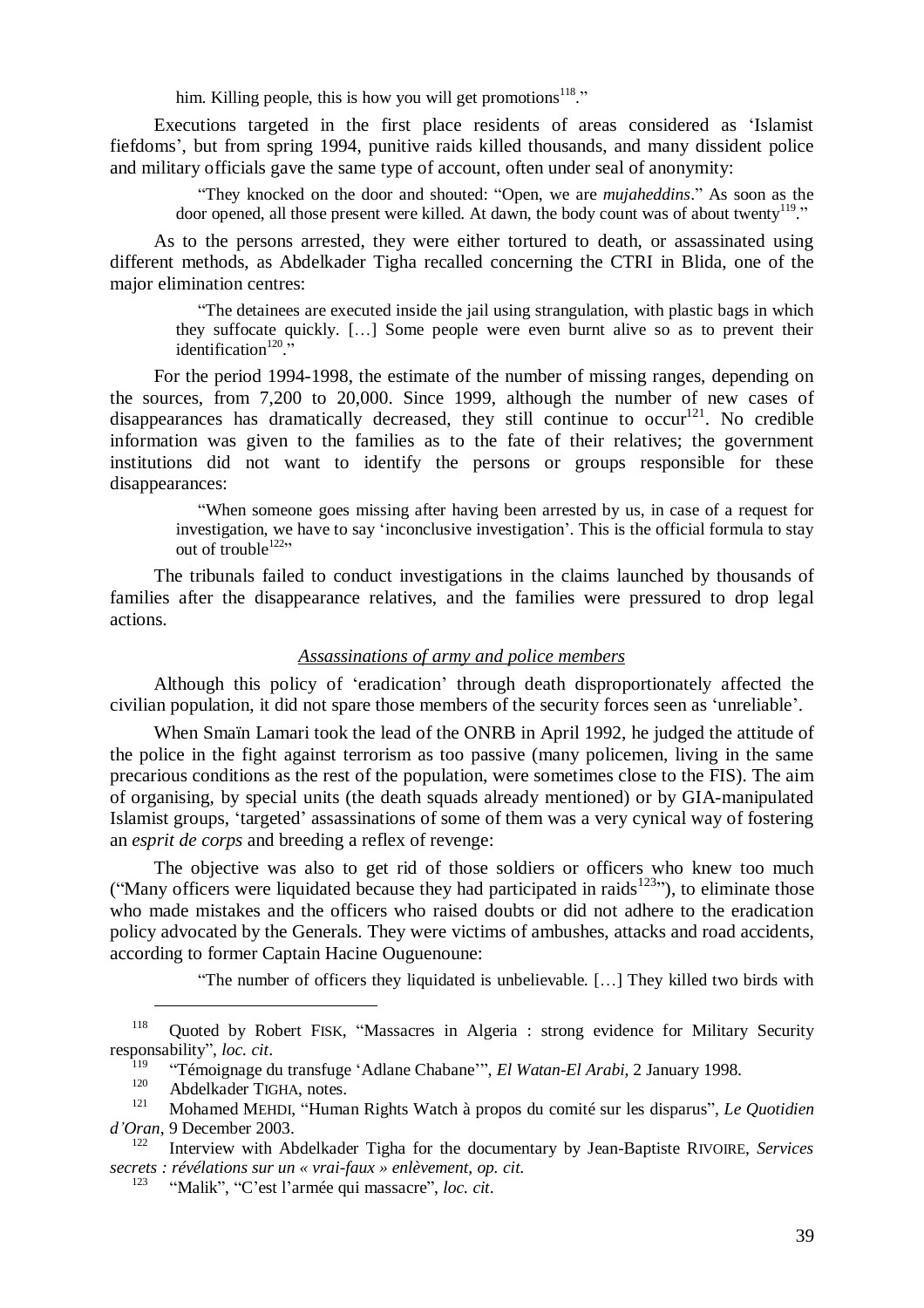him. Killing people, this is how you will get promotions[118]."

Executions targeted in the first place residents of areas considered as 'Islamist fiefdoms', but from spring 1994, punitive raids killed thousands, and many dissident police and military officials gave the same type of account, often under seal of anonymity:

> "They knocked on the door and shouted: "Open, we are *mujaheddins*." As soon as the door opened, all those present were killed. At dawn, the body count was of about twenty[119]."

As to the persons arrested, they were either tortured to death, or assassinated using different methods, as Abdelkader Tigha recalled concerning the CTRI in Blida, one of the major elimination centres:

> "The detainees are executed inside the jail using strangulation, with plastic bags in which they suffocate quickly. […] Some people were even burnt alive so as to prevent their identification[120]."

For the period 1994-1998, the estimate of the number of missing ranges, depending on the sources, from 7,200 to 20,000. Since 1999, although the number of new cases of disappearances has dramatically decreased, they still continue to occur[121]. No credible information was given to the families as to the fate of their relatives; the government institutions did not want to identify the persons or groups responsible for these disappearances:

> "When someone goes missing after having been arrested by us, in case of a request for investigation, we have to say 'inconclusive investigation'. This is the official formula to stay out of trouble[122]"

The tribunals failed to conduct investigations in the claims launched by thousands of families after the disappearance relatives, and the families were pressured to drop legal actions.

### *Assassinations of army and police members*

Although this policy of 'eradication' through death disproportionately affected the civilian population, it did not spare those members of the security forces seen as 'unreliable'.

When Smaïn Lamari took the lead of the ONRB in April 1992, he judged the attitude of the police in the fight against terrorism as too passive (many policemen, living in the same precarious conditions as the rest of the population, were sometimes close to the FIS). The aim of organising, by special units (the death squads already mentioned) or by GIA-manipulated Islamist groups, 'targeted' assassinations of some of them was a very cynical way of fostering an *esprit de corps* and breeding a reflex of revenge:

The objective was also to get rid of those soldiers or officers who knew too much ("Many officers were liquidated because they had participated in raids[123]"), to eliminate those who made mistakes and the officers who raised doubts or did not adhere to the eradication policy advocated by the Generals. They were victims of ambushes, attacks and road accidents, according to former Captain Hacine Ouguenoune:

> "The number of officers they liquidated is unbelievable. […] They killed two birds with

---

[118] Quoted by Robert FISK, "Massacres in Algeria : strong evidence for Military Security responsability", *loc. cit*.

[119] "Témoignage du transfuge 'Adlane Chabane'", *El Watan-El Arabi*, 2 January 1998.

[120] Abdelkader TIGHA, notes.

[121] Mohamed MEHDI, "Human Rights Watch à propos du comité sur les disparus", *Le Quotidien d'Oran*, 9 December 2003.

[122] Interview with Abdelkader Tigha for the documentary by Jean-Baptiste RIVOIRE, *Services secrets : révélations sur un « vrai-faux » enlèvement*, *op. cit.*

[123] "Malik", "C'est l'armée qui massacre", *loc. cit*.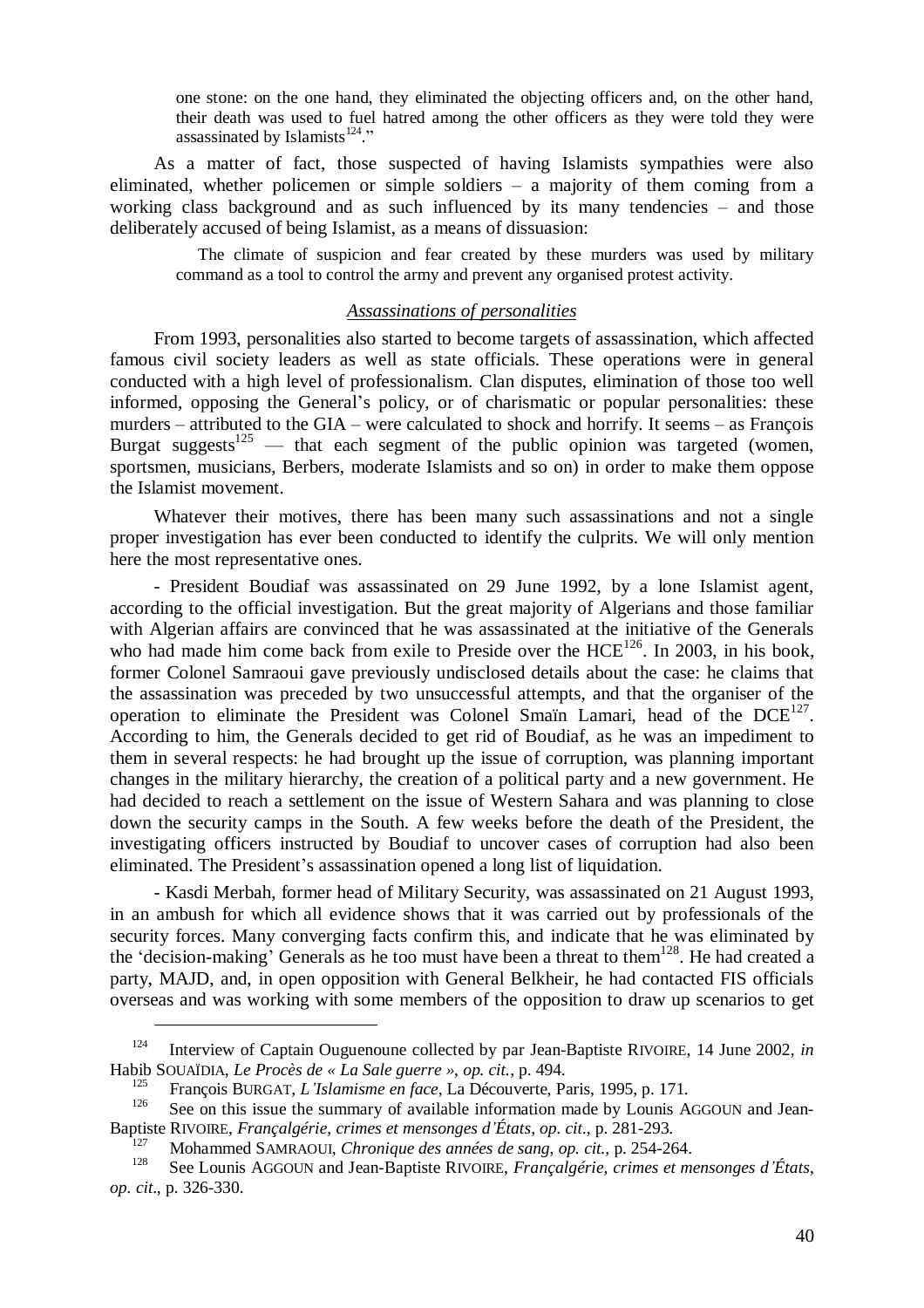> one stone: on the one hand, they eliminated the objecting officers and, on the other hand, their death was used to fuel hatred among the other officers as they were told they were assassinated by Islamists[124]."

As a matter of fact, those suspected of having Islamists sympathies were also eliminated, whether policemen or simple soldiers – a majority of them coming from a working class background and as such influenced by its many tendencies – and those deliberately accused of being Islamist, as a means of dissuasion:

> The climate of suspicion and fear created by these murders was used by military command as a tool to control the army and prevent any organised protest activity.

### *Assassinations of personalities*

From 1993, personalities also started to become targets of assassination, which affected famous civil society leaders as well as state officials. These operations were in general conducted with a high level of professionalism. Clan disputes, elimination of those too well informed, opposing the General's policy, or of charismatic or popular personalities: these murders – attributed to the GIA – were calculated to shock and horrify. It seems – as François Burgat suggests[125] — that each segment of the public opinion was targeted (women, sportsmen, musicians, Berbers, moderate Islamists and so on) in order to make them oppose the Islamist movement.

Whatever their motives, there has been many such assassinations and not a single proper investigation has ever been conducted to identify the culprits. We will only mention here the most representative ones.

- President Boudiaf was assassinated on 29 June 1992, by a lone Islamist agent, according to the official investigation. But the great majority of Algerians and those familiar with Algerian affairs are convinced that he was assassinated at the initiative of the Generals who had made him come back from exile to Preside over the HCE[126]. In 2003, in his book, former Colonel Samraoui gave previously undisclosed details about the case: he claims that the assassination was preceded by two unsuccessful attempts, and that the organiser of the operation to eliminate the President was Colonel Smaïn Lamari, head of the DCE[127]. According to him, the Generals decided to get rid of Boudiaf, as he was an impediment to them in several respects: he had brought up the issue of corruption, was planning important changes in the military hierarchy, the creation of a political party and a new government. He had decided to reach a settlement on the issue of Western Sahara and was planning to close down the security camps in the South. A few weeks before the death of the President, the investigating officers instructed by Boudiaf to uncover cases of corruption had also been eliminated. The President's assassination opened a long list of liquidation.

- Kasdi Merbah, former head of Military Security, was assassinated on 21 August 1993, in an ambush for which all evidence shows that it was carried out by professionals of the security forces. Many converging facts confirm this, and indicate that he was eliminated by the 'decision-making' Generals as he too must have been a threat to them[128]. He had created a party, MAJD, and, in open opposition with General Belkheir, he had contacted FIS officials overseas and was working with some members of the opposition to draw up scenarios to get

---

[124] Interview of Captain Ouguenoune collected by par Jean-Baptiste RIVOIRE, 14 June 2002, *in* Habib SOUAÏDIA, *Le Procès de « La Sale guerre »*, *op. cit.*, p. 494.

[125] François BURGAT, *L'Islamisme en face*, La Découverte, Paris, 1995, p. 171.

[126] See on this issue the summary of available information made by Lounis AGGOUN and Jean-Baptiste RIVOIRE, *Françalgérie, crimes et mensonges d'États*, *op. cit*., p. 281-293.

[127] Mohammed SAMRAOUI, *Chronique des années de sang*, *op. cit.*, p. 254-264.

[128] See Lounis AGGOUN and Jean-Baptiste RIVOIRE, *Françalgérie, crimes et mensonges d'États*, *op. cit*., p. 326-330.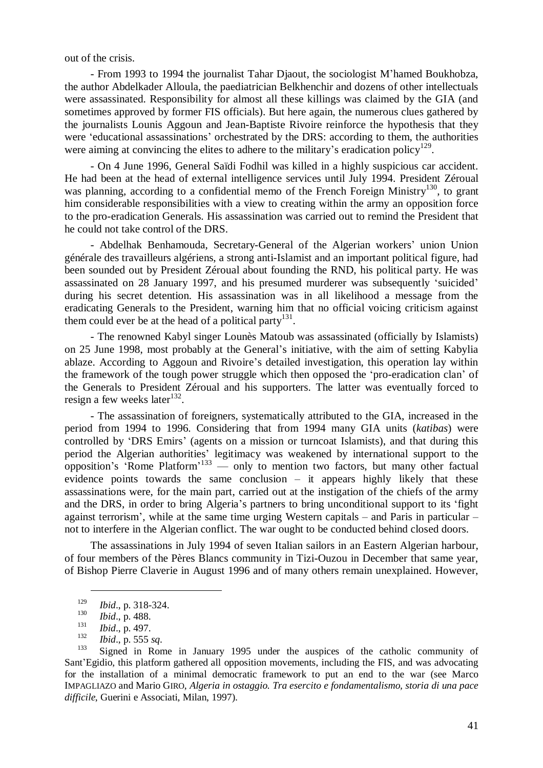out of the crisis.

- From 1993 to 1994 the journalist Tahar Djaout, the sociologist M'hamed Boukhobza, the author Abdelkader Alloula, the paediatrician Belkhenchir and dozens of other intellectuals were assassinated. Responsibility for almost all these killings was claimed by the GIA (and sometimes approved by former FIS officials). But here again, the numerous clues gathered by the journalists Lounis Aggoun and Jean-Baptiste Rivoire reinforce the hypothesis that they were 'educational assassinations' orchestrated by the DRS: according to them, the authorities were aiming at convincing the elites to adhere to the military's eradication policy[129].

- On 4 June 1996, General Saïdi Fodhil was killed in a highly suspicious car accident. He had been at the head of external intelligence services until July 1994. President Zéroual was planning, according to a confidential memo of the French Foreign Ministry[130], to grant him considerable responsibilities with a view to creating within the army an opposition force to the pro-eradication Generals. His assassination was carried out to remind the President that he could not take control of the DRS.

- Abdelhak Benhamouda, Secretary-General of the Algerian workers' union Union générale des travailleurs algériens, a strong anti-Islamist and an important political figure, had been sounded out by President Zéroual about founding the RND, his political party. He was assassinated on 28 January 1997, and his presumed murderer was subsequently 'suicided' during his secret detention. His assassination was in all likelihood a message from the eradicating Generals to the President, warning him that no official voicing criticism against them could ever be at the head of a political party[131].

- The renowned Kabyl singer Lounès Matoub was assassinated (officially by Islamists) on 25 June 1998, most probably at the General's initiative, with the aim of setting Kabylia ablaze. According to Aggoun and Rivoire's detailed investigation, this operation lay within the framework of the tough power struggle which then opposed the 'pro-eradication clan' of the Generals to President Zéroual and his supporters. The latter was eventually forced to resign a few weeks later[132].

- The assassination of foreigners, systematically attributed to the GIA, increased in the period from 1994 to 1996. Considering that from 1994 many GIA units (*katibas*) were controlled by 'DRS Emirs' (agents on a mission or turncoat Islamists), and that during this period the Algerian authorities' legitimacy was weakened by international support to the opposition's 'Rome Platform'[133] — only to mention two factors, but many other factual evidence points towards the same conclusion – it appears highly likely that these assassinations were, for the main part, carried out at the instigation of the chiefs of the army and the DRS, in order to bring Algeria's partners to bring unconditional support to its 'fight against terrorism', while at the same time urging Western capitals – and Paris in particular – not to interfere in the Algerian conflict. The war ought to be conducted behind closed doors.

The assassinations in July 1994 of seven Italian sailors in an Eastern Algerian harbour, of four members of the Pères Blancs community in Tizi-Ouzou in December that same year, of Bishop Pierre Claverie in August 1996 and of many others remain unexplained. However,

---

[129] *Ibid*., p. 318-324.

[130] *Ibid*., p. 488.

[131] *Ibid*., p. 497.

[132] *Ibid*., p. 555 *sq*.

[133] Signed in Rome in January 1995 under the auspices of the catholic community of Sant'Egidio, this platform gathered all opposition movements, including the FIS, and was advocating for the installation of a minimal democratic framework to put an end to the war (see Marco IMPAGLIAZO and Mario GIRO, *Algeria in ostaggio. Tra esercito e fondamentalismo, storia di una pace difficile*, Guerini e Associati, Milan, 1997).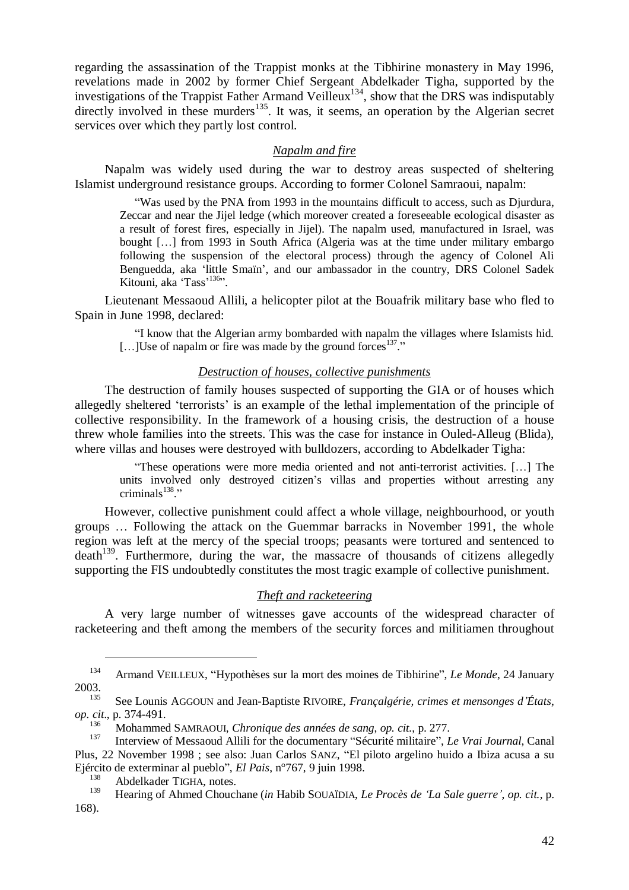regarding the assassination of the Trappist monks at the Tibhirine monastery in May 1996, revelations made in 2002 by former Chief Sergeant Abdelkader Tigha, supported by the investigations of the Trappist Father Armand Veilleux[134], show that the DRS was indisputably directly involved in these murders[135]. It was, it seems, an operation by the Algerian secret services over which they partly lost control.

### *Napalm and fire*

Napalm was widely used during the war to destroy areas suspected of sheltering Islamist underground resistance groups. According to former Colonel Samraoui, napalm:

> "Was used by the PNA from 1993 in the mountains difficult to access, such as Djurdura, Zeccar and near the Jijel ledge (which moreover created a foreseeable ecological disaster as a result of forest fires, especially in Jijel). The napalm used, manufactured in Israel, was bought […] from 1993 in South Africa (Algeria was at the time under military embargo following the suspension of the electoral process) through the agency of Colonel Ali Benguedda, aka 'little Smaïn', and our ambassador in the country, DRS Colonel Sadek Kitouni, aka 'Tass'[136]".

Lieutenant Messaoud Allili, a helicopter pilot at the Bouafrik military base who fled to Spain in June 1998, declared:

> "I know that the Algerian army bombarded with napalm the villages where Islamists hid. […]Use of napalm or fire was made by the ground forces[137]."

### *Destruction of houses, collective punishments*

The destruction of family houses suspected of supporting the GIA or of houses which allegedly sheltered 'terrorists' is an example of the lethal implementation of the principle of collective responsibility. In the framework of a housing crisis, the destruction of a house threw whole families into the streets. This was the case for instance in Ouled-Alleug (Blida), where villas and houses were destroyed with bulldozers, according to Abdelkader Tigha:

> "These operations were more media oriented and not anti-terrorist activities. […] The units involved only destroyed citizen's villas and properties without arresting any criminals[138]."

However, collective punishment could affect a whole village, neighbourhood, or youth groups … Following the attack on the Guemmar barracks in November 1991, the whole region was left at the mercy of the special troops; peasants were tortured and sentenced to death[139]. Furthermore, during the war, the massacre of thousands of citizens allegedly supporting the FIS undoubtedly constitutes the most tragic example of collective punishment.

### *Theft and racketeering*

A very large number of witnesses gave accounts of the widespread character of racketeering and theft among the members of the security forces and militiamen throughout

---

[134] Armand VEILLEUX, "Hypothèses sur la mort des moines de Tibhirine", *Le Monde*, 24 January 2003.

[135] See Lounis AGGOUN and Jean-Baptiste RIVOIRE, *Françalgérie, crimes et mensonges d'États*, *op. cit*., p. 374-491.

[136] Mohammed SAMRAOUI, *Chronique des années de sang*, *op. cit.*, p. 277.

[137] Interview of Messaoud Allili for the documentary "Sécurité militaire", *Le Vrai Journal*, Canal Plus, 22 November 1998 ; see also: Juan Carlos SANZ, "El piloto argelino huido a Ibiza acusa a su Ejército de exterminar al pueblo", *El Pais*, n°767, 9 juin 1998.

[138] Abdelkader TIGHA, notes.

[139] Hearing of Ahmed Chouchane (*in* Habib SOUAÏDIA, *Le Procès de 'La Sale guerre'*, *op. cit.*, p. 168).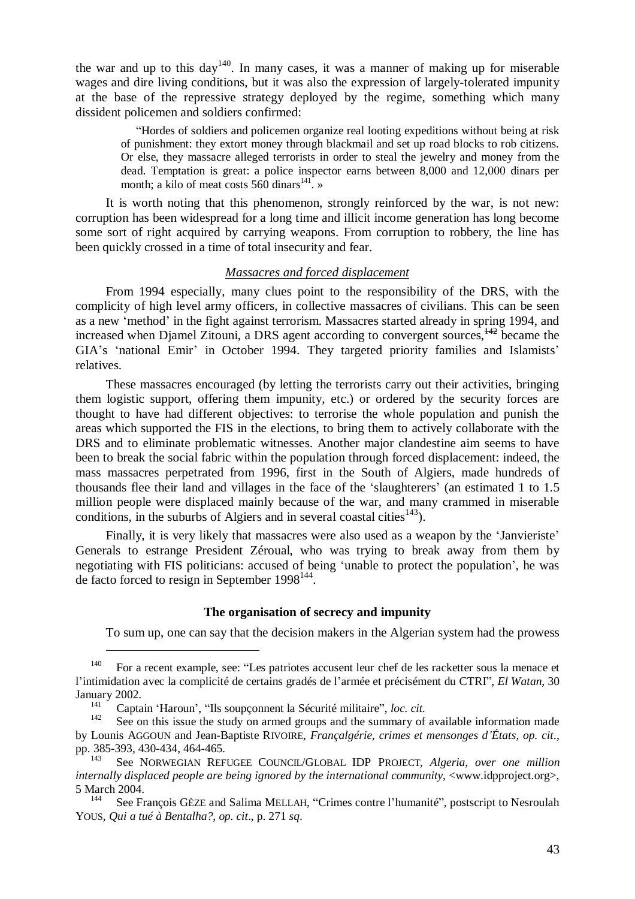the war and up to this day[140]. In many cases, it was a manner of making up for miserable wages and dire living conditions, but it was also the expression of largely-tolerated impunity at the base of the repressive strategy deployed by the regime, something which many dissident policemen and soldiers confirmed:

> "Hordes of soldiers and policemen organize real looting expeditions without being at risk of punishment: they extort money through blackmail and set up road blocks to rob citizens. Or else, they massacre alleged terrorists in order to steal the jewelry and money from the dead. Temptation is great: a police inspector earns between 8,000 and 12,000 dinars per month; a kilo of meat costs 560 dinars[141]. »

It is worth noting that this phenomenon, strongly reinforced by the war, is not new: corruption has been widespread for a long time and illicit income generation has long become some sort of right acquired by carrying weapons. From corruption to robbery, the line has been quickly crossed in a time of total insecurity and fear.

*Massacres and forced displacement*

From 1994 especially, many clues point to the responsibility of the DRS, with the complicity of high level army officers, in collective massacres of civilians. This can be seen as a new 'method' in the fight against terrorism. Massacres started already in spring 1994, and increased when Djamel Zitouni, a DRS agent according to convergent sources,[142] became the GIA's 'national Emir' in October 1994. They targeted priority families and Islamists' relatives.

These massacres encouraged (by letting the terrorists carry out their activities, bringing them logistic support, offering them impunity, etc.) or ordered by the security forces are thought to have had different objectives: to terrorise the whole population and punish the areas which supported the FIS in the elections, to bring them to actively collaborate with the DRS and to eliminate problematic witnesses. Another major clandestine aim seems to have been to break the social fabric within the population through forced displacement: indeed, the mass massacres perpetrated from 1996, first in the South of Algiers, made hundreds of thousands flee their land and villages in the face of the 'slaughterers' (an estimated 1 to 1.5 million people were displaced mainly because of the war, and many crammed in miserable conditions, in the suburbs of Algiers and in several coastal cities[143]).

Finally, it is very likely that massacres were also used as a weapon by the 'Janvieriste' Generals to estrange President Zéroual, who was trying to break away from them by negotiating with FIS politicians: accused of being 'unable to protect the population', he was de facto forced to resign in September 1998[144].

**The organisation of secrecy and impunity**

To sum up, one can say that the decision makers in the Algerian system had the prowess

---

[140] For a recent example, see: "Les patriotes accusent leur chef de les racketter sous la menace et l'intimidation avec la complicité de certains gradés de l'armée et précisément du CTRI", *El Watan*, 30 January 2002.

[141] Captain 'Haroun', "Ils soupçonnent la Sécurité militaire", *loc. cit.*

[142] See on this issue the study on armed groups and the summary of available information made by Lounis AGGOUN and Jean-Baptiste RIVOIRE, *Françalgérie, crimes et mensonges d'États*, *op. cit.*, pp. 385-393, 430-434, 464-465.

[143] See NORWEGIAN REFUGEE COUNCIL/GLOBAL IDP PROJECT, *Algeria, over one million internally displaced people are being ignored by the international community*, <www.idpproject.org>, 5 March 2004.

[144] See François GÈZE and Salima MELLAH, "Crimes contre l'humanité", postscript to Nesroulah YOUS, *Qui a tué à Bentalha?*, *op. cit*., p. 271 *sq*.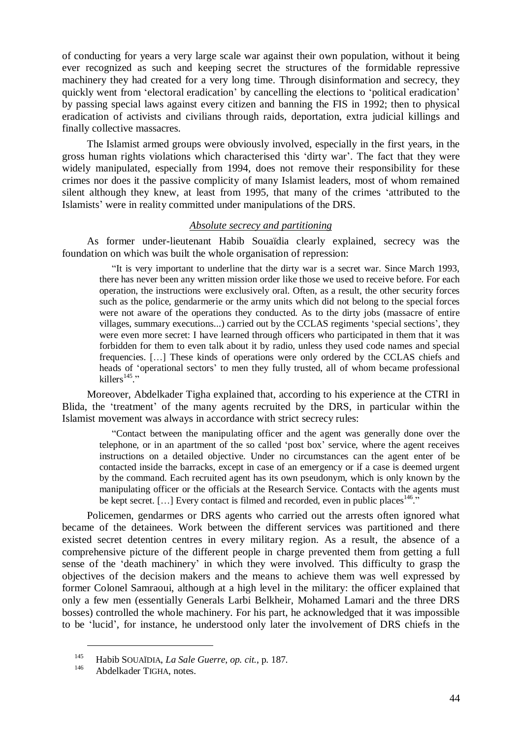of conducting for years a very large scale war against their own population, without it being ever recognized as such and keeping secret the structures of the formidable repressive machinery they had created for a very long time. Through disinformation and secrecy, they quickly went from 'electoral eradication' by cancelling the elections to 'political eradication' by passing special laws against every citizen and banning the FIS in 1992; then to physical eradication of activists and civilians through raids, deportation, extra judicial killings and finally collective massacres.

The Islamist armed groups were obviously involved, especially in the first years, in the gross human rights violations which characterised this 'dirty war'. The fact that they were widely manipulated, especially from 1994, does not remove their responsibility for these crimes nor does it the passive complicity of many Islamist leaders, most of whom remained silent although they knew, at least from 1995, that many of the crimes 'attributed to the Islamists' were in reality committed under manipulations of the DRS.

### *Absolute secrecy and partitioning*

As former under-lieutenant Habib Souaïdia clearly explained, secrecy was the foundation on which was built the whole organisation of repression:

> "It is very important to underline that the dirty war is a secret war. Since March 1993, there has never been any written mission order like those we used to receive before. For each operation, the instructions were exclusively oral. Often, as a result, the other security forces such as the police, gendarmerie or the army units which did not belong to the special forces were not aware of the operations they conducted. As to the dirty jobs (massacre of entire villages, summary executions...) carried out by the CCLAS regiments 'special sections', they were even more secret: I have learned through officers who participated in them that it was forbidden for them to even talk about it by radio, unless they used code names and special frequencies. […] These kinds of operations were only ordered by the CCLAS chiefs and heads of 'operational sectors' to men they fully trusted, all of whom became professional killers[145]."

Moreover, Abdelkader Tigha explained that, according to his experience at the CTRI in Blida, the 'treatment' of the many agents recruited by the DRS, in particular within the Islamist movement was always in accordance with strict secrecy rules:

> "Contact between the manipulating officer and the agent was generally done over the telephone, or in an apartment of the so called 'post box' service, where the agent receives instructions on a detailed objective. Under no circumstances can the agent enter of be contacted inside the barracks, except in case of an emergency or if a case is deemed urgent by the command. Each recruited agent has its own pseudonym, which is only known by the manipulating officer or the officials at the Research Service. Contacts with the agents must be kept secret. […] Every contact is filmed and recorded, even in public places[146]."

Policemen, gendarmes or DRS agents who carried out the arrests often ignored what became of the detainees. Work between the different services was partitioned and there existed secret detention centres in every military region. As a result, the absence of a comprehensive picture of the different people in charge prevented them from getting a full sense of the 'death machinery' in which they were involved. This difficulty to grasp the objectives of the decision makers and the means to achieve them was well expressed by former Colonel Samraoui, although at a high level in the military: the officer explained that only a few men (essentially Generals Larbi Belkheir, Mohamed Lamari and the three DRS bosses) controlled the whole machinery. For his part, he acknowledged that it was impossible to be 'lucid', for instance, he understood only later the involvement of DRS chiefs in the

---

[145] Habib SOUAÏDIA, *La Sale Guerre*, *op. cit.*, p. 187.

[146] Abdelkader TIGHA, notes.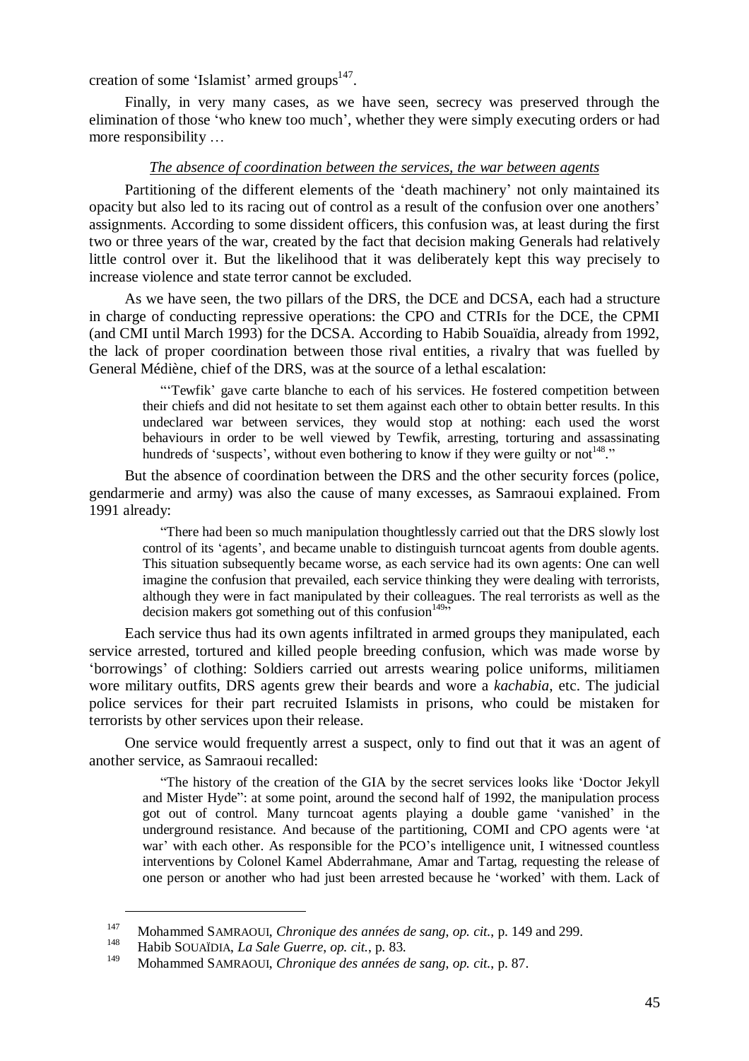creation of some 'Islamist' armed groups[147].

Finally, in very many cases, as we have seen, secrecy was preserved through the elimination of those 'who knew too much', whether they were simply executing orders or had more responsibility …

*The absence of coordination between the services, the war between agents*

Partitioning of the different elements of the 'death machinery' not only maintained its opacity but also led to its racing out of control as a result of the confusion over one anothers' assignments. According to some dissident officers, this confusion was, at least during the first two or three years of the war, created by the fact that decision making Generals had relatively little control over it. But the likelihood that it was deliberately kept this way precisely to increase violence and state terror cannot be excluded.

As we have seen, the two pillars of the DRS, the DCE and DCSA, each had a structure in charge of conducting repressive operations: the CPO and CTRIs for the DCE, the CPMI (and CMI until March 1993) for the DCSA. According to Habib Souaïdia, already from 1992, the lack of proper coordination between those rival entities, a rivalry that was fuelled by General Médiène, chief of the DRS, was at the source of a lethal escalation:

> "'Tewfik' gave carte blanche to each of his services. He fostered competition between their chiefs and did not hesitate to set them against each other to obtain better results. In this undeclared war between services, they would stop at nothing: each used the worst behaviours in order to be well viewed by Tewfik, arresting, torturing and assassinating hundreds of 'suspects', without even bothering to know if they were guilty or not[148]."

But the absence of coordination between the DRS and the other security forces (police, gendarmerie and army) was also the cause of many excesses, as Samraoui explained. From 1991 already:

> "There had been so much manipulation thoughtlessly carried out that the DRS slowly lost control of its 'agents', and became unable to distinguish turncoat agents from double agents. This situation subsequently became worse, as each service had its own agents: One can well imagine the confusion that prevailed, each service thinking they were dealing with terrorists, although they were in fact manipulated by their colleagues. The real terrorists as well as the decision makers got something out of this confusion[149]"

Each service thus had its own agents infiltrated in armed groups they manipulated, each service arrested, tortured and killed people breeding confusion, which was made worse by 'borrowings' of clothing: Soldiers carried out arrests wearing police uniforms, militiamen wore military outfits, DRS agents grew their beards and wore a *kachabia*, etc. The judicial police services for their part recruited Islamists in prisons, who could be mistaken for terrorists by other services upon their release.

One service would frequently arrest a suspect, only to find out that it was an agent of another service, as Samraoui recalled:

> "The history of the creation of the GIA by the secret services looks like 'Doctor Jekyll and Mister Hyde": at some point, around the second half of 1992, the manipulation process got out of control. Many turncoat agents playing a double game 'vanished' in the underground resistance. And because of the partitioning, COMI and CPO agents were 'at war' with each other. As responsible for the PCO's intelligence unit, I witnessed countless interventions by Colonel Kamel Abderrahmane, Amar and Tartag, requesting the release of one person or another who had just been arrested because he 'worked' with them. Lack of

---

[147] Mohammed SAMRAOUI, *Chronique des années de sang*, *op. cit.*, p. 149 and 299.

[148] Habib SOUAÏDIA, *La Sale Guerre*, *op. cit.*, p. 83.

[149] Mohammed SAMRAOUI, *Chronique des années de sang*, *op. cit.*, p. 87.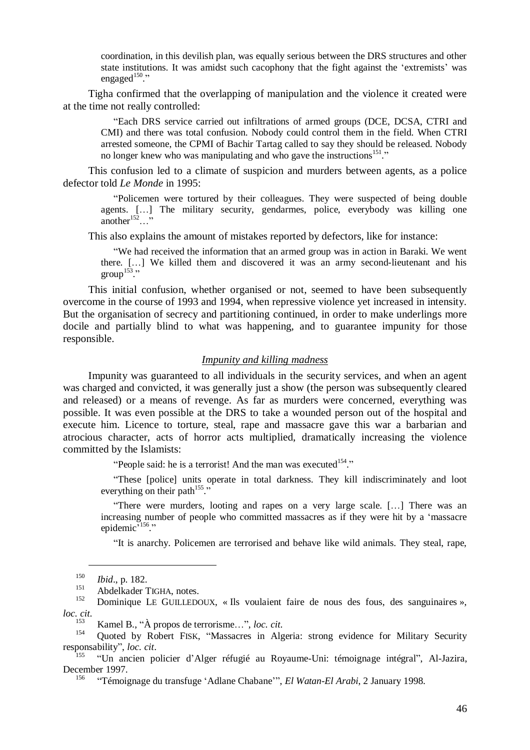coordination, in this devilish plan, was equally serious between the DRS structures and other state institutions. It was amidst such cacophony that the fight against the 'extremists' was engaged[150]."

Tigha confirmed that the overlapping of manipulation and the violence it created were at the time not really controlled:

> "Each DRS service carried out infiltrations of armed groups (DCE, DCSA, CTRI and CMI) and there was total confusion. Nobody could control them in the field. When CTRI arrested someone, the CPMI of Bachir Tartag called to say they should be released. Nobody no longer knew who was manipulating and who gave the instructions[151]."

This confusion led to a climate of suspicion and murders between agents, as a police defector told *Le Monde* in 1995:

> "Policemen were tortured by their colleagues. They were suspected of being double agents. […] The military security, gendarmes, police, everybody was killing one another[152]…"

This also explains the amount of mistakes reported by defectors, like for instance:

> "We had received the information that an armed group was in action in Baraki. We went there. […] We killed them and discovered it was an army second-lieutenant and his group[153]."

This initial confusion, whether organised or not, seemed to have been subsequently overcome in the course of 1993 and 1994, when repressive violence yet increased in intensity. But the organisation of secrecy and partitioning continued, in order to make underlings more docile and partially blind to what was happening, and to guarantee impunity for those responsible.

### *Impunity and killing madness*

Impunity was guaranteed to all individuals in the security services, and when an agent was charged and convicted, it was generally just a show (the person was subsequently cleared and released) or a means of revenge. As far as murders were concerned, everything was possible. It was even possible at the DRS to take a wounded person out of the hospital and execute him. Licence to torture, steal, rape and massacre gave this war a barbarian and atrocious character, acts of horror acts multiplied, dramatically increasing the violence committed by the Islamists:

> "People said: he is a terrorist! And the man was executed[154]."
>
> "These [police] units operate in total darkness. They kill indiscriminately and loot everything on their path[155]."
>
> "There were murders, looting and rapes on a very large scale. […] There was an increasing number of people who committed massacres as if they were hit by a 'massacre epidemic'[156]."
>
> "It is anarchy. Policemen are terrorised and behave like wild animals. They steal, rape,

---

[150] *Ibid*., p. 182.

[151] Abdelkader TIGHA, notes.

[152] Dominique LE GUILLEDOUX, « Ils voulaient faire de nous des fous, des sanguinaires », *loc. cit*.

[153] Kamel B., "À propos de terrorisme…", *loc. cit*.

[154] Quoted by Robert FISK, "Massacres in Algeria: strong evidence for Military Security responsability", *loc. cit*.

[155] "Un ancien policier d'Alger réfugié au Royaume-Uni: témoignage intégral", Al-Jazira, December 1997.

[156] "Témoignage du transfuge 'Adlane Chabane'", *El Watan-El Arabi*, 2 January 1998.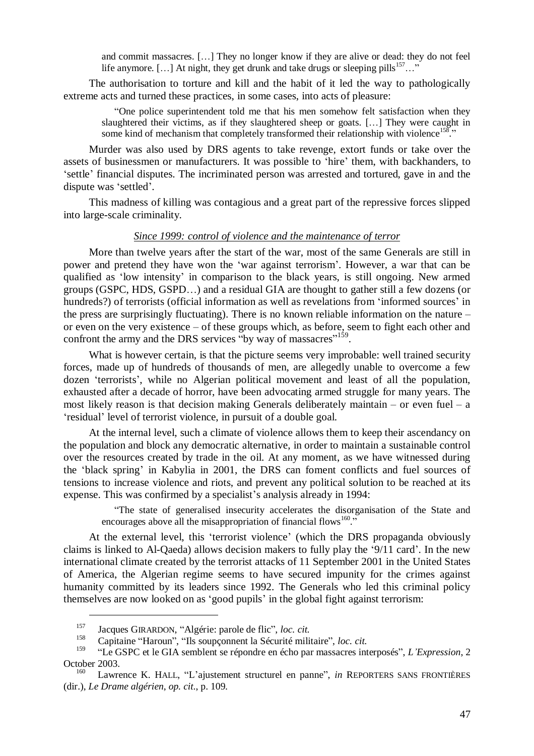> and commit massacres. […] They no longer know if they are alive or dead: they do not feel life anymore. […] At night, they get drunk and take drugs or sleeping pills[157]…"

The authorisation to torture and kill and the habit of it led the way to pathologically extreme acts and turned these practices, in some cases, into acts of pleasure:

> "One police superintendent told me that his men somehow felt satisfaction when they slaughtered their victims, as if they slaughtered sheep or goats. […] They were caught in some kind of mechanism that completely transformed their relationship with violence[158]."

Murder was also used by DRS agents to take revenge, extort funds or take over the assets of businessmen or manufacturers. It was possible to 'hire' them, with backhanders, to 'settle' financial disputes. The incriminated person was arrested and tortured, gave in and the dispute was 'settled'.

This madness of killing was contagious and a great part of the repressive forces slipped into large-scale criminality.

<u>*Since 1999: control of violence and the maintenance of terror*</u>

More than twelve years after the start of the war, most of the same Generals are still in power and pretend they have won the 'war against terrorism'. However, a war that can be qualified as 'low intensity' in comparison to the black years, is still ongoing. New armed groups (GSPC, HDS, GSPD…) and a residual GIA are thought to gather still a few dozens (or hundreds?) of terrorists (official information as well as revelations from 'informed sources' in the press are surprisingly fluctuating). There is no known reliable information on the nature – or even on the very existence – of these groups which, as before, seem to fight each other and confront the army and the DRS services "by way of massacres"[159].

What is however certain, is that the picture seems very improbable: well trained security forces, made up of hundreds of thousands of men, are allegedly unable to overcome a few dozen 'terrorists', while no Algerian political movement and least of all the population, exhausted after a decade of horror, have been advocating armed struggle for many years. The most likely reason is that decision making Generals deliberately maintain – or even fuel – a 'residual' level of terrorist violence, in pursuit of a double goal.

At the internal level, such a climate of violence allows them to keep their ascendancy on the population and block any democratic alternative, in order to maintain a sustainable control over the resources created by trade in the oil. At any moment, as we have witnessed during the 'black spring' in Kabylia in 2001, the DRS can foment conflicts and fuel sources of tensions to increase violence and riots, and prevent any political solution to be reached at its expense. This was confirmed by a specialist's analysis already in 1994:

> "The state of generalised insecurity accelerates the disorganisation of the State and encourages above all the misappropriation of financial flows[160]."

At the external level, this 'terrorist violence' (which the DRS propaganda obviously claims is linked to Al-Qaeda) allows decision makers to fully play the '9/11 card'. In the new international climate created by the terrorist attacks of 11 September 2001 in the United States of America, the Algerian regime seems to have secured impunity for the crimes against humanity committed by its leaders since 1992. The Generals who led this criminal policy themselves are now looked on as 'good pupils' in the global fight against terrorism:

---

[157] Jacques GIRARDON, "Algérie: parole de flic", *loc. cit.*

[158] Capitaine "Haroun", "Ils soupçonnent la Sécurité militaire", *loc. cit.*

[159] "Le GSPC et le GIA semblent se répondre en écho par massacres interposés", *L'Expression*, 2 October 2003.

[160] Lawrence K. HALL, "L'ajustement structurel en panne", *in* REPORTERS SANS FRONTIÈRES (dir.), *Le Drame algérien*, *op. cit.*, p. 109.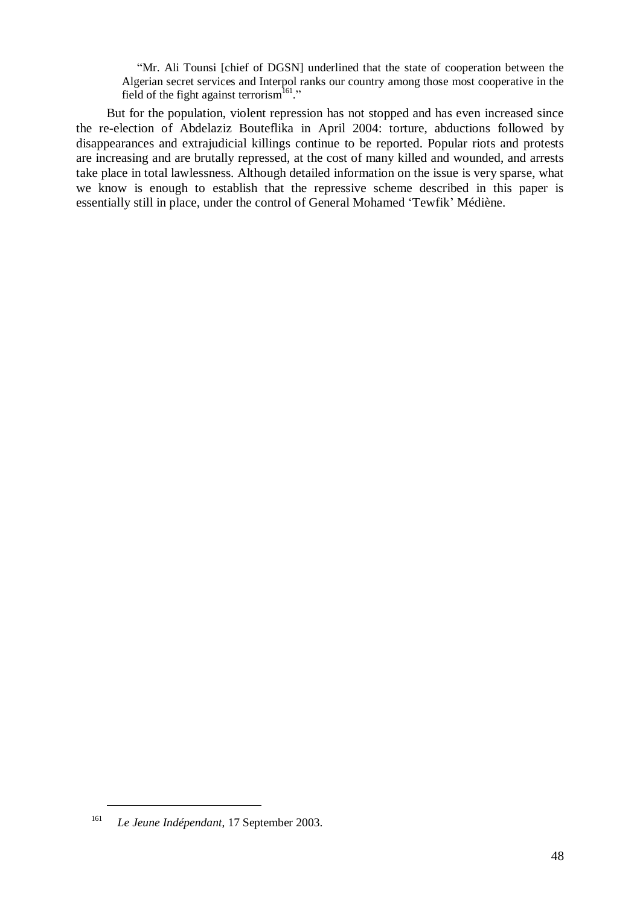> "Mr. Ali Tounsi [chief of DGSN] underlined that the state of cooperation between the Algerian secret services and Interpol ranks our country among those most cooperative in the field of the fight against terrorism[161]."

But for the population, violent repression has not stopped and has even increased since the re-election of Abdelaziz Bouteflika in April 2004: torture, abductions followed by disappearances and extrajudicial killings continue to be reported. Popular riots and protests are increasing and are brutally repressed, at the cost of many killed and wounded, and arrests take place in total lawlessness. Although detailed information on the issue is very sparse, what we know is enough to establish that the repressive scheme described in this paper is essentially still in place, under the control of General Mohamed 'Tewfik' Médiène.

---

[161] *Le Jeune Indépendant*, 17 September 2003.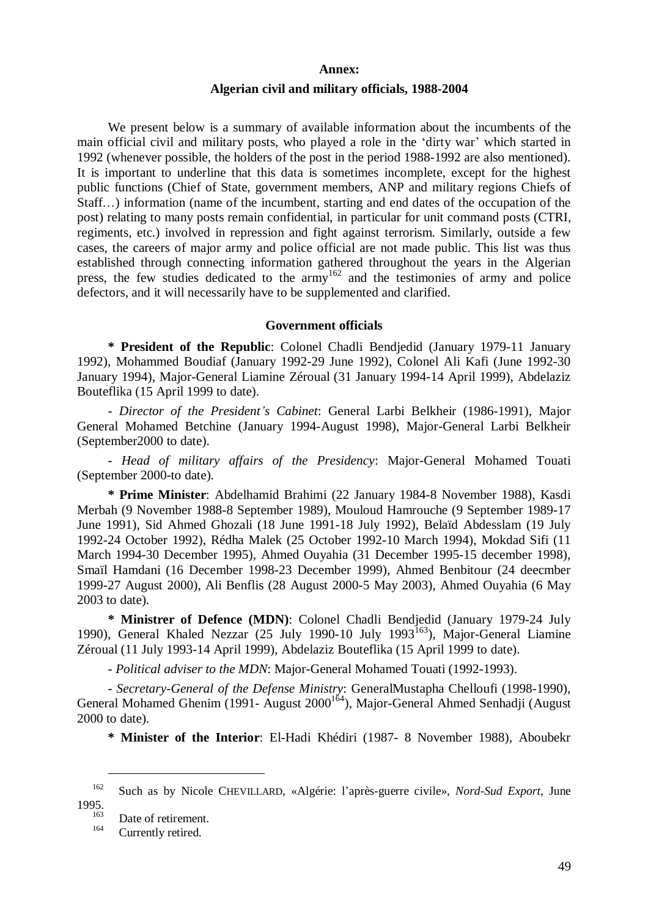**Annex:**

**Algerian civil and military officials, 1988-2004**

We present below is a summary of available information about the incumbents of the main official civil and military posts, who played a role in the 'dirty war' which started in 1992 (whenever possible, the holders of the post in the period 1988-1992 are also mentioned). It is important to underline that this data is sometimes incomplete, except for the highest public functions (Chief of State, government members, ANP and military regions Chiefs of Staff…) information (name of the incumbent, starting and end dates of the occupation of the post) relating to many posts remain confidential, in particular for unit command posts (CTRI, regiments, etc.) involved in repression and fight against terrorism. Similarly, outside a few cases, the careers of major army and police official are not made public. This list was thus established through connecting information gathered throughout the years in the Algerian press, the few studies dedicated to the army[162] and the testimonies of army and police defectors, and it will necessarily have to be supplemented and clarified.

**Government officials**

**\* President of the Republic**: Colonel Chadli Bendjedid (January 1979-11 January 1992), Mohammed Boudiaf (January 1992-29 June 1992), Colonel Ali Kafi (June 1992-30 January 1994), Major-General Liamine Zéroual (31 January 1994-14 April 1999), Abdelaziz Bouteflika (15 April 1999 to date).

- *Director of the President's Cabinet*: General Larbi Belkheir (1986-1991), Major General Mohamed Betchine (January 1994-August 1998), Major-General Larbi Belkheir (September2000 to date).

- *Head of military affairs of the Presidency*: Major-General Mohamed Touati (September 2000-to date).

**\* Prime Minister**: Abdelhamid Brahimi (22 January 1984-8 November 1988), Kasdi Merbah (9 November 1988-8 September 1989), Mouloud Hamrouche (9 September 1989-17 June 1991), Sid Ahmed Ghozali (18 June 1991-18 July 1992), Belaïd Abdesslam (19 July 1992-24 October 1992), Rédha Malek (25 October 1992-10 March 1994), Mokdad Sifi (11 March 1994-30 December 1995), Ahmed Ouyahia (31 December 1995-15 december 1998), Smaïl Hamdani (16 December 1998-23 December 1999), Ahmed Benbitour (24 deecmber 1999-27 August 2000), Ali Benflis (28 August 2000-5 May 2003), Ahmed Ouyahia (6 May 2003 to date).

**\* Ministrer of Defence (MDN)**: Colonel Chadli Bendjedid (January 1979-24 July 1990), General Khaled Nezzar (25 July 1990-10 July 1993[163]), Major-General Liamine Zéroual (11 July 1993-14 April 1999), Abdelaziz Bouteflika (15 April 1999 to date).

- *Political adviser to the MDN*: Major-General Mohamed Touati (1992-1993).

- *Secretary-General of the Defense Ministry*: GeneralMustapha Chelloufi (1998-1990), General Mohamed Ghenim (1991- August 2000[164]), Major-General Ahmed Senhadji (August 2000 to date).

**\* Minister of the Interior**: El-Hadi Khédiri (1987- 8 November 1988), Aboubekr

---

[162] Such as by Nicole CHEVILLARD, «Algérie: l'après-guerre civile», *Nord-Sud Export*, June 1995.

[163] Date of retirement.

[164] Currently retired.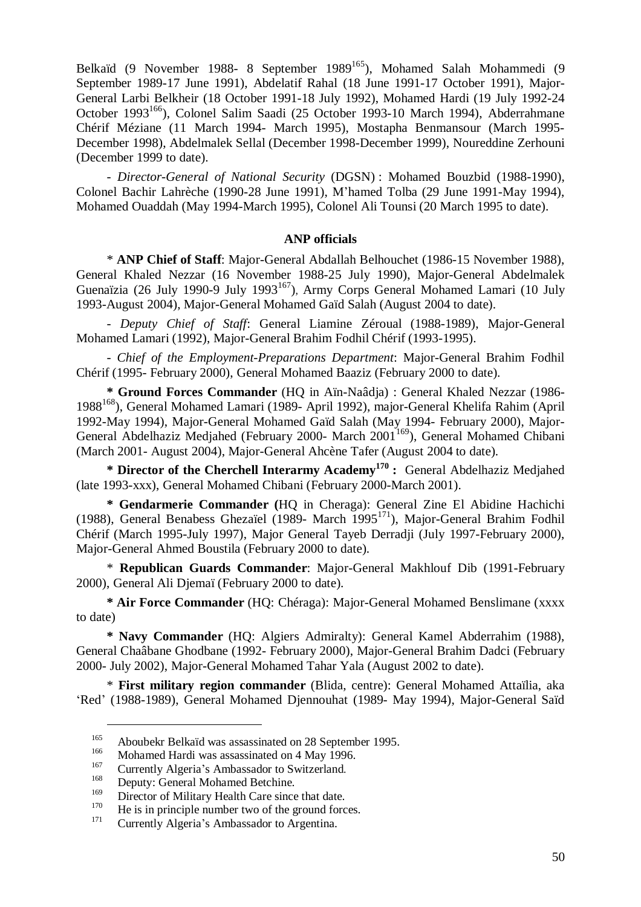Belkaïd (9 November 1988- 8 September 1989[165]), Mohamed Salah Mohammedi (9 September 1989-17 June 1991), Abdelatif Rahal (18 June 1991-17 October 1991), Major-General Larbi Belkheir (18 October 1991-18 July 1992), Mohamed Hardi (19 July 1992-24 October 1993[166]), Colonel Salim Saadi (25 October 1993-10 March 1994), Abderrahmane Chérif Méziane (11 March 1994- March 1995), Mostapha Benmansour (March 1995-December 1998), Abdelmalek Sellal (December 1998-December 1999), Noureddine Zerhouni (December 1999 to date).

- *Director-General of National Security* (DGSN) : Mohamed Bouzbid (1988-1990), Colonel Bachir Lahrèche (1990-28 June 1991), M'hamed Tolba (29 June 1991-May 1994), Mohamed Ouaddah (May 1994-March 1995), Colonel Ali Tounsi (20 March 1995 to date).

**ANP officials**

* **ANP Chief of Staff**: Major-General Abdallah Belhouchet (1986-15 November 1988), General Khaled Nezzar (16 November 1988-25 July 1990), Major-General Abdelmalek Guenaïzia (26 July 1990-9 July 1993[167]), Army Corps General Mohamed Lamari (10 July 1993-August 2004), Major-General Mohamed Gaïd Salah (August 2004 to date).

- *Deputy Chief of Staff*: General Liamine Zéroual (1988-1989), Major-General Mohamed Lamari (1992), Major-General Brahim Fodhil Chérif (1993-1995).

- *Chief of the Employment-Preparations Department*: Major-General Brahim Fodhil Chérif (1995- February 2000), General Mohamed Baaziz (February 2000 to date).

**\* Ground Forces Commander** (HQ in Aïn-Naâdja) : General Khaled Nezzar (1986-1988[168]), General Mohamed Lamari (1989- April 1992), major-General Khelifa Rahim (April 1992-May 1994), Major-General Mohamed Gaïd Salah (May 1994- February 2000), Major-General Abdelhaziz Medjahed (February 2000- March 2001[169]), General Mohamed Chibani (March 2001- August 2004), Major-General Ahcène Tafer (August 2004 to date).

**\* Director of the Cherchell Interarmy Academy[170] :** General Abdelhaziz Medjahed (late 1993-xxx), General Mohamed Chibani (February 2000-March 2001).

**\* Gendarmerie Commander (**HQ in Cheraga): General Zine El Abidine Hachichi (1988), General Benabess Ghezaïel (1989- March 1995[171]), Major-General Brahim Fodhil Chérif (March 1995-July 1997), Major General Tayeb Derradji (July 1997-February 2000), Major-General Ahmed Boustila (February 2000 to date).

* **Republican Guards Commander**: Major-General Makhlouf Dib (1991-February 2000), General Ali Djemaï (February 2000 to date).

**\* Air Force Commander** (HQ: Chéraga): Major-General Mohamed Benslimane (xxxx to date)

**\* Navy Commander** (HQ: Algiers Admiralty): General Kamel Abderrahim (1988), General Chaâbane Ghodbane (1992- February 2000), Major-General Brahim Dadci (February 2000- July 2002), Major-General Mohamed Tahar Yala (August 2002 to date).

* **First military region commander** (Blida, centre): General Mohamed Attaïlia, aka 'Red' (1988-1989), General Mohamed Djennouhat (1989- May 1994), Major-General Saïd

---

[165] Aboubekr Belkaïd was assassinated on 28 September 1995.

[166] Mohamed Hardi was assassinated on 4 May 1996.

[167] Currently Algeria's Ambassador to Switzerland.

[168] Deputy: General Mohamed Betchine.

[169] Director of Military Health Care since that date.

[170] He is in principle number two of the ground forces.

[171] Currently Algeria's Ambassador to Argentina.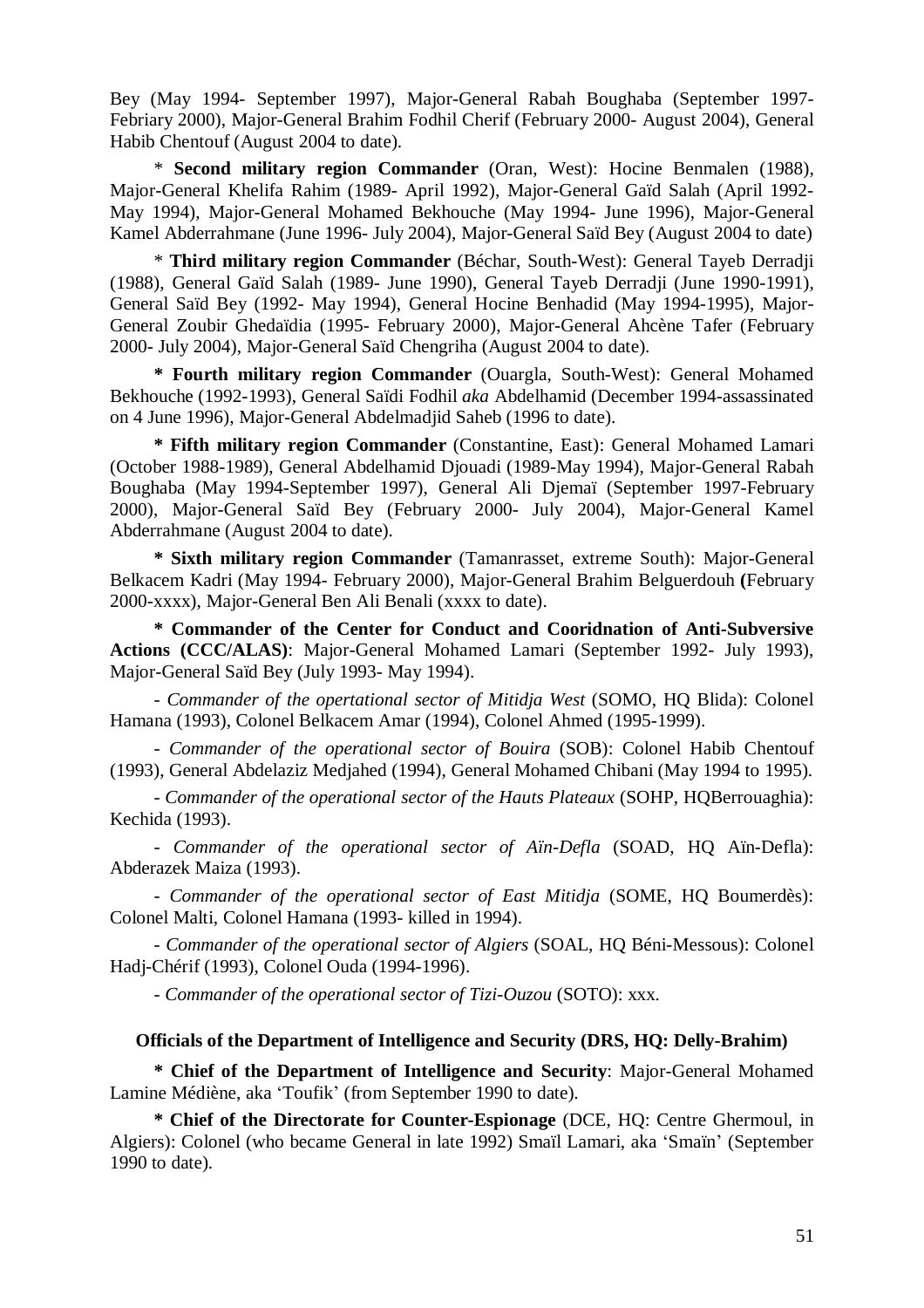Bey (May 1994- September 1997), Major-General Rabah Boughaba (September 1997- Febriary 2000), Major-General Brahim Fodhil Cherif (February 2000- August 2004), General Habib Chentouf (August 2004 to date).

\* **Second military region Commander** (Oran, West): Hocine Benmalen (1988), Major-General Khelifa Rahim (1989- April 1992), Major-General Gaïd Salah (April 1992- May 1994), Major-General Mohamed Bekhouche (May 1994- June 1996), Major-General Kamel Abderrahmane (June 1996- July 2004), Major-General Saïd Bey (August 2004 to date)

\* **Third military region Commander** (Béchar, South-West): General Tayeb Derradji (1988), General Gaïd Salah (1989- June 1990), General Tayeb Derradji (June 1990-1991), General Saïd Bey (1992- May 1994), General Hocine Benhadid (May 1994-1995), Major-General Zoubir Ghedaïdia (1995- February 2000), Major-General Ahcène Tafer (February 2000- July 2004), Major-General Saïd Chengriha (August 2004 to date).

**\* Fourth military region Commander** (Ouargla, South-West): General Mohamed Bekhouche (1992-1993), General Saïdi Fodhil *aka* Abdelhamid (December 1994-assassinated on 4 June 1996), Major-General Abdelmadjid Saheb (1996 to date).

**\* Fifth military region Commander** (Constantine, East): General Mohamed Lamari (October 1988-1989), General Abdelhamid Djouadi (1989-May 1994), Major-General Rabah Boughaba (May 1994-September 1997), General Ali Djemaï (September 1997-February 2000), Major-General Saïd Bey (February 2000- July 2004), Major-General Kamel Abderrahmane (August 2004 to date).

**\* Sixth military region Commander** (Tamanrasset, extreme South): Major-General Belkacem Kadri (May 1994- February 2000), Major-General Brahim Belguerdouh **(**February 2000-xxxx), Major-General Ben Ali Benali (xxxx to date).

**\* Commander of the Center for Conduct and Cooridnation of Anti-Subversive Actions (CCC/ALAS)**: Major-General Mohamed Lamari (September 1992- July 1993), Major-General Saïd Bey (July 1993- May 1994).

- *Commander of the opertational sector of Mitidja West* (SOMO, HQ Blida): Colonel Hamana (1993), Colonel Belkacem Amar (1994), Colonel Ahmed (1995-1999).

- *Commander of the operational sector of Bouira* (SOB): Colonel Habib Chentouf (1993), General Abdelaziz Medjahed (1994), General Mohamed Chibani (May 1994 to 1995).

- *Commander of the operational sector of the Hauts Plateaux* (SOHP, HQBerrouaghia): Kechida (1993).

- *Commander of the operational sector of Aïn-Defla* (SOAD, HQ Aïn-Defla): Abderazek Maiza (1993).

- *Commander of the operational sector of East Mitidja* (SOME, HQ Boumerdès): Colonel Malti, Colonel Hamana (1993- killed in 1994).

- *Commander of the operational sector of Algiers* (SOAL, HQ Béni-Messous): Colonel Hadj-Chérif (1993), Colonel Ouda (1994-1996).

- *Commander of the operational sector of Tizi-Ouzou* (SOTO): xxx.

**Officials of the Department of Intelligence and Security (DRS, HQ: Delly-Brahim)**

**\* Chief of the Department of Intelligence and Security**: Major-General Mohamed Lamine Médiène, aka 'Toufik' (from September 1990 to date).

**\* Chief of the Directorate for Counter-Espionage** (DCE, HQ: Centre Ghermoul, in Algiers): Colonel (who became General in late 1992) Smaïl Lamari, aka 'Smaïn' (September 1990 to date).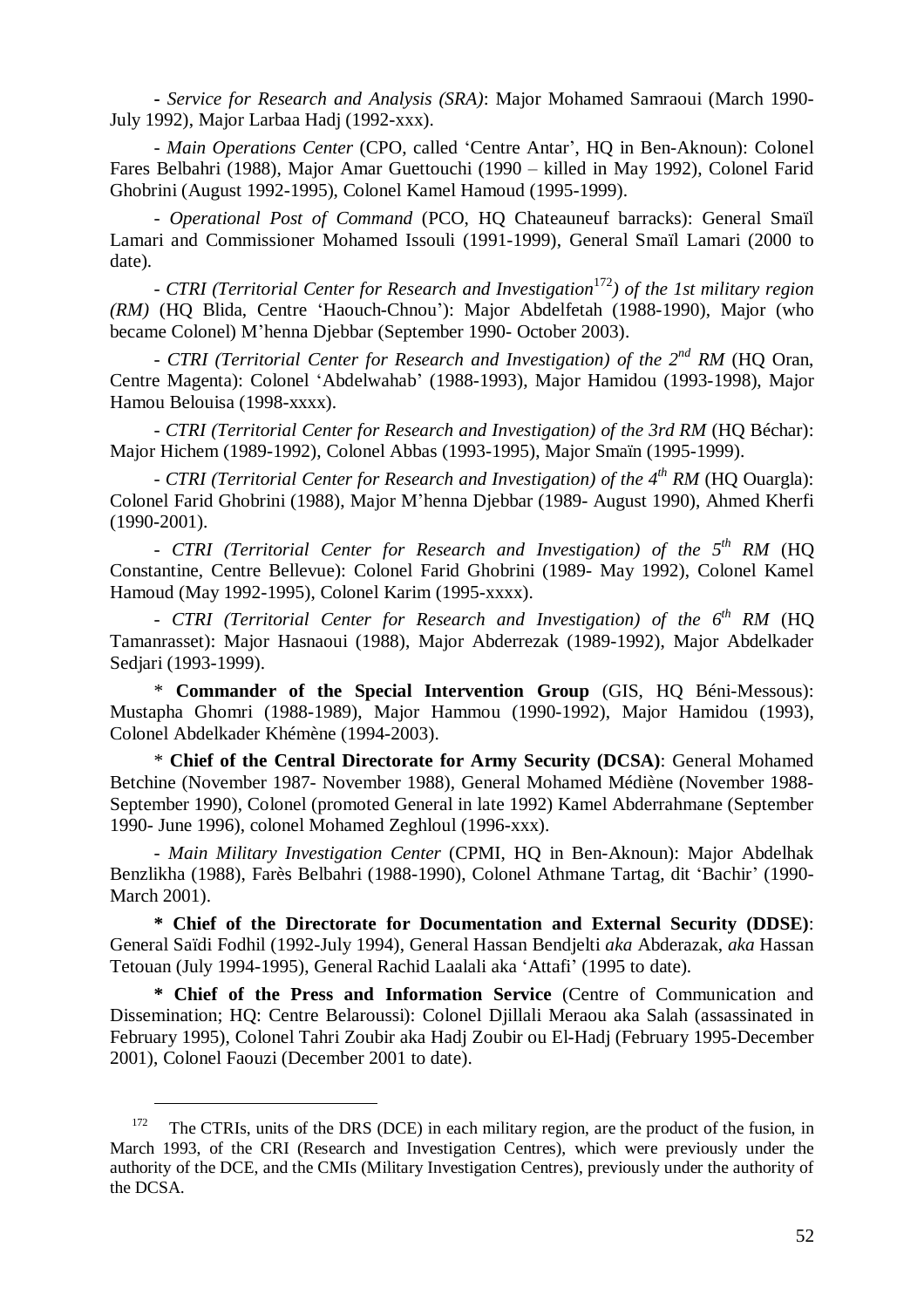- *Service for Research and Analysis (SRA)*: Major Mohamed Samraoui (March 1990-July 1992), Major Larbaa Hadj (1992-xxx).

- *Main Operations Center* (CPO, called 'Centre Antar', HQ in Ben-Aknoun): Colonel Fares Belbahri (1988), Major Amar Guettouchi (1990 – killed in May 1992), Colonel Farid Ghobrini (August 1992-1995), Colonel Kamel Hamoud (1995-1999).

- *Operational Post of Command* (PCO, HQ Chateauneuf barracks): General Smaïl Lamari and Commissioner Mohamed Issouli (1991-1999), General Smaïl Lamari (2000 to date).

- *CTRI (Territorial Center for Research and Investigation*[172]*) of the 1st military region (RM)* (HQ Blida, Centre 'Haouch-Chnou'): Major Abdelfetah (1988-1990), Major (who became Colonel) M'henna Djebbar (September 1990- October 2003).

- *CTRI (Territorial Center for Research and Investigation) of the 2nd RM* (HQ Oran, Centre Magenta): Colonel 'Abdelwahab' (1988-1993), Major Hamidou (1993-1998), Major Hamou Belouisa (1998-xxxx).

- *CTRI (Territorial Center for Research and Investigation) of the 3rd RM* (HQ Béchar): Major Hichem (1989-1992), Colonel Abbas (1993-1995), Major Smaïn (1995-1999).

- *CTRI (Territorial Center for Research and Investigation) of the 4th RM* (HQ Ouargla): Colonel Farid Ghobrini (1988), Major M'henna Djebbar (1989- August 1990), Ahmed Kherfi (1990-2001).

- *CTRI (Territorial Center for Research and Investigation) of the 5th RM* (HQ Constantine, Centre Bellevue): Colonel Farid Ghobrini (1989- May 1992), Colonel Kamel Hamoud (May 1992-1995), Colonel Karim (1995-xxxx).

- *CTRI (Territorial Center for Research and Investigation) of the 6th RM* (HQ Tamanrasset): Major Hasnaoui (1988), Major Abderrezak (1989-1992), Major Abdelkader Sedjari (1993-1999).

\* **Commander of the Special Intervention Group** (GIS, HQ Béni-Messous): Mustapha Ghomri (1988-1989), Major Hammou (1990-1992), Major Hamidou (1993), Colonel Abdelkader Khémène (1994-2003).

\* **Chief of the Central Directorate for Army Security (DCSA)**: General Mohamed Betchine (November 1987- November 1988), General Mohamed Médiène (November 1988-September 1990), Colonel (promoted General in late 1992) Kamel Abderrahmane (September 1990- June 1996), colonel Mohamed Zeghloul (1996-xxx).

- *Main Military Investigation Center* (CPMI, HQ in Ben-Aknoun): Major Abdelhak Benzlikha (1988), Farès Belbahri (1988-1990), Colonel Athmane Tartag, dit 'Bachir' (1990-March 2001).

**\* Chief of the Directorate for Documentation and External Security (DDSE)**: General Saïdi Fodhil (1992-July 1994), General Hassan Bendjelti *aka* Abderazak, *aka* Hassan Tetouan (July 1994-1995), General Rachid Laalali aka 'Attafi' (1995 to date).

**\* Chief of the Press and Information Service** (Centre of Communication and Dissemination; HQ: Centre Belaroussi): Colonel Djillali Meraou aka Salah (assassinated in February 1995), Colonel Tahri Zoubir aka Hadj Zoubir ou El-Hadj (February 1995-December 2001), Colonel Faouzi (December 2001 to date).

---

[172] The CTRIs, units of the DRS (DCE) in each military region, are the product of the fusion, in March 1993, of the CRI (Research and Investigation Centres), which were previously under the authority of the DCE, and the CMIs (Military Investigation Centres), previously under the authority of the DCSA.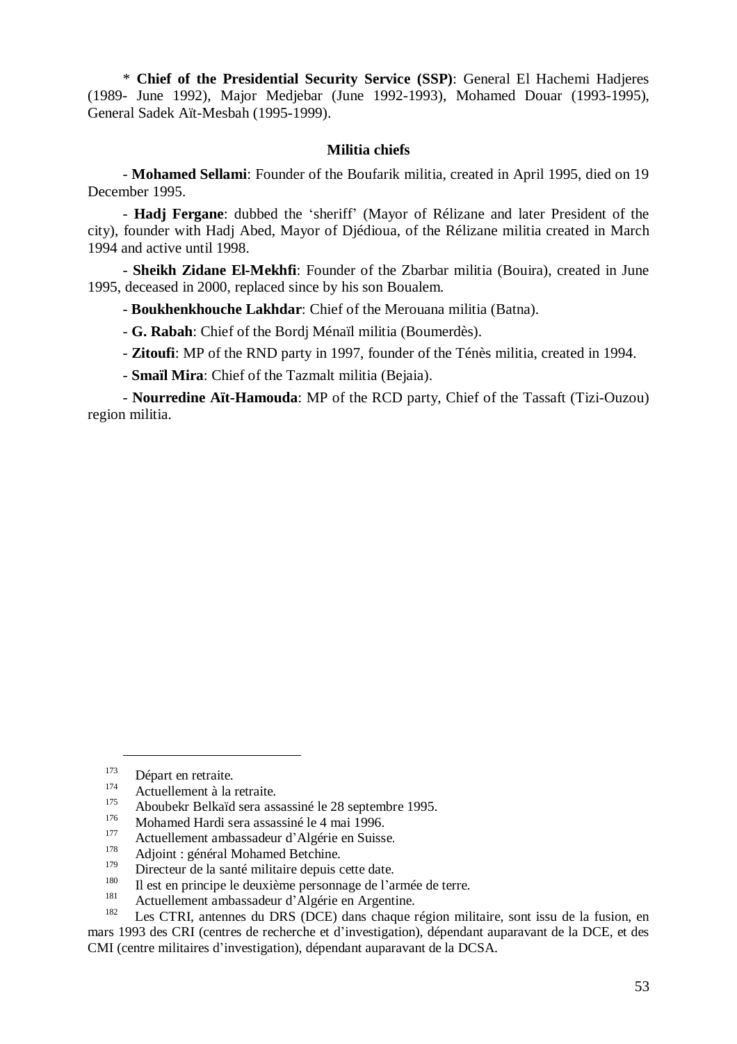\* **Chief of the Presidential Security Service (SSP)**: General El Hachemi Hadjeres (1989- June 1992), Major Medjebar (June 1992-1993), Mohamed Douar (1993-1995), General Sadek Aït-Mesbah (1995-1999).

### Militia chiefs

- **Mohamed Sellami**: Founder of the Boufarik militia, created in April 1995, died on 19 December 1995.

- **Hadj Fergane**: dubbed the 'sheriff' (Mayor of Rélizane and later President of the city), founder with Hadj Abed, Mayor of Djédioua, of the Rélizane militia created in March 1994 and active until 1998.

- **Sheikh Zidane El-Mekhfi**: Founder of the Zbarbar militia (Bouira), created in June 1995, deceased in 2000, replaced since by his son Boualem.

- **Boukhenkhouche Lakhdar**: Chief of the Merouana militia (Batna).

- **G. Rabah**: Chief of the Bordj Ménaïl militia (Boumerdès).

- **Zitoufi**: MP of the RND party in 1997, founder of the Ténès militia, created in 1994.

- **Smaïl Mira**: Chief of the Tazmalt militia (Bejaia).

- **Nourredine Aït-Hamouda**: MP of the RCD party, Chief of the Tassaft (Tizi-Ouzou) region militia.

---

[173] Départ en retraite.

[174] Actuellement à la retraite.

[175] Aboubekr Belkaïd sera assassiné le 28 septembre 1995.

[176] Mohamed Hardi sera assassiné le 4 mai 1996.

[177] Actuellement ambassadeur d'Algérie en Suisse.

[178] Adjoint : général Mohamed Betchine.

[179] Directeur de la santé militaire depuis cette date.

[180] Il est en principe le deuxième personnage de l'armée de terre.

[181] Actuellement ambassadeur d'Algérie en Argentine.

[182] Les CTRI, antennes du DRS (DCE) dans chaque région militaire, sont issu de la fusion, en mars 1993 des CRI (centres de recherche et d'investigation), dépendant auparavant de la DCE, et des CMI (centre militaires d'investigation), dépendant auparavant de la DCSA.